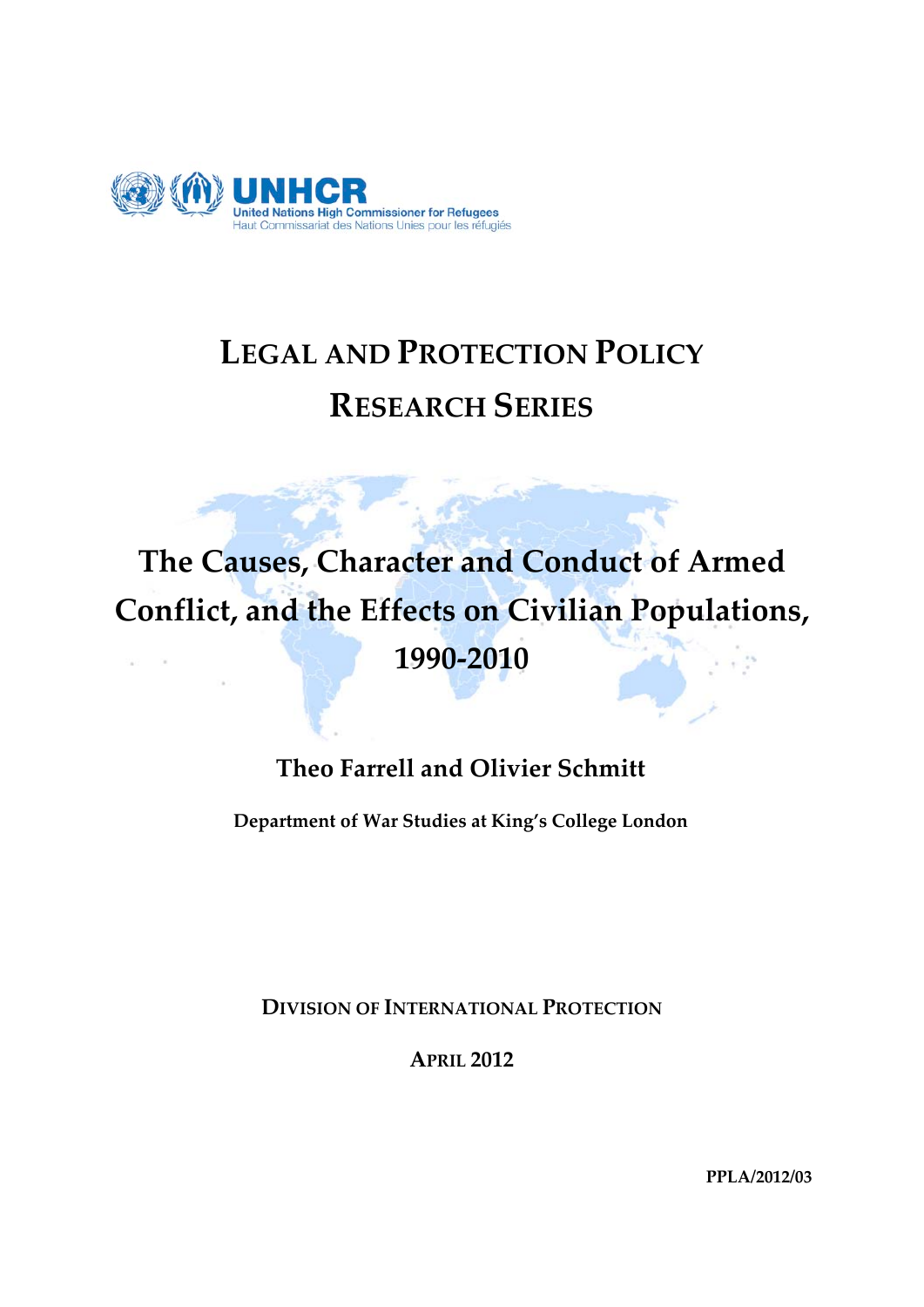UNHCR
United Nations High Commissioner for Refugees
Haut Commissariat des Nations Unies pour les réfugiés

# LEGAL AND PROTECTION POLICY RESEARCH SERIES

# The Causes, Character and Conduct of Armed Conflict, and the Effects on Civilian Populations, 1990-2010

**Theo Farrell and Olivier Schmitt**

**Department of War Studies at King's College London**

**DIVISION OF INTERNATIONAL PROTECTION**

**APRIL 2012**

**PPLA/2012/03**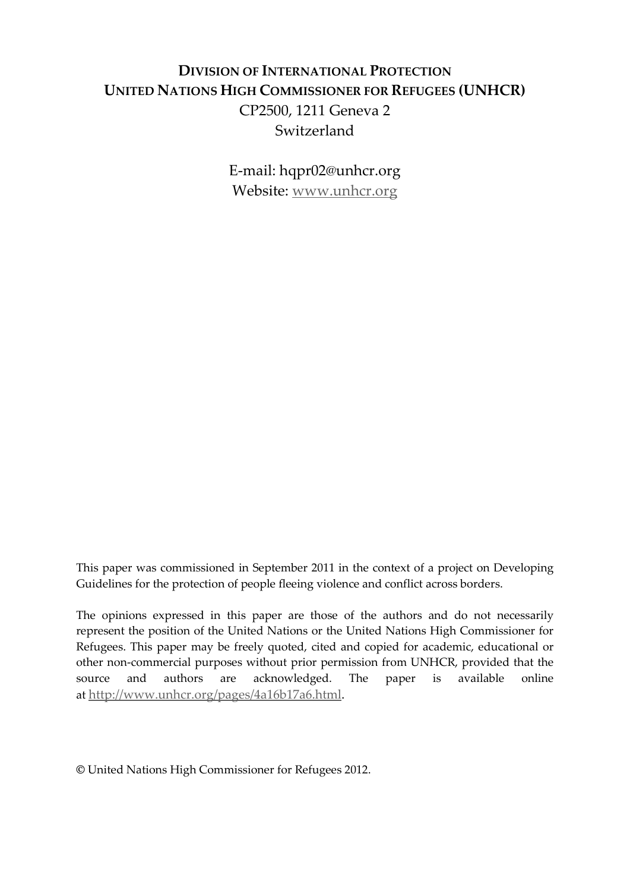**DIVISION OF INTERNATIONAL PROTECTION**
**UNITED NATIONS HIGH COMMISSIONER FOR REFUGEES (UNHCR)**
CP2500, 1211 Geneva 2
Switzerland

E-mail: hqpr02@unhcr.org
Website: [www.unhcr.org](http://www.unhcr.org)

This paper was commissioned in September 2011 in the context of a project on Developing Guidelines for the protection of people fleeing violence and conflict across borders.

The opinions expressed in this paper are those of the authors and do not necessarily represent the position of the United Nations or the United Nations High Commissioner for Refugees. This paper may be freely quoted, cited and copied for academic, educational or other non-commercial purposes without prior permission from UNHCR, provided that the source and authors are acknowledged. The paper is available online at [http://www.unhcr.org/pages/4a16b17a6.html](http://www.unhcr.org/pages/4a16b17a6.html).

© United Nations High Commissioner for Refugees 2012.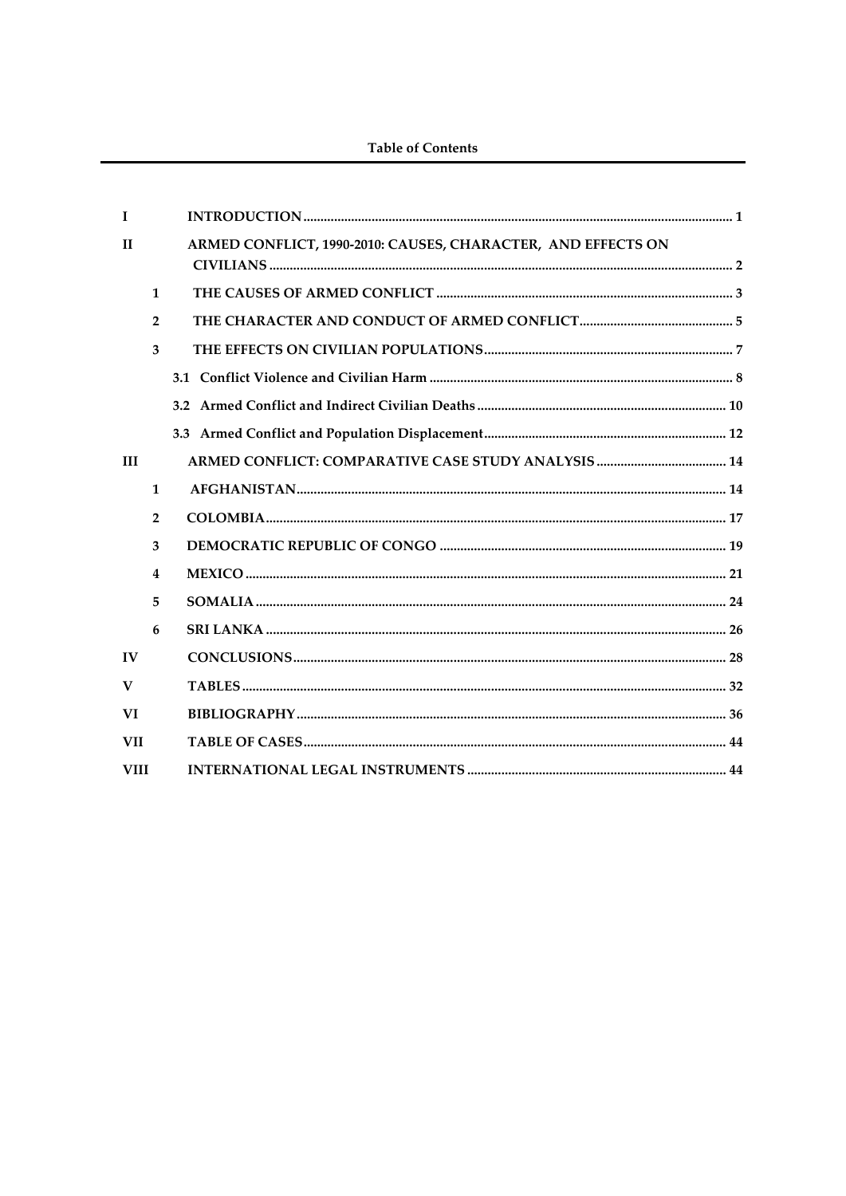# Table of Contents

| | | |
|---|---|---|
| I | INTRODUCTION | 1 |
| II | ARMED CONFLICT, 1990-2010: CAUSES, CHARACTER, AND EFFECTS ON CIVILIANS | 2 |
| 1 | THE CAUSES OF ARMED CONFLICT | 3 |
| 2 | THE CHARACTER AND CONDUCT OF ARMED CONFLICT | 5 |
| 3 | THE EFFECTS ON CIVILIAN POPULATIONS | 7 |
| 3.1 | Conflict Violence and Civilian Harm | 8 |
| 3.2 | Armed Conflict and Indirect Civilian Deaths | 10 |
| 3.3 | Armed Conflict and Population Displacement | 12 |
| III | ARMED CONFLICT: COMPARATIVE CASE STUDY ANALYSIS | 14 |
| 1 | AFGHANISTAN | 14 |
| 2 | COLOMBIA | 17 |
| 3 | DEMOCRATIC REPUBLIC OF CONGO | 19 |
| 4 | MEXICO | 21 |
| 5 | SOMALIA | 24 |
| 6 | SRI LANKA | 26 |
| IV | CONCLUSIONS | 28 |
| V | TABLES | 32 |
| VI | BIBLIOGRAPHY | 36 |
| VII | TABLE OF CASES | 44 |
| VIII | INTERNATIONAL LEGAL INSTRUMENTS | 44 |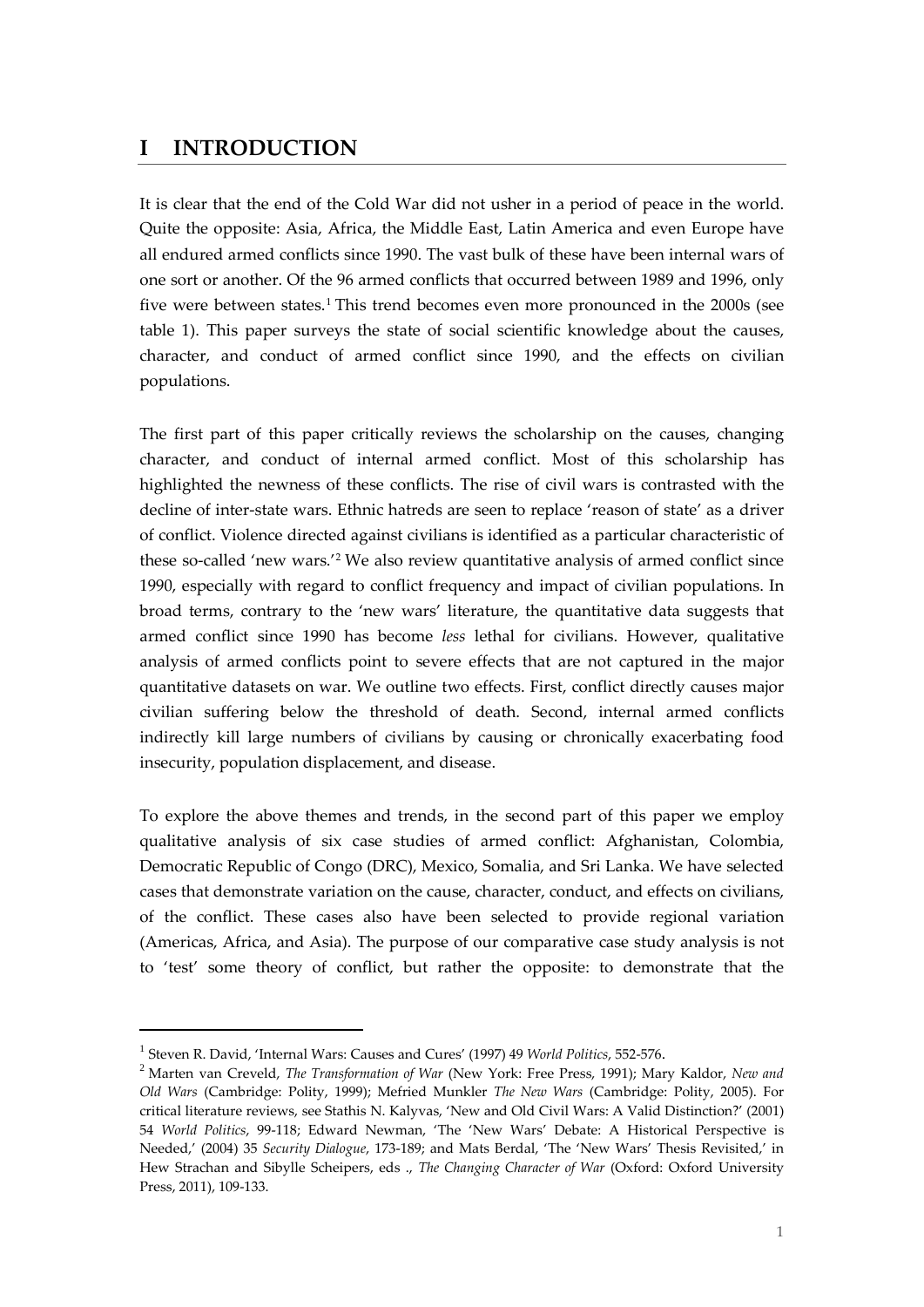# I INTRODUCTION

It is clear that the end of the Cold War did not usher in a period of peace in the world. Quite the opposite: Asia, Africa, the Middle East, Latin America and even Europe have all endured armed conflicts since 1990. The vast bulk of these have been internal wars of one sort or another. Of the 96 armed conflicts that occurred between 1989 and 1996, only five were between states.[1] This trend becomes even more pronounced in the 2000s (see table 1). This paper surveys the state of social scientific knowledge about the causes, character, and conduct of armed conflict since 1990, and the effects on civilian populations.

The first part of this paper critically reviews the scholarship on the causes, changing character, and conduct of internal armed conflict. Most of this scholarship has highlighted the newness of these conflicts. The rise of civil wars is contrasted with the decline of inter-state wars. Ethnic hatreds are seen to replace 'reason of state' as a driver of conflict. Violence directed against civilians is identified as a particular characteristic of these so-called 'new wars.'[2] We also review quantitative analysis of armed conflict since 1990, especially with regard to conflict frequency and impact of civilian populations. In broad terms, contrary to the 'new wars' literature, the quantitative data suggests that armed conflict since 1990 has become *less* lethal for civilians. However, qualitative analysis of armed conflicts point to severe effects that are not captured in the major quantitative datasets on war. We outline two effects. First, conflict directly causes major civilian suffering below the threshold of death. Second, internal armed conflicts indirectly kill large numbers of civilians by causing or chronically exacerbating food insecurity, population displacement, and disease.

To explore the above themes and trends, in the second part of this paper we employ qualitative analysis of six case studies of armed conflict: Afghanistan, Colombia, Democratic Republic of Congo (DRC), Mexico, Somalia, and Sri Lanka. We have selected cases that demonstrate variation on the cause, character, conduct, and effects on civilians, of the conflict. These cases also have been selected to provide regional variation (Americas, Africa, and Asia). The purpose of our comparative case study analysis is not to 'test' some theory of conflict, but rather the opposite: to demonstrate that the

---

[1] Steven R. David, 'Internal Wars: Causes and Cures' (1997) 49 *World Politics*, 552-576.

[2] Marten van Creveld, *The Transformation of War* (New York: Free Press, 1991); Mary Kaldor, *New and Old Wars* (Cambridge: Polity, 1999); Mefried Munkler *The New Wars* (Cambridge: Polity, 2005). For critical literature reviews, see Stathis N. Kalyvas, 'New and Old Civil Wars: A Valid Distinction?' (2001) 54 *World Politics*, 99-118; Edward Newman, 'The 'New Wars' Debate: A Historical Perspective is Needed,' (2004) 35 *Security Dialogue*, 173-189; and Mats Berdal, 'The 'New Wars' Thesis Revisited,' in Hew Strachan and Sibylle Scheipers, eds ., *The Changing Character of War* (Oxford: Oxford University Press, 2011), 109-133.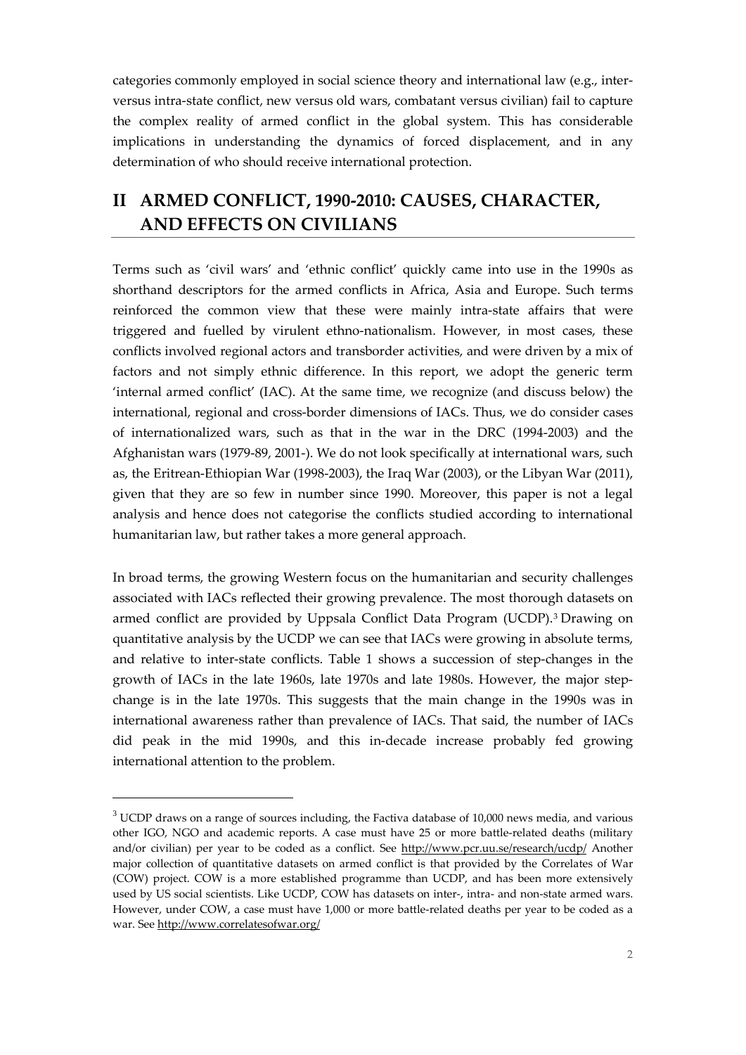categories commonly employed in social science theory and international law (e.g., inter- versus intra-state conflict, new versus old wars, combatant versus civilian) fail to capture the complex reality of armed conflict in the global system. This has considerable implications in understanding the dynamics of forced displacement, and in any determination of who should receive international protection.

## II ARMED CONFLICT, 1990-2010: CAUSES, CHARACTER, AND EFFECTS ON CIVILIANS

Terms such as 'civil wars' and 'ethnic conflict' quickly came into use in the 1990s as shorthand descriptors for the armed conflicts in Africa, Asia and Europe. Such terms reinforced the common view that these were mainly intra-state affairs that were triggered and fuelled by virulent ethno-nationalism. However, in most cases, these conflicts involved regional actors and transborder activities, and were driven by a mix of factors and not simply ethnic difference. In this report, we adopt the generic term 'internal armed conflict' (IAC). At the same time, we recognize (and discuss below) the international, regional and cross-border dimensions of IACs. Thus, we do consider cases of internationalized wars, such as that in the war in the DRC (1994-2003) and the Afghanistan wars (1979-89, 2001-). We do not look specifically at international wars, such as, the Eritrean-Ethiopian War (1998-2003), the Iraq War (2003), or the Libyan War (2011), given that they are so few in number since 1990. Moreover, this paper is not a legal analysis and hence does not categorise the conflicts studied according to international humanitarian law, but rather takes a more general approach.

In broad terms, the growing Western focus on the humanitarian and security challenges associated with IACs reflected their growing prevalence. The most thorough datasets on armed conflict are provided by Uppsala Conflict Data Program (UCDP).[3] Drawing on quantitative analysis by the UCDP we can see that IACs were growing in absolute terms, and relative to inter-state conflicts. Table 1 shows a succession of step-changes in the growth of IACs in the late 1960s, late 1970s and late 1980s. However, the major step-change is in the late 1970s. This suggests that the main change in the 1990s was in international awareness rather than prevalence of IACs. That said, the number of IACs did peak in the mid 1990s, and this in-decade increase probably fed growing international attention to the problem.

[3] UCDP draws on a range of sources including, the Factiva database of 10,000 news media, and various other IGO, NGO and academic reports. A case must have 25 or more battle-related deaths (military and/or civilian) per year to be coded as a conflict. See http://www.pcr.uu.se/research/ucdp/ Another major collection of quantitative datasets on armed conflict is that provided by the Correlates of War (COW) project. COW is a more established programme than UCDP, and has been more extensively used by US social scientists. Like UCDP, COW has datasets on inter-, intra- and non-state armed wars. However, under COW, a case must have 1,000 or more battle-related deaths per year to be coded as a war. See http://www.correlatesofwar.org/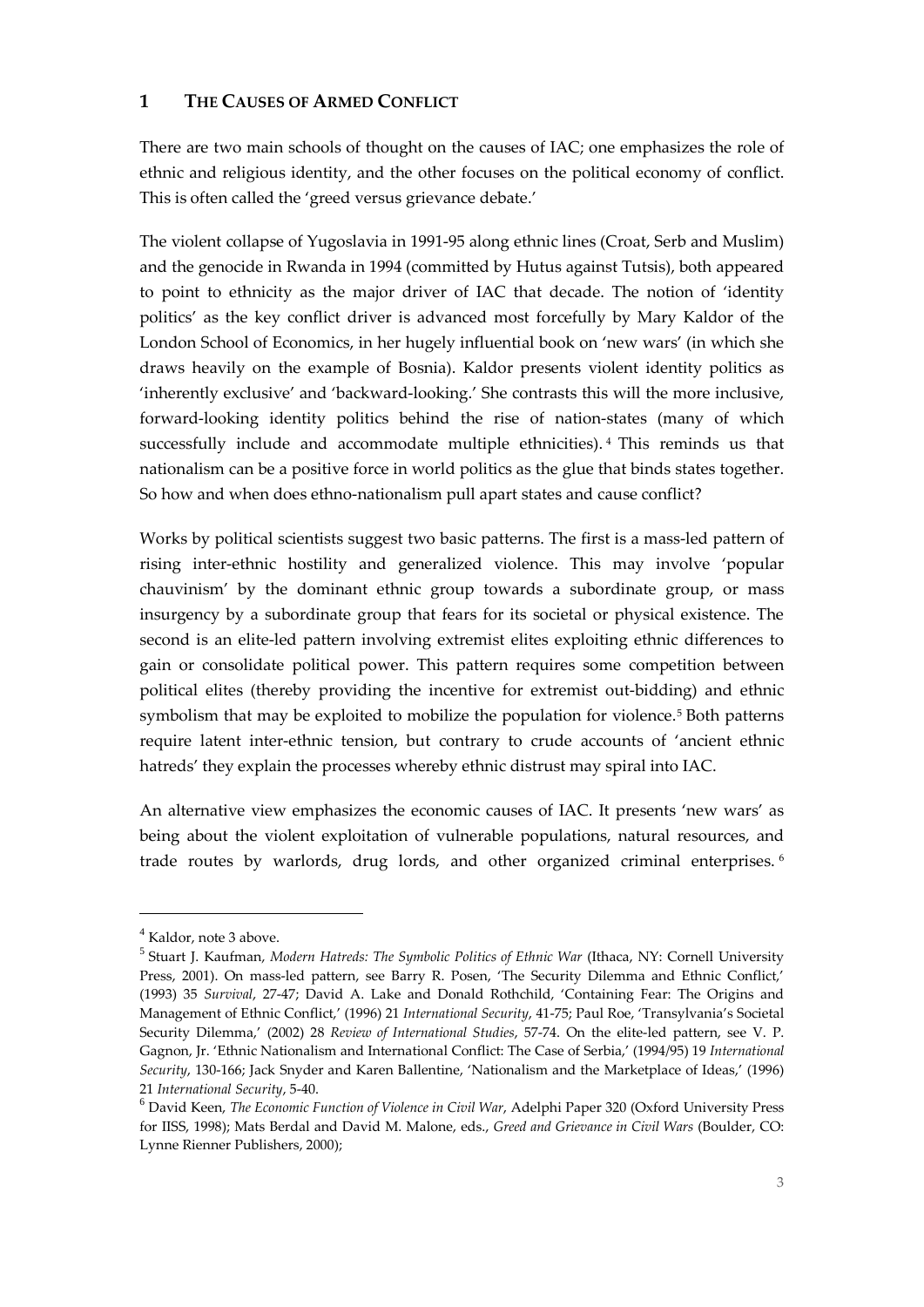## 1 THE CAUSES OF ARMED CONFLICT

There are two main schools of thought on the causes of IAC; one emphasizes the role of ethnic and religious identity, and the other focuses on the political economy of conflict. This is often called the 'greed versus grievance debate.'

The violent collapse of Yugoslavia in 1991-95 along ethnic lines (Croat, Serb and Muslim) and the genocide in Rwanda in 1994 (committed by Hutus against Tutsis), both appeared to point to ethnicity as the major driver of IAC that decade. The notion of 'identity politics' as the key conflict driver is advanced most forcefully by Mary Kaldor of the London School of Economics, in her hugely influential book on 'new wars' (in which she draws heavily on the example of Bosnia). Kaldor presents violent identity politics as 'inherently exclusive' and 'backward-looking.' She contrasts this will the more inclusive, forward-looking identity politics behind the rise of nation-states (many of which successfully include and accommodate multiple ethnicities). [4] This reminds us that nationalism can be a positive force in world politics as the glue that binds states together. So how and when does ethno-nationalism pull apart states and cause conflict?

Works by political scientists suggest two basic patterns. The first is a mass-led pattern of rising inter-ethnic hostility and generalized violence. This may involve 'popular chauvinism' by the dominant ethnic group towards a subordinate group, or mass insurgency by a subordinate group that fears for its societal or physical existence. The second is an elite-led pattern involving extremist elites exploiting ethnic differences to gain or consolidate political power. This pattern requires some competition between political elites (thereby providing the incentive for extremist out-bidding) and ethnic symbolism that may be exploited to mobilize the population for violence.[5] Both patterns require latent inter-ethnic tension, but contrary to crude accounts of 'ancient ethnic hatreds' they explain the processes whereby ethnic distrust may spiral into IAC.

An alternative view emphasizes the economic causes of IAC. It presents 'new wars' as being about the violent exploitation of vulnerable populations, natural resources, and trade routes by warlords, drug lords, and other organized criminal enterprises. [6]

---

[4] Kaldor, note 3 above.

[5] Stuart J. Kaufman, *Modern Hatreds: The Symbolic Politics of Ethnic War* (Ithaca, NY: Cornell University Press, 2001). On mass-led pattern, see Barry R. Posen, 'The Security Dilemma and Ethnic Conflict,' (1993) 35 *Survival*, 27-47; David A. Lake and Donald Rothchild, 'Containing Fear: The Origins and Management of Ethnic Conflict,' (1996) 21 *International Security*, 41-75; Paul Roe, 'Transylvania's Societal Security Dilemma,' (2002) 28 *Review of International Studies*, 57-74. On the elite-led pattern, see V. P. Gagnon, Jr. 'Ethnic Nationalism and International Conflict: The Case of Serbia,' (1994/95) 19 *International Security*, 130-166; Jack Snyder and Karen Ballentine, 'Nationalism and the Marketplace of Ideas,' (1996) 21 *International Security*, 5-40.

[6] David Keen, *The Economic Function of Violence in Civil War*, Adelphi Paper 320 (Oxford University Press for IISS, 1998); Mats Berdal and David M. Malone, eds., *Greed and Grievance in Civil Wars* (Boulder, CO: Lynne Rienner Publishers, 2000);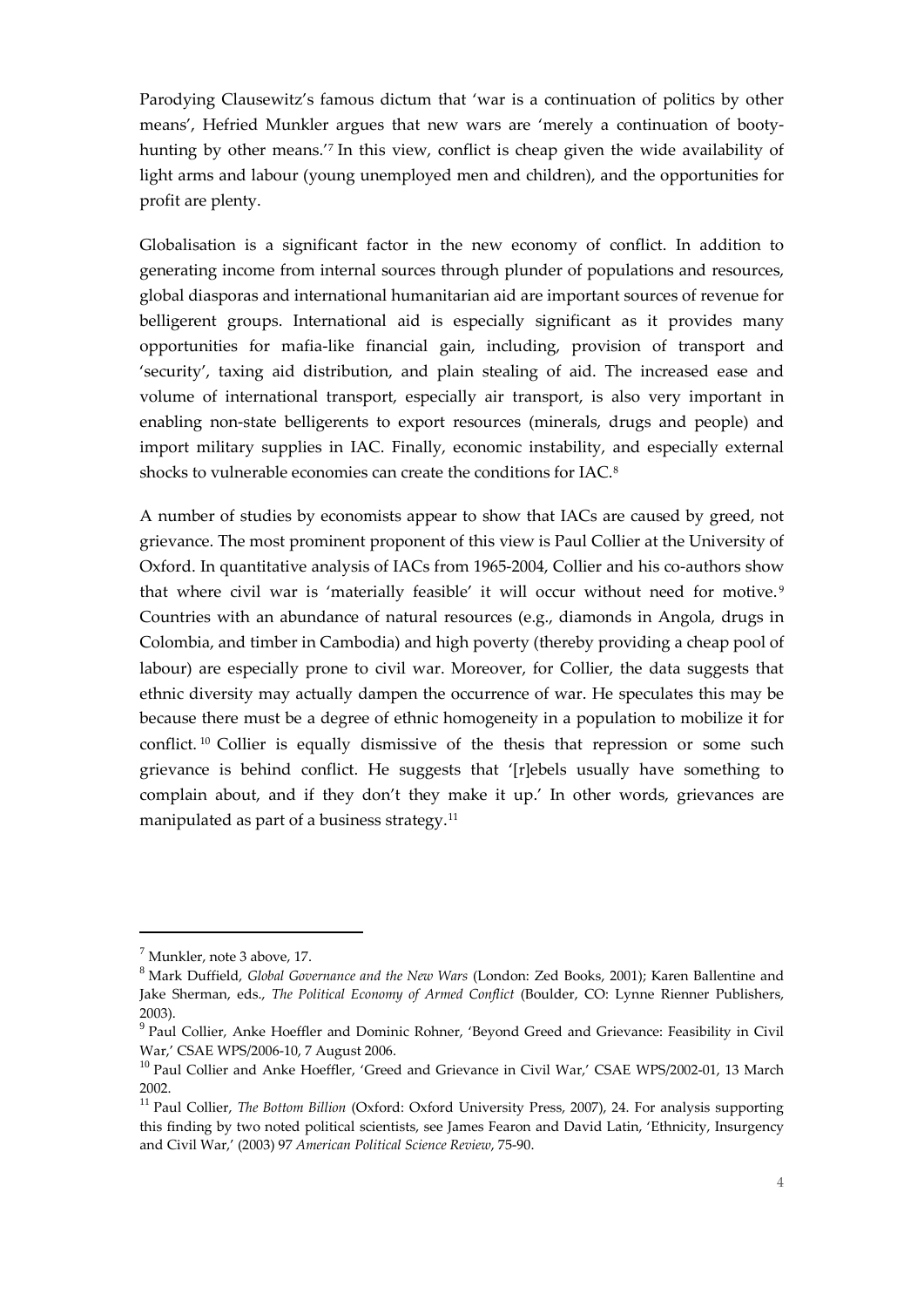Parodying Clausewitz's famous dictum that 'war is a continuation of politics by other means', Hefried Munkler argues that new wars are 'merely a continuation of booty-hunting by other means.'[7] In this view, conflict is cheap given the wide availability of light arms and labour (young unemployed men and children), and the opportunities for profit are plenty.

Globalisation is a significant factor in the new economy of conflict. In addition to generating income from internal sources through plunder of populations and resources, global diasporas and international humanitarian aid are important sources of revenue for belligerent groups. International aid is especially significant as it provides many opportunities for mafia-like financial gain, including, provision of transport and 'security', taxing aid distribution, and plain stealing of aid. The increased ease and volume of international transport, especially air transport, is also very important in enabling non-state belligerents to export resources (minerals, drugs and people) and import military supplies in IAC. Finally, economic instability, and especially external shocks to vulnerable economies can create the conditions for IAC.[8]

A number of studies by economists appear to show that IACs are caused by greed, not grievance. The most prominent proponent of this view is Paul Collier at the University of Oxford. In quantitative analysis of IACs from 1965-2004, Collier and his co-authors show that where civil war is 'materially feasible' it will occur without need for motive.[9] Countries with an abundance of natural resources (e.g., diamonds in Angola, drugs in Colombia, and timber in Cambodia) and high poverty (thereby providing a cheap pool of labour) are especially prone to civil war. Moreover, for Collier, the data suggests that ethnic diversity may actually dampen the occurrence of war. He speculates this may be because there must be a degree of ethnic homogeneity in a population to mobilize it for conflict.[10] Collier is equally dismissive of the thesis that repression or some such grievance is behind conflict. He suggests that '[r]ebels usually have something to complain about, and if they don't they make it up.' In other words, grievances are manipulated as part of a business strategy.[11]

---

[7] Munkler, note 3 above, 17.

[8] Mark Duffield, *Global Governance and the New Wars* (London: Zed Books, 2001); Karen Ballentine and Jake Sherman, eds., *The Political Economy of Armed Conflict* (Boulder, CO: Lynne Rienner Publishers, 2003).

[9] Paul Collier, Anke Hoeffler and Dominic Rohner, 'Beyond Greed and Grievance: Feasibility in Civil War,' CSAE WPS/2006-10, 7 August 2006.

[10] Paul Collier and Anke Hoeffler, 'Greed and Grievance in Civil War,' CSAE WPS/2002-01, 13 March 2002.

[11] Paul Collier, *The Bottom Billion* (Oxford: Oxford University Press, 2007), 24. For analysis supporting this finding by two noted political scientists, see James Fearon and David Latin, 'Ethnicity, Insurgency and Civil War,' (2003) 97 *American Political Science Review*, 75-90.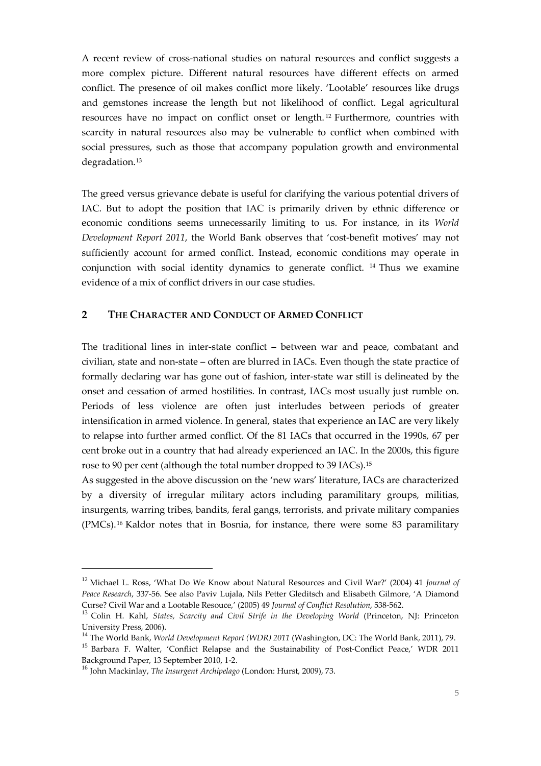A recent review of cross-national studies on natural resources and conflict suggests a more complex picture. Different natural resources have different effects on armed conflict. The presence of oil makes conflict more likely. 'Lootable' resources like drugs and gemstones increase the length but not likelihood of conflict. Legal agricultural resources have no impact on conflict onset or length.[12] Furthermore, countries with scarcity in natural resources also may be vulnerable to conflict when combined with social pressures, such as those that accompany population growth and environmental degradation.[13]

The greed versus grievance debate is useful for clarifying the various potential drivers of IAC. But to adopt the position that IAC is primarily driven by ethnic difference or economic conditions seems unnecessarily limiting to us. For instance, in its *World Development Report 2011*, the World Bank observes that 'cost-benefit motives' may not sufficiently account for armed conflict. Instead, economic conditions may operate in conjunction with social identity dynamics to generate conflict. [14] Thus we examine evidence of a mix of conflict drivers in our case studies.

## 2 THE CHARACTER AND CONDUCT OF ARMED CONFLICT

The traditional lines in inter-state conflict – between war and peace, combatant and civilian, state and non-state – often are blurred in IACs. Even though the state practice of formally declaring war has gone out of fashion, inter-state war still is delineated by the onset and cessation of armed hostilities. In contrast, IACs most usually just rumble on. Periods of less violence are often just interludes between periods of greater intensification in armed violence. In general, states that experience an IAC are very likely to relapse into further armed conflict. Of the 81 IACs that occurred in the 1990s, 67 per cent broke out in a country that had already experienced an IAC. In the 2000s, this figure rose to 90 per cent (although the total number dropped to 39 IACs).[15]

As suggested in the above discussion on the 'new wars' literature, IACs are characterized by a diversity of irregular military actors including paramilitary groups, militias, insurgents, warring tribes, bandits, feral gangs, terrorists, and private military companies (PMCs).[16] Kaldor notes that in Bosnia, for instance, there were some 83 paramilitary

---

[12] Michael L. Ross, 'What Do We Know about Natural Resources and Civil War?' (2004) 41 *Journal of Peace Research*, 337-56. See also Paviv Lujala, Nils Petter Gleditsch and Elisabeth Gilmore, 'A Diamond Curse? Civil War and a Lootable Resouce,' (2005) 49 *Journal of Conflict Resolution*, 538-562.

[13] Colin H. Kahl, *States, Scarcity and Civil Strife in the Developing World* (Princeton, NJ: Princeton University Press, 2006).

[14] The World Bank, *World Development Report (WDR) 2011* (Washington, DC: The World Bank, 2011), 79.

[15] Barbara F. Walter, 'Conflict Relapse and the Sustainability of Post-Conflict Peace,' WDR 2011 Background Paper, 13 September 2010, 1-2.

[16] John Mackinlay, *The Insurgent Archipelago* (London: Hurst, 2009), 73.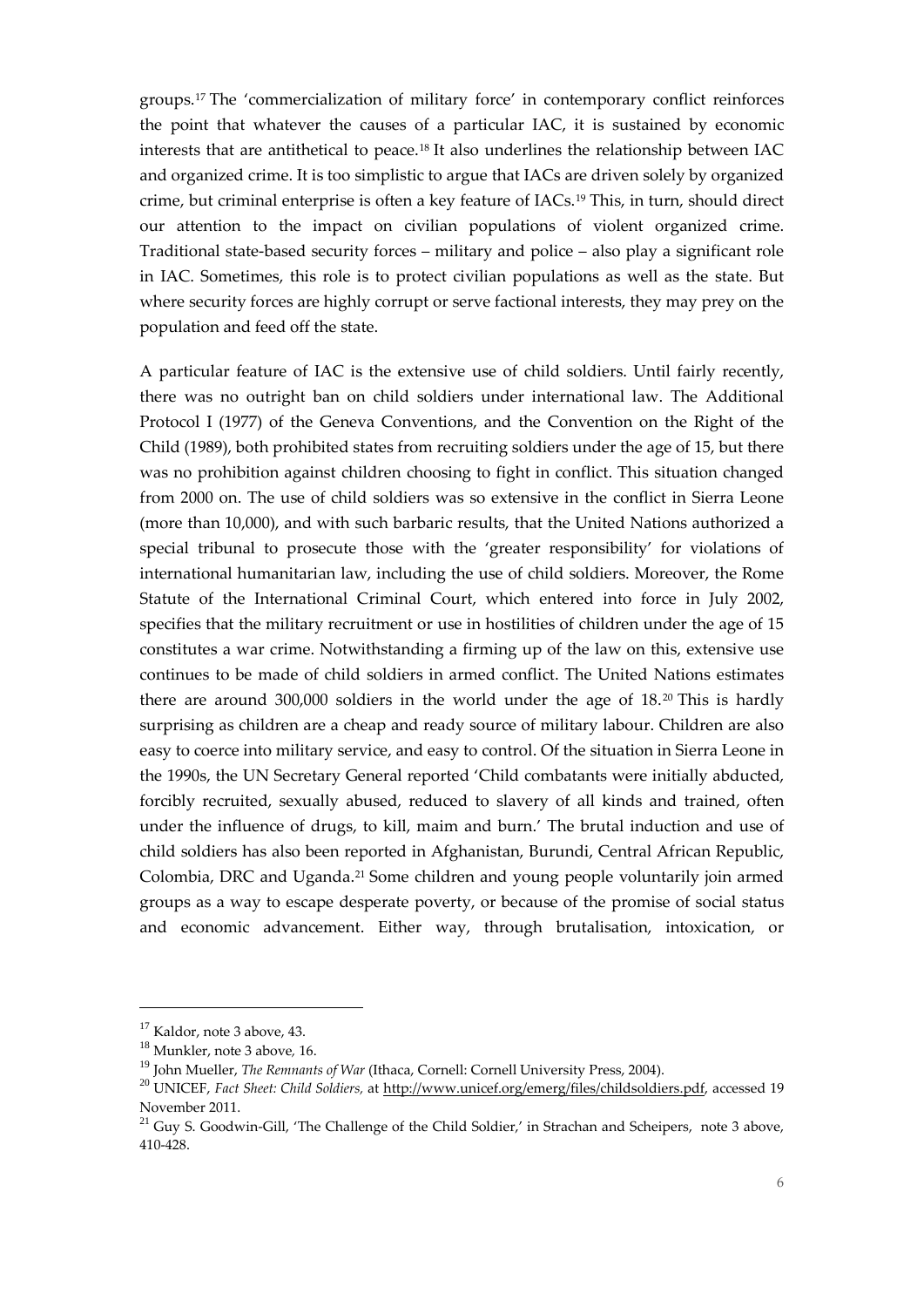groups.[17] The 'commercialization of military force' in contemporary conflict reinforces the point that whatever the causes of a particular IAC, it is sustained by economic interests that are antithetical to peace.[18] It also underlines the relationship between IAC and organized crime. It is too simplistic to argue that IACs are driven solely by organized crime, but criminal enterprise is often a key feature of IACs.[19] This, in turn, should direct our attention to the impact on civilian populations of violent organized crime. Traditional state-based security forces – military and police – also play a significant role in IAC. Sometimes, this role is to protect civilian populations as well as the state. But where security forces are highly corrupt or serve factional interests, they may prey on the population and feed off the state.

A particular feature of IAC is the extensive use of child soldiers. Until fairly recently, there was no outright ban on child soldiers under international law. The Additional Protocol I (1977) of the Geneva Conventions, and the Convention on the Right of the Child (1989), both prohibited states from recruiting soldiers under the age of 15, but there was no prohibition against children choosing to fight in conflict. This situation changed from 2000 on. The use of child soldiers was so extensive in the conflict in Sierra Leone (more than 10,000), and with such barbaric results, that the United Nations authorized a special tribunal to prosecute those with the 'greater responsibility' for violations of international humanitarian law, including the use of child soldiers. Moreover, the Rome Statute of the International Criminal Court, which entered into force in July 2002, specifies that the military recruitment or use in hostilities of children under the age of 15 constitutes a war crime. Notwithstanding a firming up of the law on this, extensive use continues to be made of child soldiers in armed conflict. The United Nations estimates there are around 300,000 soldiers in the world under the age of 18.[20] This is hardly surprising as children are a cheap and ready source of military labour. Children are also easy to coerce into military service, and easy to control. Of the situation in Sierra Leone in the 1990s, the UN Secretary General reported 'Child combatants were initially abducted, forcibly recruited, sexually abused, reduced to slavery of all kinds and trained, often under the influence of drugs, to kill, maim and burn.' The brutal induction and use of child soldiers has also been reported in Afghanistan, Burundi, Central African Republic, Colombia, DRC and Uganda.[21] Some children and young people voluntarily join armed groups as a way to escape desperate poverty, or because of the promise of social status and economic advancement. Either way, through brutalisation, intoxication, or

---

[17] Kaldor, note 3 above, 43.

[18] Munkler, note 3 above, 16.

[19] John Mueller, *The Remnants of War* (Ithaca, Cornell: Cornell University Press, 2004).

[20] UNICEF, *Fact Sheet: Child Soldiers,* at http://www.unicef.org/emerg/files/childsoldiers.pdf, accessed 19 November 2011.

[21] Guy S. Goodwin-Gill, 'The Challenge of the Child Soldier,' in Strachan and Scheipers, note 3 above, 410-428.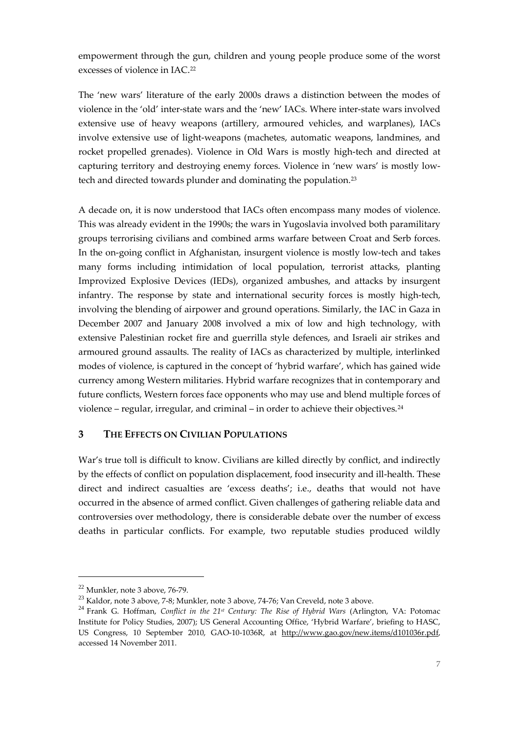empowerment through the gun, children and young people produce some of the worst excesses of violence in IAC.[22]

The 'new wars' literature of the early 2000s draws a distinction between the modes of violence in the 'old' inter-state wars and the 'new' IACs. Where inter-state wars involved extensive use of heavy weapons (artillery, armoured vehicles, and warplanes), IACs involve extensive use of light-weapons (machetes, automatic weapons, landmines, and rocket propelled grenades). Violence in Old Wars is mostly high-tech and directed at capturing territory and destroying enemy forces. Violence in 'new wars' is mostly low-tech and directed towards plunder and dominating the population.[23]

A decade on, it is now understood that IACs often encompass many modes of violence. This was already evident in the 1990s; the wars in Yugoslavia involved both paramilitary groups terrorising civilians and combined arms warfare between Croat and Serb forces. In the on-going conflict in Afghanistan, insurgent violence is mostly low-tech and takes many forms including intimidation of local population, terrorist attacks, planting Improvized Explosive Devices (IEDs), organized ambushes, and attacks by insurgent infantry. The response by state and international security forces is mostly high-tech, involving the blending of airpower and ground operations. Similarly, the IAC in Gaza in December 2007 and January 2008 involved a mix of low and high technology, with extensive Palestinian rocket fire and guerrilla style defences, and Israeli air strikes and armoured ground assaults. The reality of IACs as characterized by multiple, interlinked modes of violence, is captured in the concept of 'hybrid warfare', which has gained wide currency among Western militaries. Hybrid warfare recognizes that in contemporary and future conflicts, Western forces face opponents who may use and blend multiple forces of violence – regular, irregular, and criminal – in order to achieve their objectives.[24]

## 3 THE EFFECTS ON CIVILIAN POPULATIONS

War's true toll is difficult to know. Civilians are killed directly by conflict, and indirectly by the effects of conflict on population displacement, food insecurity and ill-health. These direct and indirect casualties are 'excess deaths'; i.e., deaths that would not have occurred in the absence of armed conflict. Given challenges of gathering reliable data and controversies over methodology, there is considerable debate over the number of excess deaths in particular conflicts. For example, two reputable studies produced wildly

---

[22] Munkler, note 3 above, 76-79.

[23] Kaldor, note 3 above, 7-8; Munkler, note 3 above, 74-76; Van Creveld, note 3 above.

[24] Frank G. Hoffman, *Conflict in the 21st Century: The Rise of Hybrid Wars* (Arlington, VA: Potomac Institute for Policy Studies, 2007); US General Accounting Office, 'Hybrid Warfare', briefing to HASC, US Congress, 10 September 2010, GAO-10-1036R, at http://www.gao.gov/new.items/d101036r.pdf, accessed 14 November 2011.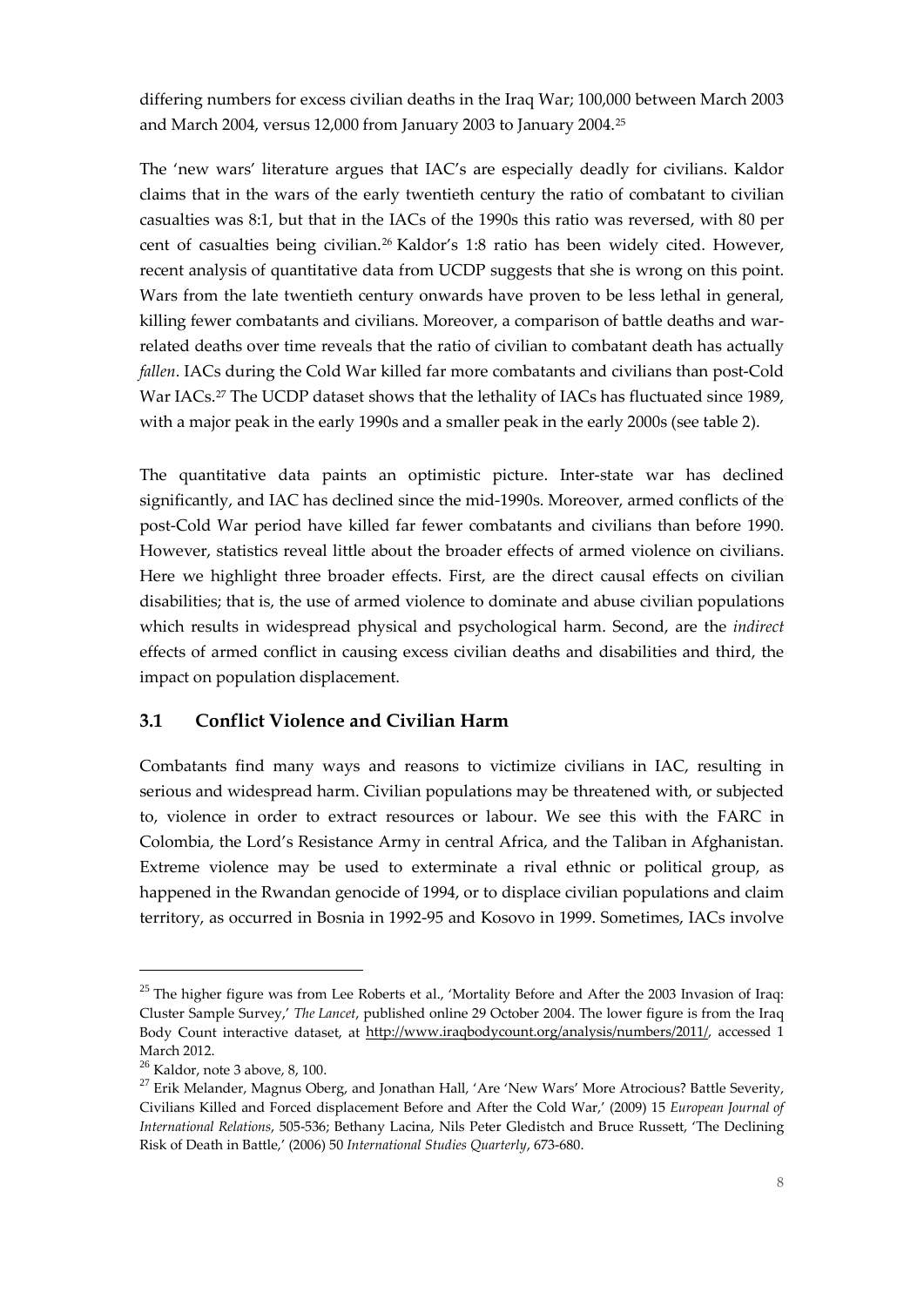differing numbers for excess civilian deaths in the Iraq War; 100,000 between March 2003 and March 2004, versus 12,000 from January 2003 to January 2004.[25]

The 'new wars' literature argues that IAC's are especially deadly for civilians. Kaldor claims that in the wars of the early twentieth century the ratio of combatant to civilian casualties was 8:1, but that in the IACs of the 1990s this ratio was reversed, with 80 per cent of casualties being civilian.[26] Kaldor's 1:8 ratio has been widely cited. However, recent analysis of quantitative data from UCDP suggests that she is wrong on this point. Wars from the late twentieth century onwards have proven to be less lethal in general, killing fewer combatants and civilians. Moreover, a comparison of battle deaths and war-related deaths over time reveals that the ratio of civilian to combatant death has actually *fallen*. IACs during the Cold War killed far more combatants and civilians than post-Cold War IACs.[27] The UCDP dataset shows that the lethality of IACs has fluctuated since 1989, with a major peak in the early 1990s and a smaller peak in the early 2000s (see table 2).

The quantitative data paints an optimistic picture. Inter-state war has declined significantly, and IAC has declined since the mid-1990s. Moreover, armed conflicts of the post-Cold War period have killed far fewer combatants and civilians than before 1990. However, statistics reveal little about the broader effects of armed violence on civilians. Here we highlight three broader effects. First, are the direct causal effects on civilian disabilities; that is, the use of armed violence to dominate and abuse civilian populations which results in widespread physical and psychological harm. Second, are the *indirect* effects of armed conflict in causing excess civilian deaths and disabilities and third, the impact on population displacement.

## 3.1 Conflict Violence and Civilian Harm

Combatants find many ways and reasons to victimize civilians in IAC, resulting in serious and widespread harm. Civilian populations may be threatened with, or subjected to, violence in order to extract resources or labour. We see this with the FARC in Colombia, the Lord's Resistance Army in central Africa, and the Taliban in Afghanistan. Extreme violence may be used to exterminate a rival ethnic or political group, as happened in the Rwandan genocide of 1994, or to displace civilian populations and claim territory, as occurred in Bosnia in 1992-95 and Kosovo in 1999. Sometimes, IACs involve

---

[25] The higher figure was from Lee Roberts et al., 'Mortality Before and After the 2003 Invasion of Iraq: Cluster Sample Survey,' *The Lancet*, published online 29 October 2004. The lower figure is from the Iraq Body Count interactive dataset, at http://www.iraqbodycount.org/analysis/numbers/2011/, accessed 1 March 2012.

[26] Kaldor, note 3 above, 8, 100.

[27] Erik Melander, Magnus Oberg, and Jonathan Hall, 'Are 'New Wars' More Atrocious? Battle Severity, Civilians Killed and Forced displacement Before and After the Cold War,' (2009) 15 *European Journal of International Relations*, 505-536; Bethany Lacina, Nils Peter Gledistch and Bruce Russett, 'The Declining Risk of Death in Battle,' (2006) 50 *International Studies Quarterly*, 673-680.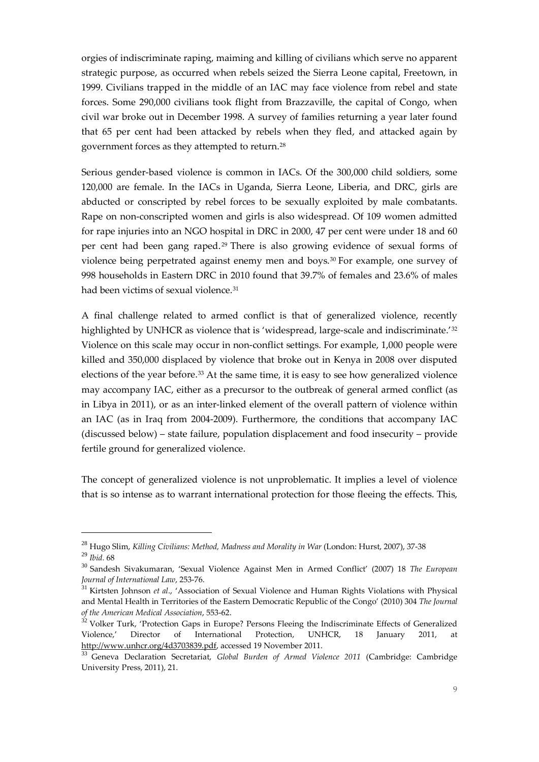orgies of indiscriminate raping, maiming and killing of civilians which serve no apparent strategic purpose, as occurred when rebels seized the Sierra Leone capital, Freetown, in 1999. Civilians trapped in the middle of an IAC may face violence from rebel and state forces. Some 290,000 civilians took flight from Brazzaville, the capital of Congo, when civil war broke out in December 1998. A survey of families returning a year later found that 65 per cent had been attacked by rebels when they fled, and attacked again by government forces as they attempted to return.[28]

Serious gender-based violence is common in IACs. Of the 300,000 child soldiers, some 120,000 are female. In the IACs in Uganda, Sierra Leone, Liberia, and DRC, girls are abducted or conscripted by rebel forces to be sexually exploited by male combatants. Rape on non-conscripted women and girls is also widespread. Of 109 women admitted for rape injuries into an NGO hospital in DRC in 2000, 47 per cent were under 18 and 60 per cent had been gang raped.[29] There is also growing evidence of sexual forms of violence being perpetrated against enemy men and boys.[30] For example, one survey of 998 households in Eastern DRC in 2010 found that 39.7% of females and 23.6% of males had been victims of sexual violence.[31]

A final challenge related to armed conflict is that of generalized violence, recently highlighted by UNHCR as violence that is 'widespread, large-scale and indiscriminate.'[32] Violence on this scale may occur in non-conflict settings. For example, 1,000 people were killed and 350,000 displaced by violence that broke out in Kenya in 2008 over disputed elections of the year before.[33] At the same time, it is easy to see how generalized violence may accompany IAC, either as a precursor to the outbreak of general armed conflict (as in Libya in 2011), or as an inter-linked element of the overall pattern of violence within an IAC (as in Iraq from 2004-2009). Furthermore, the conditions that accompany IAC (discussed below) – state failure, population displacement and food insecurity – provide fertile ground for generalized violence.

The concept of generalized violence is not unproblematic. It implies a level of violence that is so intense as to warrant international protection for those fleeing the effects. This,

---

[28] Hugo Slim, *Killing Civilians: Method, Madness and Morality in War* (London: Hurst, 2007), 37-38

[29] *Ibid.* 68

[30] Sandesh Sivakumaran, 'Sexual Violence Against Men in Armed Conflict' (2007) 18 *The European Journal of International Law*, 253-76.

[31] Kirtsten Johnson *et al*., 'Association of Sexual Violence and Human Rights Violations with Physical and Mental Health in Territories of the Eastern Democratic Republic of the Congo' (2010) 304 *The Journal of the American Medical Association*, 553-62.

[32] Volker Turk, 'Protection Gaps in Europe? Persons Fleeing the Indiscriminate Effects of Generalized Violence,' Director of International Protection, UNHCR, 18 January 2011, at http://www.unhcr.org/4d3703839.pdf, accessed 19 November 2011.

[33] Geneva Declaration Secretariat, *Global Burden of Armed Violence 2011* (Cambridge: Cambridge University Press, 2011), 21.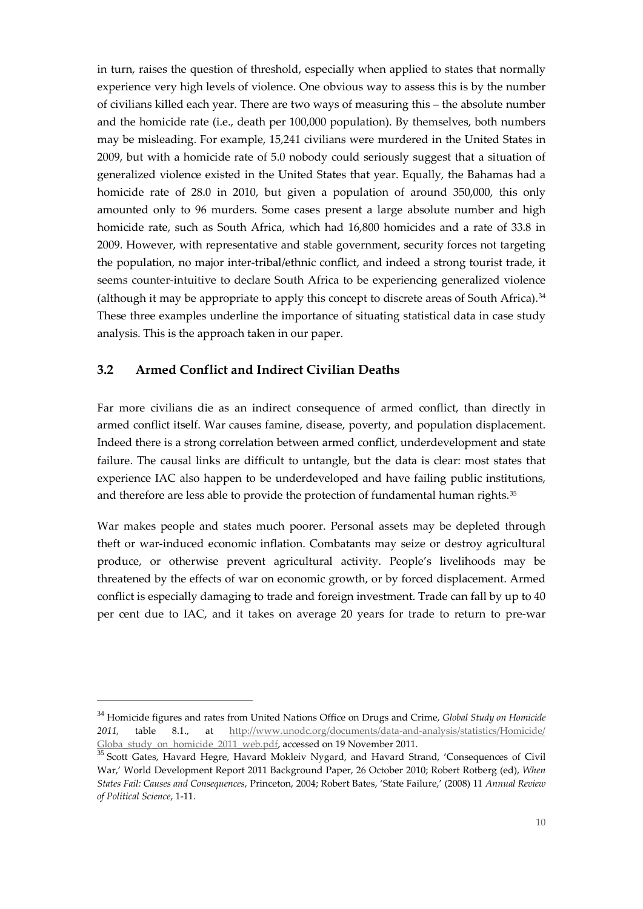in turn, raises the question of threshold, especially when applied to states that normally experience very high levels of violence. One obvious way to assess this is by the number of civilians killed each year. There are two ways of measuring this – the absolute number and the homicide rate (i.e., death per 100,000 population). By themselves, both numbers may be misleading. For example, 15,241 civilians were murdered in the United States in 2009, but with a homicide rate of 5.0 nobody could seriously suggest that a situation of generalized violence existed in the United States that year. Equally, the Bahamas had a homicide rate of 28.0 in 2010, but given a population of around 350,000, this only amounted only to 96 murders. Some cases present a large absolute number and high homicide rate, such as South Africa, which had 16,800 homicides and a rate of 33.8 in 2009. However, with representative and stable government, security forces not targeting the population, no major inter-tribal/ethnic conflict, and indeed a strong tourist trade, it seems counter-intuitive to declare South Africa to be experiencing generalized violence (although it may be appropriate to apply this concept to discrete areas of South Africa).[34] These three examples underline the importance of situating statistical data in case study analysis. This is the approach taken in our paper.

### 3.2 Armed Conflict and Indirect Civilian Deaths

Far more civilians die as an indirect consequence of armed conflict, than directly in armed conflict itself. War causes famine, disease, poverty, and population displacement. Indeed there is a strong correlation between armed conflict, underdevelopment and state failure. The causal links are difficult to untangle, but the data is clear: most states that experience IAC also happen to be underdeveloped and have failing public institutions, and therefore are less able to provide the protection of fundamental human rights.[35]

War makes people and states much poorer. Personal assets may be depleted through theft or war-induced economic inflation. Combatants may seize or destroy agricultural produce, or otherwise prevent agricultural activity. People's livelihoods may be threatened by the effects of war on economic growth, or by forced displacement. Armed conflict is especially damaging to trade and foreign investment. Trade can fall by up to 40 per cent due to IAC, and it takes on average 20 years for trade to return to pre-war

---

[34] Homicide figures and rates from United Nations Office on Drugs and Crime, *Global Study on Homicide 2011*, table 8.1., at http://www.unodc.org/documents/data-and-analysis/statistics/Homicide/Globa_study_on_homicide_2011_web.pdf, accessed on 19 November 2011.

[35] Scott Gates, Havard Hegre, Havard Mokleiv Nygard, and Havard Strand, 'Consequences of Civil War,' World Development Report 2011 Background Paper, 26 October 2010; Robert Rotberg (ed), *When States Fail: Causes and Consequences*, Princeton, 2004; Robert Bates, 'State Failure,' (2008) 11 *Annual Review of Political Science*, 1-11.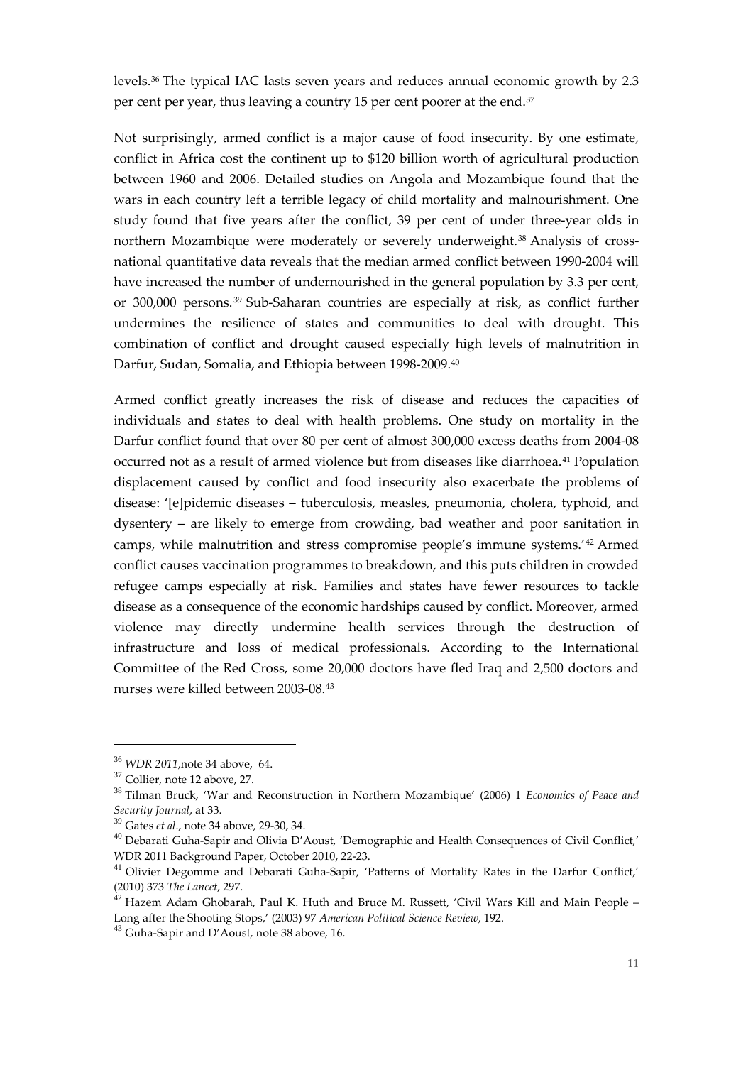levels.[36] The typical IAC lasts seven years and reduces annual economic growth by 2.3 per cent per year, thus leaving a country 15 per cent poorer at the end.[37]

Not surprisingly, armed conflict is a major cause of food insecurity. By one estimate, conflict in Africa cost the continent up to $120 billion worth of agricultural production between 1960 and 2006. Detailed studies on Angola and Mozambique found that the wars in each country left a terrible legacy of child mortality and malnourishment. One study found that five years after the conflict, 39 per cent of under three-year olds in northern Mozambique were moderately or severely underweight.[38] Analysis of cross-national quantitative data reveals that the median armed conflict between 1990-2004 will have increased the number of undernourished in the general population by 3.3 per cent, or 300,000 persons.[39] Sub-Saharan countries are especially at risk, as conflict further undermines the resilience of states and communities to deal with drought. This combination of conflict and drought caused especially high levels of malnutrition in Darfur, Sudan, Somalia, and Ethiopia between 1998-2009.[40]

Armed conflict greatly increases the risk of disease and reduces the capacities of individuals and states to deal with health problems. One study on mortality in the Darfur conflict found that over 80 per cent of almost 300,000 excess deaths from 2004-08 occurred not as a result of armed violence but from diseases like diarrhoea.[41] Population displacement caused by conflict and food insecurity also exacerbate the problems of disease: '[e]pidemic diseases – tuberculosis, measles, pneumonia, cholera, typhoid, and dysentery – are likely to emerge from crowding, bad weather and poor sanitation in camps, while malnutrition and stress compromise people's immune systems.'[42] Armed conflict causes vaccination programmes to breakdown, and this puts children in crowded refugee camps especially at risk. Families and states have fewer resources to tackle disease as a consequence of the economic hardships caused by conflict. Moreover, armed violence may directly undermine health services through the destruction of infrastructure and loss of medical professionals. According to the International Committee of the Red Cross, some 20,000 doctors have fled Iraq and 2,500 doctors and nurses were killed between 2003-08.[43]

---

[36] *WDR 2011*,note 34 above, 64.

[37] Collier, note 12 above, 27.

[38] Tilman Bruck, 'War and Reconstruction in Northern Mozambique' (2006) 1 *Economics of Peace and Security Journal*, at 33.

[39] Gates *et al*., note 34 above, 29-30, 34.

[40] Debarati Guha-Sapir and Olivia D'Aoust, 'Demographic and Health Consequences of Civil Conflict,' WDR 2011 Background Paper, October 2010, 22-23.

[41] Olivier Degomme and Debarati Guha-Sapir, 'Patterns of Mortality Rates in the Darfur Conflict,' (2010) 373 *The Lancet*, 297.

[42] Hazem Adam Ghobarah, Paul K. Huth and Bruce M. Russett, 'Civil Wars Kill and Main People – Long after the Shooting Stops,' (2003) 97 *American Political Science Review*, 192.

[43] Guha-Sapir and D'Aoust, note 38 above, 16.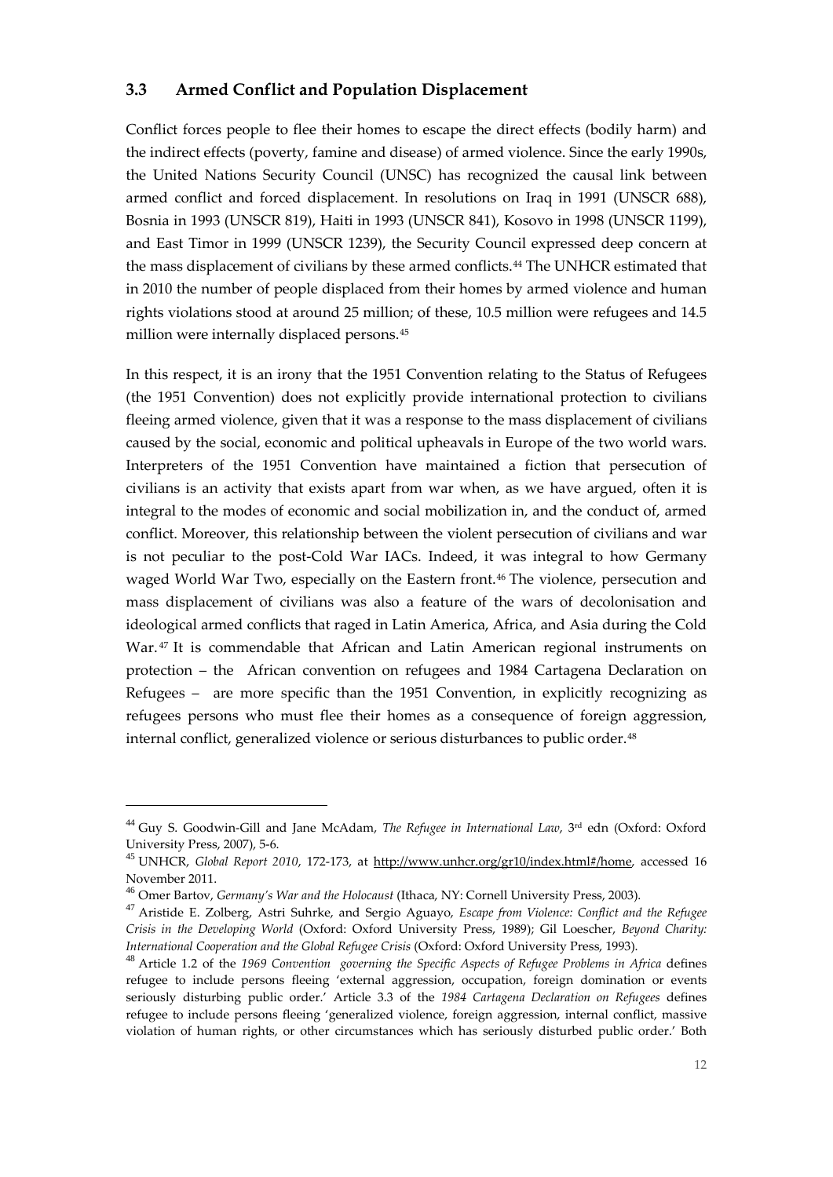### 3.3 Armed Conflict and Population Displacement

Conflict forces people to flee their homes to escape the direct effects (bodily harm) and the indirect effects (poverty, famine and disease) of armed violence. Since the early 1990s, the United Nations Security Council (UNSC) has recognized the causal link between armed conflict and forced displacement. In resolutions on Iraq in 1991 (UNSCR 688), Bosnia in 1993 (UNSCR 819), Haiti in 1993 (UNSCR 841), Kosovo in 1998 (UNSCR 1199), and East Timor in 1999 (UNSCR 1239), the Security Council expressed deep concern at the mass displacement of civilians by these armed conflicts.[44] The UNHCR estimated that in 2010 the number of people displaced from their homes by armed violence and human rights violations stood at around 25 million; of these, 10.5 million were refugees and 14.5 million were internally displaced persons.[45]

In this respect, it is an irony that the 1951 Convention relating to the Status of Refugees (the 1951 Convention) does not explicitly provide international protection to civilians fleeing armed violence, given that it was a response to the mass displacement of civilians caused by the social, economic and political upheavals in Europe of the two world wars. Interpreters of the 1951 Convention have maintained a fiction that persecution of civilians is an activity that exists apart from war when, as we have argued, often it is integral to the modes of economic and social mobilization in, and the conduct of, armed conflict. Moreover, this relationship between the violent persecution of civilians and war is not peculiar to the post-Cold War IACs. Indeed, it was integral to how Germany waged World War Two, especially on the Eastern front.[46] The violence, persecution and mass displacement of civilians was also a feature of the wars of decolonisation and ideological armed conflicts that raged in Latin America, Africa, and Asia during the Cold War.[47] It is commendable that African and Latin American regional instruments on protection – the African convention on refugees and 1984 Cartagena Declaration on Refugees – are more specific than the 1951 Convention, in explicitly recognizing as refugees persons who must flee their homes as a consequence of foreign aggression, internal conflict, generalized violence or serious disturbances to public order.[48]

---

[44] Guy S. Goodwin-Gill and Jane McAdam, *The Refugee in International Law*, 3rd edn (Oxford: Oxford University Press, 2007), 5-6.

[45] UNHCR, *Global Report 2010*, 172-173, at http://www.unhcr.org/gr10/index.html#/home, accessed 16 November 2011.

[46] Omer Bartov, *Germany's War and the Holocaust* (Ithaca, NY: Cornell University Press, 2003).

[47] Aristide E. Zolberg, Astri Suhrke, and Sergio Aguayo, *Escape from Violence: Conflict and the Refugee Crisis in the Developing World* (Oxford: Oxford University Press, 1989); Gil Loescher, *Beyond Charity: International Cooperation and the Global Refugee Crisis* (Oxford: Oxford University Press, 1993).

[48] Article 1.2 of the *1969 Convention governing the Specific Aspects of Refugee Problems in Africa* defines refugee to include persons fleeing 'external aggression, occupation, foreign domination or events seriously disturbing public order.' Article 3.3 of the *1984 Cartagena Declaration on Refugees* defines refugee to include persons fleeing 'generalized violence, foreign aggression, internal conflict, massive violation of human rights, or other circumstances which has seriously disturbed public order.' Both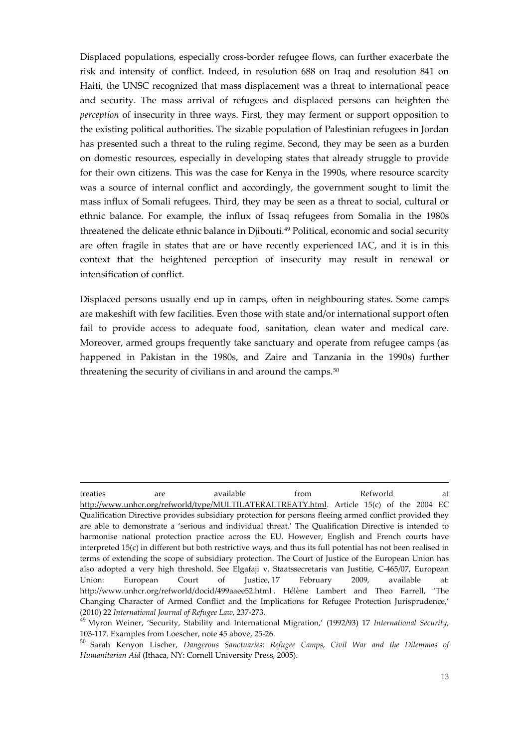Displaced populations, especially cross-border refugee flows, can further exacerbate the risk and intensity of conflict. Indeed, in resolution 688 on Iraq and resolution 841 on Haiti, the UNSC recognized that mass displacement was a threat to international peace and security. The mass arrival of refugees and displaced persons can heighten the *perception* of insecurity in three ways. First, they may ferment or support opposition to the existing political authorities. The sizable population of Palestinian refugees in Jordan has presented such a threat to the ruling regime. Second, they may be seen as a burden on domestic resources, especially in developing states that already struggle to provide for their own citizens. This was the case for Kenya in the 1990s, where resource scarcity was a source of internal conflict and accordingly, the government sought to limit the mass influx of Somali refugees. Third, they may be seen as a threat to social, cultural or ethnic balance. For example, the influx of Issaq refugees from Somalia in the 1980s threatened the delicate ethnic balance in Djibouti.[49] Political, economic and social security are often fragile in states that are or have recently experienced IAC, and it is in this context that the heightened perception of insecurity may result in renewal or intensification of conflict.

Displaced persons usually end up in camps, often in neighbouring states. Some camps are makeshift with few facilities. Even those with state and/or international support often fail to provide access to adequate food, sanitation, clean water and medical care. Moreover, armed groups frequently take sanctuary and operate from refugee camps (as happened in Pakistan in the 1980s, and Zaire and Tanzania in the 1990s) further threatening the security of civilians in and around the camps.[50]

---

treaties are available from Refworld at http://www.unhcr.org/refworld/type/MULTILATERALTREATY.html. Article 15(c) of the 2004 EC Qualification Directive provides subsidiary protection for persons fleeing armed conflict provided they are able to demonstrate a 'serious and individual threat.' The Qualification Directive is intended to harmonise national protection practice across the EU. However, English and French courts have interpreted 15(c) in different but both restrictive ways, and thus its full potential has not been realised in terms of extending the scope of subsidiary protection. The Court of Justice of the European Union has also adopted a very high threshold. See Elgafaji v. Staatssecretaris van Justitie, C-465/07, European Union: European Court of Justice, 17 February 2009, available at: http://www.unhcr.org/refworld/docid/499aaee52.html . Hélène Lambert and Theo Farrell, 'The Changing Character of Armed Conflict and the Implications for Refugee Protection Jurisprudence,' (2010) 22 *International Journal of Refugee Law*, 237-273.

[49] Myron Weiner, 'Security, Stability and International Migration,' (1992/93) 17 *International Security*, 103-117. Examples from Loescher, note 45 above, 25-26.

[50] Sarah Kenyon Lischer, *Dangerous Sanctuaries: Refugee Camps, Civil War and the Dilemmas of Humanitarian Aid* (Ithaca, NY: Cornell University Press, 2005).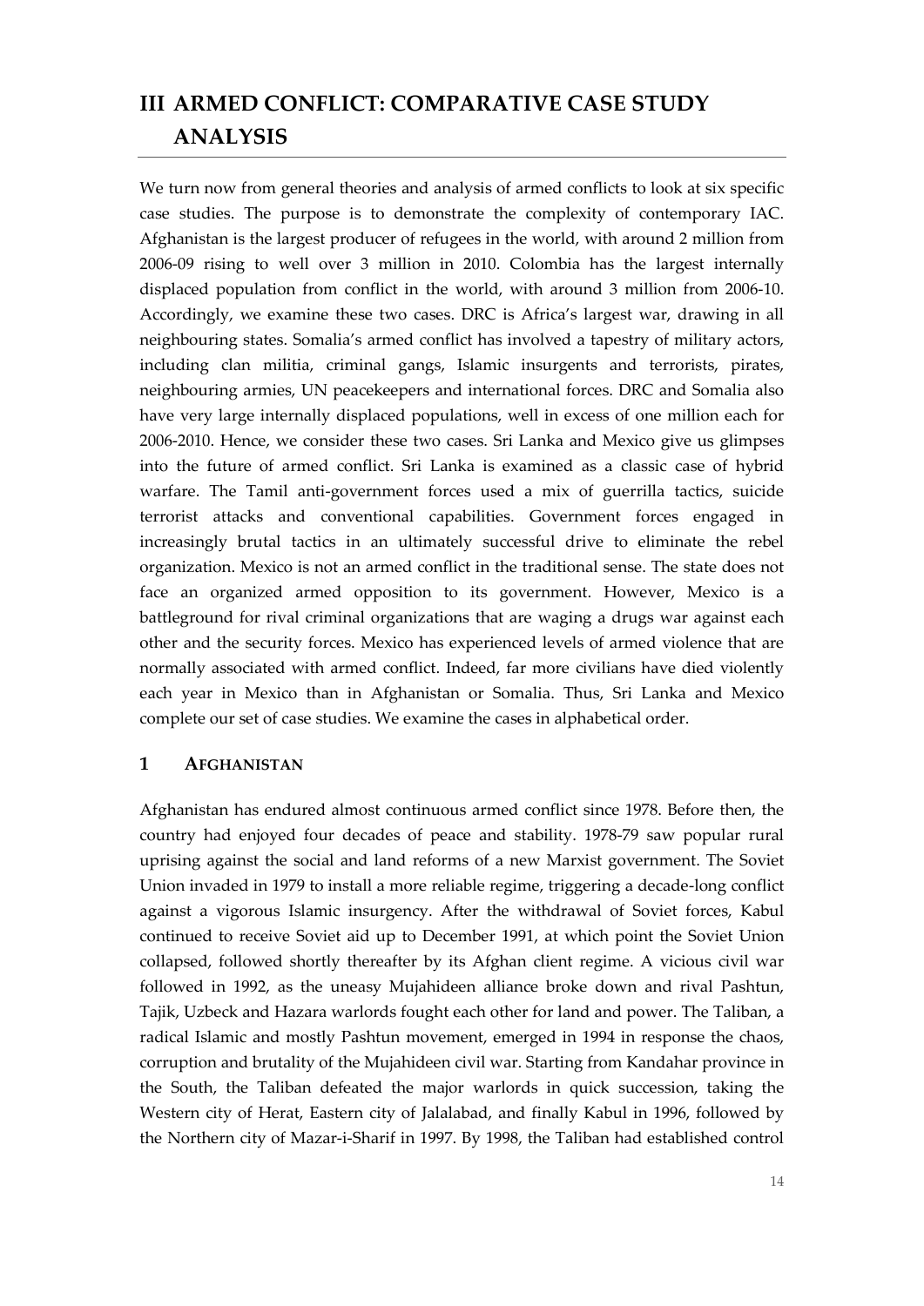# III ARMED CONFLICT: COMPARATIVE CASE STUDY ANALYSIS

We turn now from general theories and analysis of armed conflicts to look at six specific case studies. The purpose is to demonstrate the complexity of contemporary IAC. Afghanistan is the largest producer of refugees in the world, with around 2 million from 2006-09 rising to well over 3 million in 2010. Colombia has the largest internally displaced population from conflict in the world, with around 3 million from 2006-10. Accordingly, we examine these two cases. DRC is Africa's largest war, drawing in all neighbouring states. Somalia's armed conflict has involved a tapestry of military actors, including clan militia, criminal gangs, Islamic insurgents and terrorists, pirates, neighbouring armies, UN peacekeepers and international forces. DRC and Somalia also have very large internally displaced populations, well in excess of one million each for 2006-2010. Hence, we consider these two cases. Sri Lanka and Mexico give us glimpses into the future of armed conflict. Sri Lanka is examined as a classic case of hybrid warfare. The Tamil anti-government forces used a mix of guerrilla tactics, suicide terrorist attacks and conventional capabilities. Government forces engaged in increasingly brutal tactics in an ultimately successful drive to eliminate the rebel organization. Mexico is not an armed conflict in the traditional sense. The state does not face an organized armed opposition to its government. However, Mexico is a battleground for rival criminal organizations that are waging a drugs war against each other and the security forces. Mexico has experienced levels of armed violence that are normally associated with armed conflict. Indeed, far more civilians have died violently each year in Mexico than in Afghanistan or Somalia. Thus, Sri Lanka and Mexico complete our set of case studies. We examine the cases in alphabetical order.

## 1 AFGHANISTAN

Afghanistan has endured almost continuous armed conflict since 1978. Before then, the country had enjoyed four decades of peace and stability. 1978-79 saw popular rural uprising against the social and land reforms of a new Marxist government. The Soviet Union invaded in 1979 to install a more reliable regime, triggering a decade-long conflict against a vigorous Islamic insurgency. After the withdrawal of Soviet forces, Kabul continued to receive Soviet aid up to December 1991, at which point the Soviet Union collapsed, followed shortly thereafter by its Afghan client regime. A vicious civil war followed in 1992, as the uneasy Mujahideen alliance broke down and rival Pashtun, Tajik, Uzbeck and Hazara warlords fought each other for land and power. The Taliban, a radical Islamic and mostly Pashtun movement, emerged in 1994 in response the chaos, corruption and brutality of the Mujahideen civil war. Starting from Kandahar province in the South, the Taliban defeated the major warlords in quick succession, taking the Western city of Herat, Eastern city of Jalalabad, and finally Kabul in 1996, followed by the Northern city of Mazar-i-Sharif in 1997. By 1998, the Taliban had established control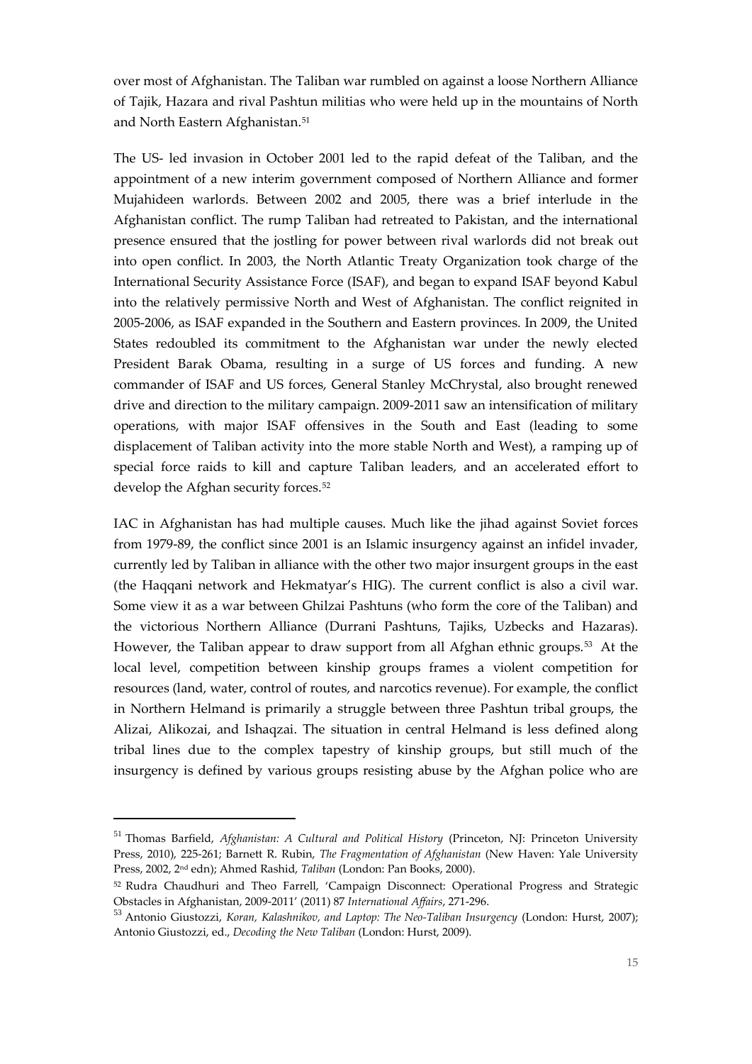over most of Afghanistan. The Taliban war rumbled on against a loose Northern Alliance of Tajik, Hazara and rival Pashtun militias who were held up in the mountains of North and North Eastern Afghanistan.[51]

The US- led invasion in October 2001 led to the rapid defeat of the Taliban, and the appointment of a new interim government composed of Northern Alliance and former Mujahideen warlords. Between 2002 and 2005, there was a brief interlude in the Afghanistan conflict. The rump Taliban had retreated to Pakistan, and the international presence ensured that the jostling for power between rival warlords did not break out into open conflict. In 2003, the North Atlantic Treaty Organization took charge of the International Security Assistance Force (ISAF), and began to expand ISAF beyond Kabul into the relatively permissive North and West of Afghanistan. The conflict reignited in 2005-2006, as ISAF expanded in the Southern and Eastern provinces. In 2009, the United States redoubled its commitment to the Afghanistan war under the newly elected President Barak Obama, resulting in a surge of US forces and funding. A new commander of ISAF and US forces, General Stanley McChrystal, also brought renewed drive and direction to the military campaign. 2009-2011 saw an intensification of military operations, with major ISAF offensives in the South and East (leading to some displacement of Taliban activity into the more stable North and West), a ramping up of special force raids to kill and capture Taliban leaders, and an accelerated effort to develop the Afghan security forces.[52]

IAC in Afghanistan has had multiple causes. Much like the jihad against Soviet forces from 1979-89, the conflict since 2001 is an Islamic insurgency against an infidel invader, currently led by Taliban in alliance with the other two major insurgent groups in the east (the Haqqani network and Hekmatyar's HIG). The current conflict is also a civil war. Some view it as a war between Ghilzai Pashtuns (who form the core of the Taliban) and the victorious Northern Alliance (Durrani Pashtuns, Tajiks, Uzbecks and Hazaras). However, the Taliban appear to draw support from all Afghan ethnic groups.[53] At the local level, competition between kinship groups frames a violent competition for resources (land, water, control of routes, and narcotics revenue). For example, the conflict in Northern Helmand is primarily a struggle between three Pashtun tribal groups, the Alizai, Alikozai, and Ishaqzai. The situation in central Helmand is less defined along tribal lines due to the complex tapestry of kinship groups, but still much of the insurgency is defined by various groups resisting abuse by the Afghan police who are

---

[51] Thomas Barfield, *Afghanistan: A Cultural and Political History* (Princeton, NJ: Princeton University Press, 2010), 225-261; Barnett R. Rubin, *The Fragmentation of Afghanistan* (New Haven: Yale University Press, 2002, 2nd edn); Ahmed Rashid, *Taliban* (London: Pan Books, 2000).

[52] Rudra Chaudhuri and Theo Farrell, 'Campaign Disconnect: Operational Progress and Strategic Obstacles in Afghanistan, 2009-2011' (2011) 87 *International Affairs*, 271-296.

[53] Antonio Giustozzi, *Koran, Kalashnikov, and Laptop: The Neo-Taliban Insurgency* (London: Hurst, 2007); Antonio Giustozzi, ed., *Decoding the New Taliban* (London: Hurst, 2009).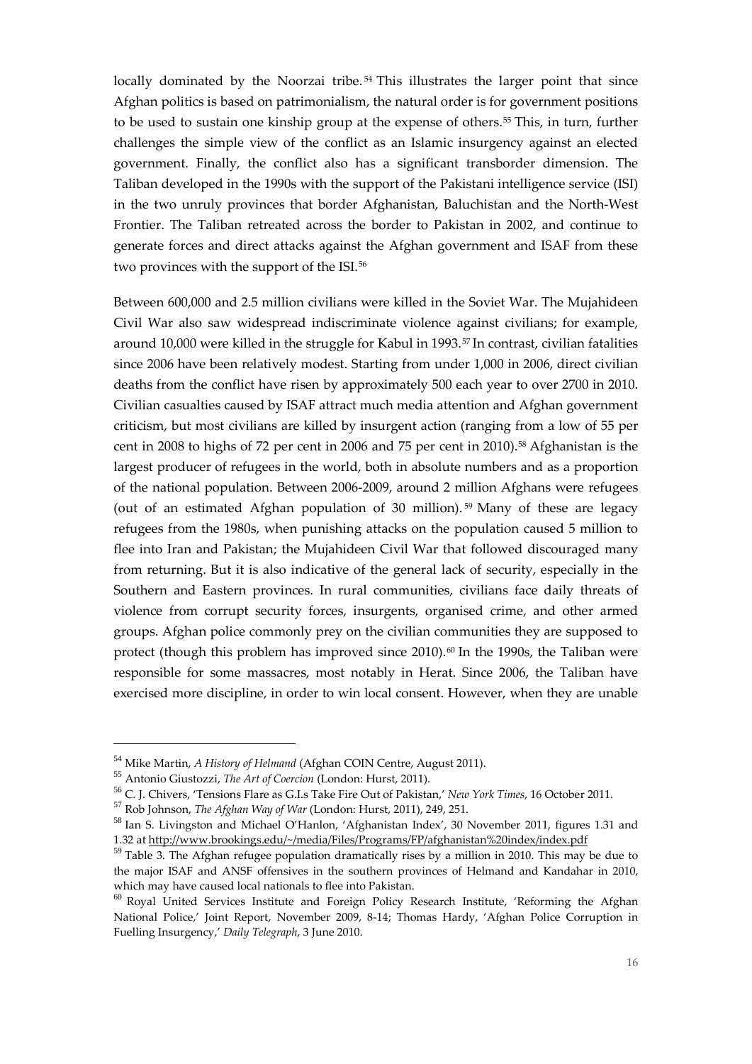locally dominated by the Noorzai tribe.[54] This illustrates the larger point that since Afghan politics is based on patrimonialism, the natural order is for government positions to be used to sustain one kinship group at the expense of others.[55] This, in turn, further challenges the simple view of the conflict as an Islamic insurgency against an elected government. Finally, the conflict also has a significant transborder dimension. The Taliban developed in the 1990s with the support of the Pakistani intelligence service (ISI) in the two unruly provinces that border Afghanistan, Baluchistan and the North-West Frontier. The Taliban retreated across the border to Pakistan in 2002, and continue to generate forces and direct attacks against the Afghan government and ISAF from these two provinces with the support of the ISI.[56]

Between 600,000 and 2.5 million civilians were killed in the Soviet War. The Mujahideen Civil War also saw widespread indiscriminate violence against civilians; for example, around 10,000 were killed in the struggle for Kabul in 1993.[57] In contrast, civilian fatalities since 2006 have been relatively modest. Starting from under 1,000 in 2006, direct civilian deaths from the conflict have risen by approximately 500 each year to over 2700 in 2010. Civilian casualties caused by ISAF attract much media attention and Afghan government criticism, but most civilians are killed by insurgent action (ranging from a low of 55 per cent in 2008 to highs of 72 per cent in 2006 and 75 per cent in 2010).[58] Afghanistan is the largest producer of refugees in the world, both in absolute numbers and as a proportion of the national population. Between 2006-2009, around 2 million Afghans were refugees (out of an estimated Afghan population of 30 million).[59] Many of these are legacy refugees from the 1980s, when punishing attacks on the population caused 5 million to flee into Iran and Pakistan; the Mujahideen Civil War that followed discouraged many from returning. But it is also indicative of the general lack of security, especially in the Southern and Eastern provinces. In rural communities, civilians face daily threats of violence from corrupt security forces, insurgents, organised crime, and other armed groups. Afghan police commonly prey on the civilian communities they are supposed to protect (though this problem has improved since 2010).[60] In the 1990s, the Taliban were responsible for some massacres, most notably in Herat. Since 2006, the Taliban have exercised more discipline, in order to win local consent. However, when they are unable

---

[54] Mike Martin, *A History of Helmand* (Afghan COIN Centre, August 2011).

[55] Antonio Giustozzi, *The Art of Coercion* (London: Hurst, 2011).

[56] C. J. Chivers, 'Tensions Flare as G.I.s Take Fire Out of Pakistan,' *New York Times*, 16 October 2011.

[57] Rob Johnson, *The Afghan Way of War* (London: Hurst, 2011), 249, 251.

[58] Ian S. Livingston and Michael O'Hanlon, 'Afghanistan Index', 30 November 2011, figures 1.31 and 1.32 at http://www.brookings.edu/~/media/Files/Programs/FP/afghanistan%20index/index.pdf

[59] Table 3. The Afghan refugee population dramatically rises by a million in 2010. This may be due to the major ISAF and ANSF offensives in the southern provinces of Helmand and Kandahar in 2010, which may have caused local nationals to flee into Pakistan.

[60] Royal United Services Institute and Foreign Policy Research Institute, 'Reforming the Afghan National Police,' Joint Report, November 2009, 8-14; Thomas Hardy, 'Afghan Police Corruption in Fuelling Insurgency,' *Daily Telegraph*, 3 June 2010.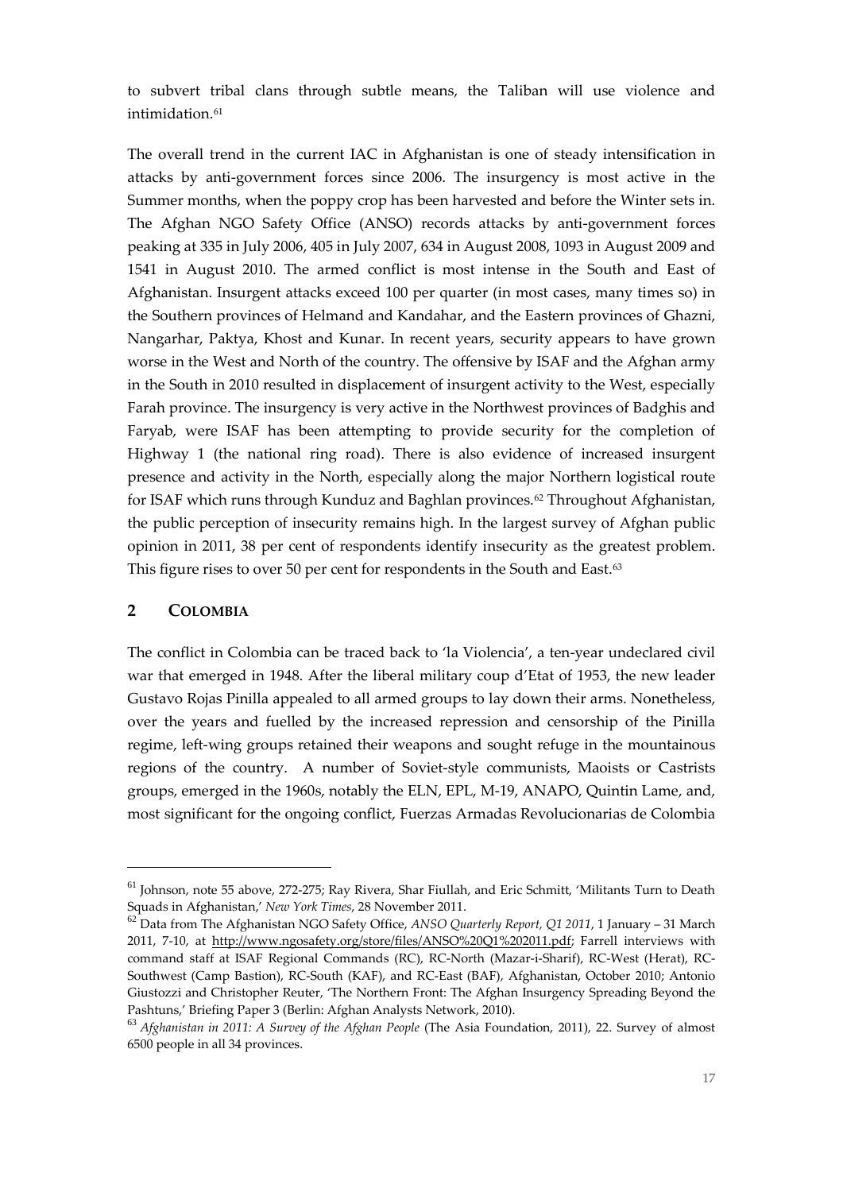to subvert tribal clans through subtle means, the Taliban will use violence and intimidation.[61]

The overall trend in the current IAC in Afghanistan is one of steady intensification in attacks by anti-government forces since 2006. The insurgency is most active in the Summer months, when the poppy crop has been harvested and before the Winter sets in. The Afghan NGO Safety Office (ANSO) records attacks by anti-government forces peaking at 335 in July 2006, 405 in July 2007, 634 in August 2008, 1093 in August 2009 and 1541 in August 2010. The armed conflict is most intense in the South and East of Afghanistan. Insurgent attacks exceed 100 per quarter (in most cases, many times so) in the Southern provinces of Helmand and Kandahar, and the Eastern provinces of Ghazni, Nangarhar, Paktya, Khost and Kunar. In recent years, security appears to have grown worse in the West and North of the country. The offensive by ISAF and the Afghan army in the South in 2010 resulted in displacement of insurgent activity to the West, especially Farah province. The insurgency is very active in the Northwest provinces of Badghis and Faryab, were ISAF has been attempting to provide security for the completion of Highway 1 (the national ring road). There is also evidence of increased insurgent presence and activity in the North, especially along the major Northern logistical route for ISAF which runs through Kunduz and Baghlan provinces.[62] Throughout Afghanistan, the public perception of insecurity remains high. In the largest survey of Afghan public opinion in 2011, 38 per cent of respondents identify insecurity as the greatest problem. This figure rises to over 50 per cent for respondents in the South and East.[63]

## 2 COLOMBIA

The conflict in Colombia can be traced back to 'la Violencia', a ten-year undeclared civil war that emerged in 1948. After the liberal military coup d'Etat of 1953, the new leader Gustavo Rojas Pinilla appealed to all armed groups to lay down their arms. Nonetheless, over the years and fuelled by the increased repression and censorship of the Pinilla regime, left-wing groups retained their weapons and sought refuge in the mountainous regions of the country. A number of Soviet-style communists, Maoists or Castrists groups, emerged in the 1960s, notably the ELN, EPL, M-19, ANAPO, Quintin Lame, and, most significant for the ongoing conflict, Fuerzas Armadas Revolucionarias de Colombia

---

[61] Johnson, note 55 above, 272-275; Ray Rivera, Shar Fiullah, and Eric Schmitt, 'Militants Turn to Death Squads in Afghanistan,' *New York Times*, 28 November 2011.

[62] Data from The Afghanistan NGO Safety Office, *ANSO Quarterly Report, Q1 2011*, 1 January – 31 March 2011, 7-10, at http://www.ngosafety.org/store/files/ANSO%20Q1%202011.pdf; Farrell interviews with command staff at ISAF Regional Commands (RC), RC-North (Mazar-i-Sharif), RC-West (Herat), RC-Southwest (Camp Bastion), RC-South (KAF), and RC-East (BAF), Afghanistan, October 2010; Antonio Giustozzi and Christopher Reuter, 'The Northern Front: The Afghan Insurgency Spreading Beyond the Pashtuns,' Briefing Paper 3 (Berlin: Afghan Analysts Network, 2010).

[63] *Afghanistan in 2011: A Survey of the Afghan People* (The Asia Foundation, 2011), 22. Survey of almost 6500 people in all 34 provinces.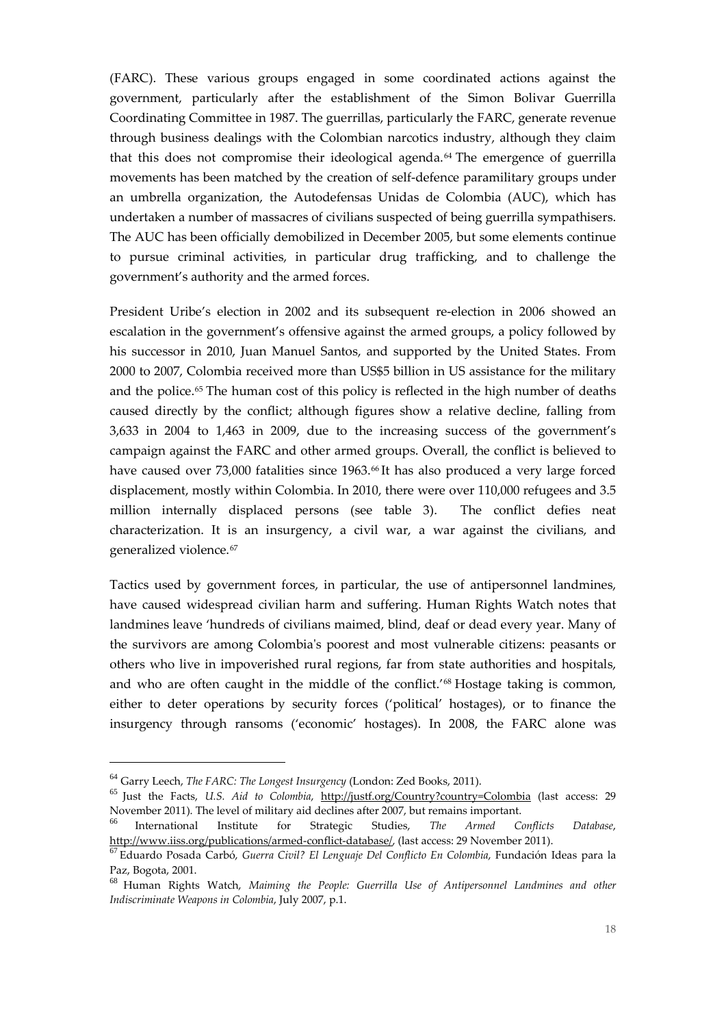(FARC). These various groups engaged in some coordinated actions against the government, particularly after the establishment of the Simon Bolivar Guerrilla Coordinating Committee in 1987. The guerrillas, particularly the FARC, generate revenue through business dealings with the Colombian narcotics industry, although they claim that this does not compromise their ideological agenda.[64] The emergence of guerrilla movements has been matched by the creation of self-defence paramilitary groups under an umbrella organization, the Autodefensas Unidas de Colombia (AUC), which has undertaken a number of massacres of civilians suspected of being guerrilla sympathisers. The AUC has been officially demobilized in December 2005, but some elements continue to pursue criminal activities, in particular drug trafficking, and to challenge the government's authority and the armed forces.

President Uribe's election in 2002 and its subsequent re-election in 2006 showed an escalation in the government's offensive against the armed groups, a policy followed by his successor in 2010, Juan Manuel Santos, and supported by the United States. From 2000 to 2007, Colombia received more than US$5 billion in US assistance for the military and the police.[65] The human cost of this policy is reflected in the high number of deaths caused directly by the conflict; although figures show a relative decline, falling from 3,633 in 2004 to 1,463 in 2009, due to the increasing success of the government's campaign against the FARC and other armed groups. Overall, the conflict is believed to have caused over 73,000 fatalities since 1963.[66] It has also produced a very large forced displacement, mostly within Colombia. In 2010, there were over 110,000 refugees and 3.5 million internally displaced persons (see table 3). The conflict defies neat characterization. It is an insurgency, a civil war, a war against the civilians, and generalized violence.[67]

Tactics used by government forces, in particular, the use of antipersonnel landmines, have caused widespread civilian harm and suffering. Human Rights Watch notes that landmines leave 'hundreds of civilians maimed, blind, deaf or dead every year. Many of the survivors are among Colombia's poorest and most vulnerable citizens: peasants or others who live in impoverished rural regions, far from state authorities and hospitals, and who are often caught in the middle of the conflict.'[68] Hostage taking is common, either to deter operations by security forces ('political' hostages), or to finance the insurgency through ransoms ('economic' hostages). In 2008, the FARC alone was

---

[64] Garry Leech, *The FARC: The Longest Insurgency* (London: Zed Books, 2011).

[65] Just the Facts, *U.S. Aid to Colombia*, http://justf.org/Country?country=Colombia (last access: 29 November 2011). The level of military aid declines after 2007, but remains important.

[66] International Institute for Strategic Studies, *The Armed Conflicts Database*, http://www.iiss.org/publications/armed-conflict-database/, (last access: 29 November 2011).

[67] Eduardo Posada Carbó, *Guerra Civil? El Lenguaje Del Conflicto En Colombia*, Fundación Ideas para la Paz, Bogota, 2001.

[68] Human Rights Watch, *Maiming the People: Guerrilla Use of Antipersonnel Landmines and other Indiscriminate Weapons in Colombia*, July 2007, p.1.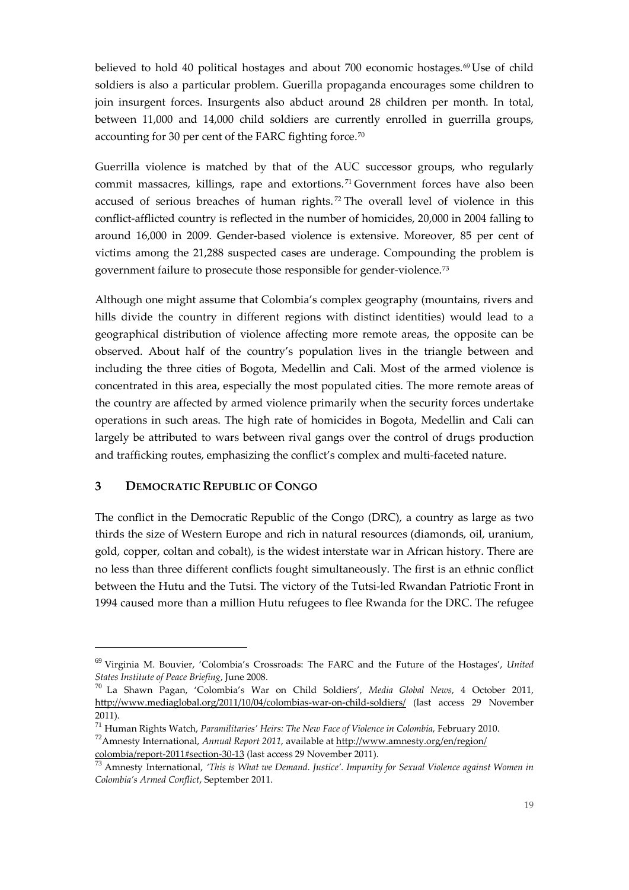believed to hold 40 political hostages and about 700 economic hostages.[69] Use of child soldiers is also a particular problem. Guerilla propaganda encourages some children to join insurgent forces. Insurgents also abduct around 28 children per month. In total, between 11,000 and 14,000 child soldiers are currently enrolled in guerrilla groups, accounting for 30 per cent of the FARC fighting force.[70]

Guerrilla violence is matched by that of the AUC successor groups, who regularly commit massacres, killings, rape and extortions.[71] Government forces have also been accused of serious breaches of human rights.[72] The overall level of violence in this conflict-afflicted country is reflected in the number of homicides, 20,000 in 2004 falling to around 16,000 in 2009. Gender-based violence is extensive. Moreover, 85 per cent of victims among the 21,288 suspected cases are underage. Compounding the problem is government failure to prosecute those responsible for gender-violence.[73]

Although one might assume that Colombia's complex geography (mountains, rivers and hills divide the country in different regions with distinct identities) would lead to a geographical distribution of violence affecting more remote areas, the opposite can be observed. About half of the country's population lives in the triangle between and including the three cities of Bogota, Medellin and Cali. Most of the armed violence is concentrated in this area, especially the most populated cities. The more remote areas of the country are affected by armed violence primarily when the security forces undertake operations in such areas. The high rate of homicides in Bogota, Medellin and Cali can largely be attributed to wars between rival gangs over the control of drugs production and trafficking routes, emphasizing the conflict's complex and multi-faceted nature.

## 3 DEMOCRATIC REPUBLIC OF CONGO

The conflict in the Democratic Republic of the Congo (DRC), a country as large as two thirds the size of Western Europe and rich in natural resources (diamonds, oil, uranium, gold, copper, coltan and cobalt), is the widest interstate war in African history. There are no less than three different conflicts fought simultaneously. The first is an ethnic conflict between the Hutu and the Tutsi. The victory of the Tutsi-led Rwandan Patriotic Front in 1994 caused more than a million Hutu refugees to flee Rwanda for the DRC. The refugee

---

[69] Virginia M. Bouvier, 'Colombia's Crossroads: The FARC and the Future of the Hostages', *United States Institute of Peace Briefing*, June 2008.

[70] La Shawn Pagan, 'Colombia's War on Child Soldiers', *Media Global News*, 4 October 2011, http://www.mediaglobal.org/2011/10/04/colombias-war-on-child-soldiers/ (last access 29 November 2011).

[71] Human Rights Watch, *Paramilitaries' Heirs: The New Face of Violence in Colombia*, February 2010.

[72] Amnesty International, *Annual Report 2011*, available at http://www.amnesty.org/en/region/colombia/report-2011#section-30-13 (last access 29 November 2011).

[73] Amnesty International, *'This is What we Demand. Justice'. Impunity for Sexual Violence against Women in Colombia's Armed Conflict*, September 2011.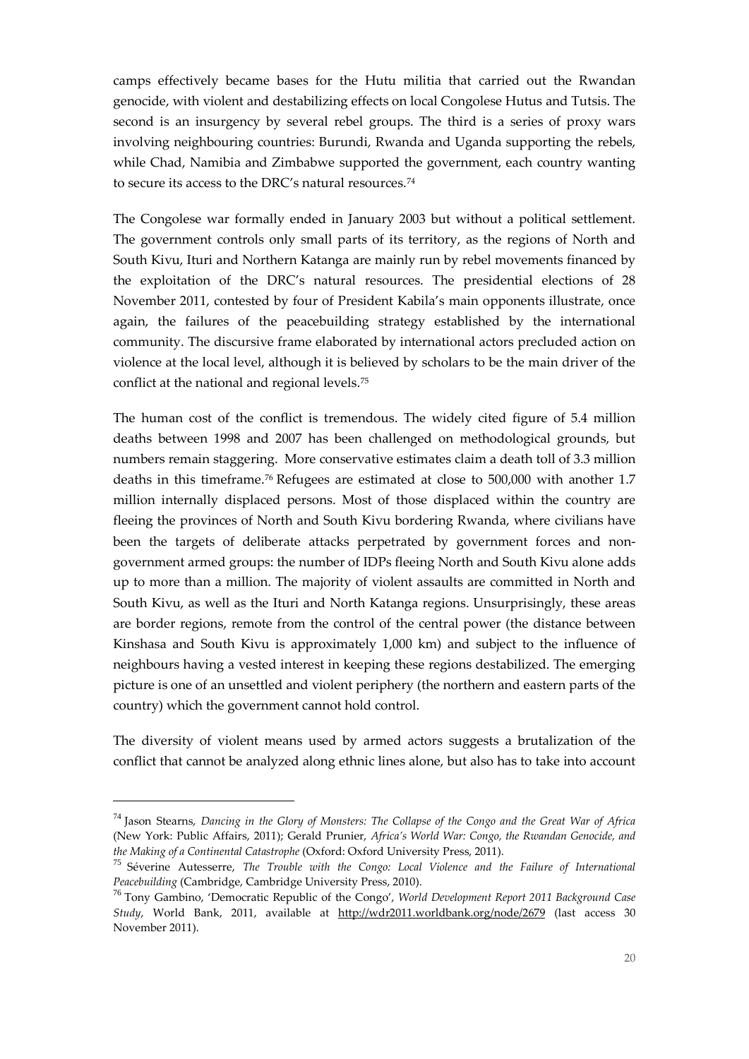camps effectively became bases for the Hutu militia that carried out the Rwandan genocide, with violent and destabilizing effects on local Congolese Hutus and Tutsis. The second is an insurgency by several rebel groups. The third is a series of proxy wars involving neighbouring countries: Burundi, Rwanda and Uganda supporting the rebels, while Chad, Namibia and Zimbabwe supported the government, each country wanting to secure its access to the DRC's natural resources.[74]

The Congolese war formally ended in January 2003 but without a political settlement. The government controls only small parts of its territory, as the regions of North and South Kivu, Ituri and Northern Katanga are mainly run by rebel movements financed by the exploitation of the DRC's natural resources. The presidential elections of 28 November 2011, contested by four of President Kabila's main opponents illustrate, once again, the failures of the peacebuilding strategy established by the international community. The discursive frame elaborated by international actors precluded action on violence at the local level, although it is believed by scholars to be the main driver of the conflict at the national and regional levels.[75]

The human cost of the conflict is tremendous. The widely cited figure of 5.4 million deaths between 1998 and 2007 has been challenged on methodological grounds, but numbers remain staggering. More conservative estimates claim a death toll of 3.3 million deaths in this timeframe.[76] Refugees are estimated at close to 500,000 with another 1.7 million internally displaced persons. Most of those displaced within the country are fleeing the provinces of North and South Kivu bordering Rwanda, where civilians have been the targets of deliberate attacks perpetrated by government forces and non-government armed groups: the number of IDPs fleeing North and South Kivu alone adds up to more than a million. The majority of violent assaults are committed in North and South Kivu, as well as the Ituri and North Katanga regions. Unsurprisingly, these areas are border regions, remote from the control of the central power (the distance between Kinshasa and South Kivu is approximately 1,000 km) and subject to the influence of neighbours having a vested interest in keeping these regions destabilized. The emerging picture is one of an unsettled and violent periphery (the northern and eastern parts of the country) which the government cannot hold control.

The diversity of violent means used by armed actors suggests a brutalization of the conflict that cannot be analyzed along ethnic lines alone, but also has to take into account

---

[74] Jason Stearns, *Dancing in the Glory of Monsters: The Collapse of the Congo and the Great War of Africa* (New York: Public Affairs, 2011); Gerald Prunier, *Africa's World War: Congo, the Rwandan Genocide, and the Making of a Continental Catastrophe* (Oxford: Oxford University Press, 2011).

[75] Séverine Autesserre, *The Trouble with the Congo: Local Violence and the Failure of International Peacebuilding* (Cambridge, Cambridge University Press, 2010).

[76] Tony Gambino, 'Democratic Republic of the Congo', *World Development Report 2011 Background Case Study*, World Bank, 2011, available at http://wdr2011.worldbank.org/node/2679 (last access 30 November 2011).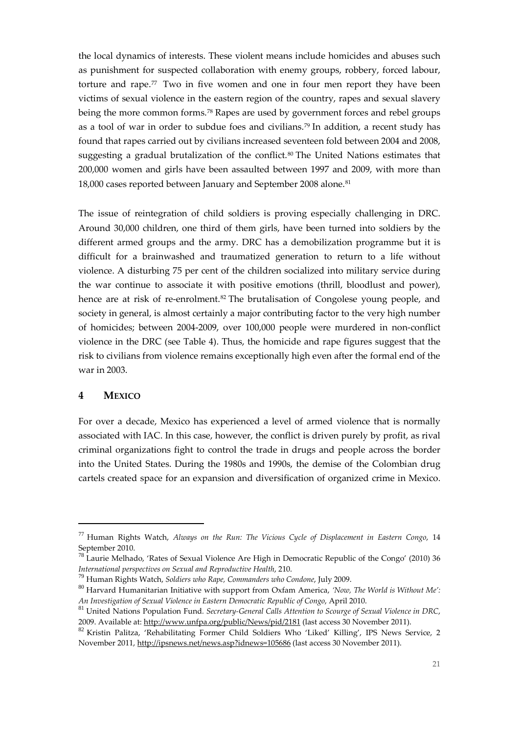the local dynamics of interests. These violent means include homicides and abuses such as punishment for suspected collaboration with enemy groups, robbery, forced labour, torture and rape.[77] Two in five women and one in four men report they have been victims of sexual violence in the eastern region of the country, rapes and sexual slavery being the more common forms.[78] Rapes are used by government forces and rebel groups as a tool of war in order to subdue foes and civilians.[79] In addition, a recent study has found that rapes carried out by civilians increased seventeen fold between 2004 and 2008, suggesting a gradual brutalization of the conflict.[80] The United Nations estimates that 200,000 women and girls have been assaulted between 1997 and 2009, with more than 18,000 cases reported between January and September 2008 alone.[81]

The issue of reintegration of child soldiers is proving especially challenging in DRC. Around 30,000 children, one third of them girls, have been turned into soldiers by the different armed groups and the army. DRC has a demobilization programme but it is difficult for a brainwashed and traumatized generation to return to a life without violence. A disturbing 75 per cent of the children socialized into military service during the war continue to associate it with positive emotions (thrill, bloodlust and power), hence are at risk of re-enrolment.[82] The brutalisation of Congolese young people, and society in general, is almost certainly a major contributing factor to the very high number of homicides; between 2004-2009, over 100,000 people were murdered in non-conflict violence in the DRC (see Table 4). Thus, the homicide and rape figures suggest that the risk to civilians from violence remains exceptionally high even after the formal end of the war in 2003.

## 4 MEXICO

For over a decade, Mexico has experienced a level of armed violence that is normally associated with IAC. In this case, however, the conflict is driven purely by profit, as rival criminal organizations fight to control the trade in drugs and people across the border into the United States. During the 1980s and 1990s, the demise of the Colombian drug cartels created space for an expansion and diversification of organized crime in Mexico.

---

[77] Human Rights Watch, *Always on the Run: The Vicious Cycle of Displacement in Eastern Congo*, 14 September 2010.

[78] Laurie Melhado, 'Rates of Sexual Violence Are High in Democratic Republic of the Congo' (2010) 36 *International perspectives on Sexual and Reproductive Health*, 210.

[79] Human Rights Watch, *Soldiers who Rape, Commanders who Condone*, July 2009.

[80] Harvard Humanitarian Initiative with support from Oxfam America, *'Now, The World is Without Me': An Investigation of Sexual Violence in Eastern Democratic Republic of Congo*, April 2010.

[81] United Nations Population Fund. *Secretary-General Calls Attention to Scourge of Sexual Violence in DRC*, 2009. Available at: http://www.unfpa.org/public/News/pid/2181 (last access 30 November 2011).

[82] Kristin Palitza, 'Rehabilitating Former Child Soldiers Who 'Liked' Killing', IPS News Service, 2 November 2011, http://ipsnews.net/news.asp?idnews=105686 (last access 30 November 2011).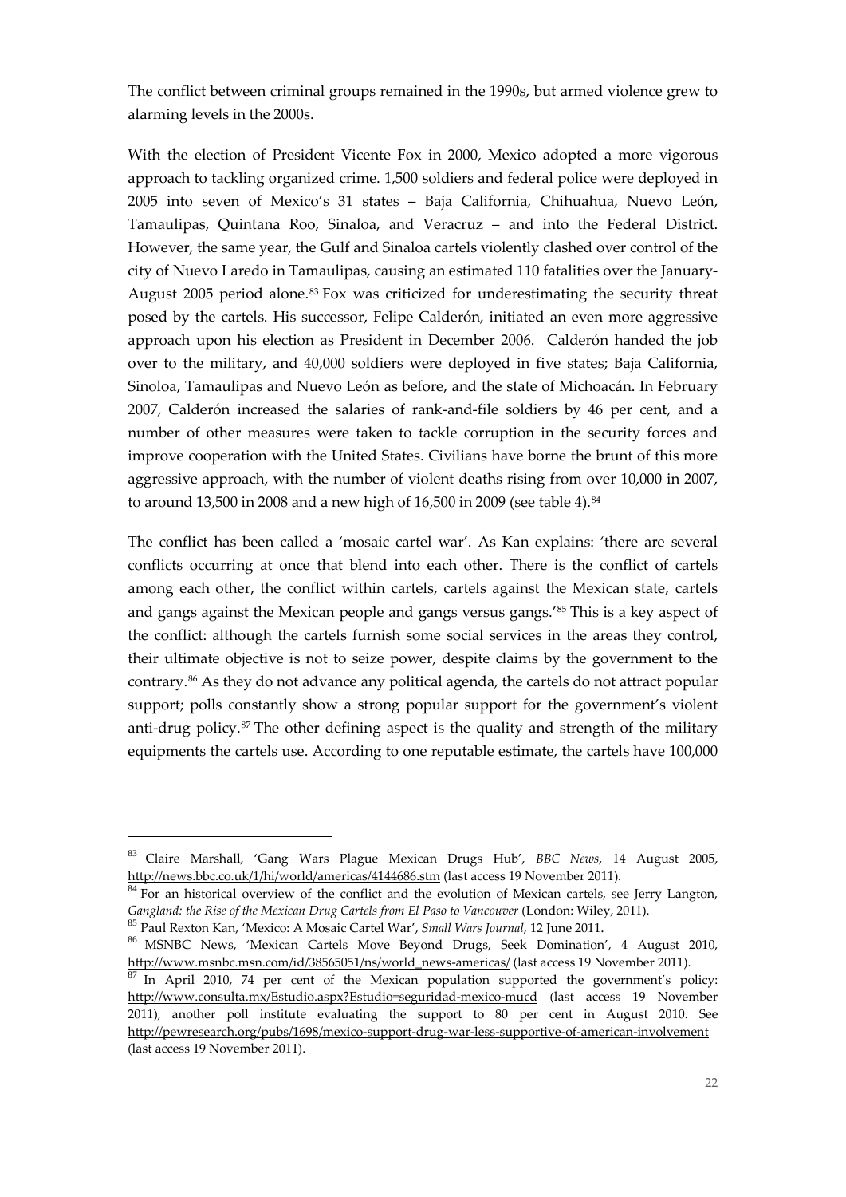The conflict between criminal groups remained in the 1990s, but armed violence grew to alarming levels in the 2000s.

With the election of President Vicente Fox in 2000, Mexico adopted a more vigorous approach to tackling organized crime. 1,500 soldiers and federal police were deployed in 2005 into seven of Mexico's 31 states – Baja California, Chihuahua, Nuevo León, Tamaulipas, Quintana Roo, Sinaloa, and Veracruz – and into the Federal District. However, the same year, the Gulf and Sinaloa cartels violently clashed over control of the city of Nuevo Laredo in Tamaulipas, causing an estimated 110 fatalities over the January-August 2005 period alone.[83] Fox was criticized for underestimating the security threat posed by the cartels. His successor, Felipe Calderón, initiated an even more aggressive approach upon his election as President in December 2006. Calderón handed the job over to the military, and 40,000 soldiers were deployed in five states; Baja California, Sinoloa, Tamaulipas and Nuevo León as before, and the state of Michoacán. In February 2007, Calderón increased the salaries of rank-and-file soldiers by 46 per cent, and a number of other measures were taken to tackle corruption in the security forces and improve cooperation with the United States. Civilians have borne the brunt of this more aggressive approach, with the number of violent deaths rising from over 10,000 in 2007, to around 13,500 in 2008 and a new high of 16,500 in 2009 (see table 4).[84]

The conflict has been called a 'mosaic cartel war'. As Kan explains: 'there are several conflicts occurring at once that blend into each other. There is the conflict of cartels among each other, the conflict within cartels, cartels against the Mexican state, cartels and gangs against the Mexican people and gangs versus gangs.'[85] This is a key aspect of the conflict: although the cartels furnish some social services in the areas they control, their ultimate objective is not to seize power, despite claims by the government to the contrary.[86] As they do not advance any political agenda, the cartels do not attract popular support; polls constantly show a strong popular support for the government's violent anti-drug policy.[87] The other defining aspect is the quality and strength of the military equipments the cartels use. According to one reputable estimate, the cartels have 100,000

---

[83] Claire Marshall, 'Gang Wars Plague Mexican Drugs Hub', *BBC News*, 14 August 2005, http://news.bbc.co.uk/1/hi/world/americas/4144686.stm (last access 19 November 2011).

[84] For an historical overview of the conflict and the evolution of Mexican cartels, see Jerry Langton, *Gangland: the Rise of the Mexican Drug Cartels from El Paso to Vancouver* (London: Wiley, 2011).

[85] Paul Rexton Kan, 'Mexico: A Mosaic Cartel War', *Small Wars Journal*, 12 June 2011.

[86] MSNBC News, 'Mexican Cartels Move Beyond Drugs, Seek Domination', 4 August 2010, http://www.msnbc.msn.com/id/38565051/ns/world_news-americas/ (last access 19 November 2011).

[87] In April 2010, 74 per cent of the Mexican population supported the government's policy: http://www.consulta.mx/Estudio.aspx?Estudio=seguridad-mexico-mucd (last access 19 November 2011), another poll institute evaluating the support to 80 per cent in August 2010. See http://pewresearch.org/pubs/1698/mexico-support-drug-war-less-supportive-of-american-involvement (last access 19 November 2011).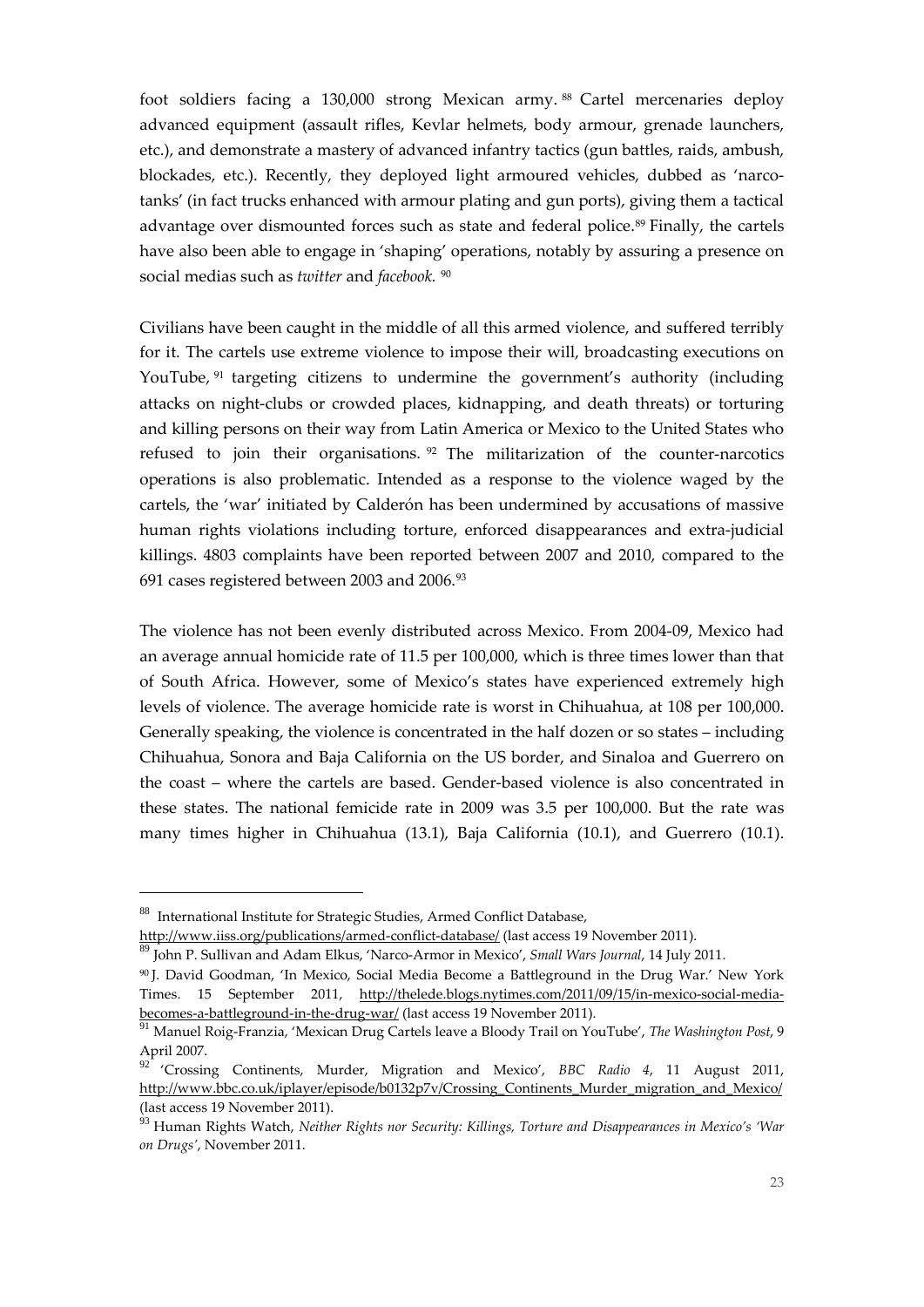foot soldiers facing a 130,000 strong Mexican army.[88] Cartel mercenaries deploy advanced equipment (assault rifles, Kevlar helmets, body armour, grenade launchers, etc.), and demonstrate a mastery of advanced infantry tactics (gun battles, raids, ambush, blockades, etc.). Recently, they deployed light armoured vehicles, dubbed as 'narco-tanks' (in fact trucks enhanced with armour plating and gun ports), giving them a tactical advantage over dismounted forces such as state and federal police.[89] Finally, the cartels have also been able to engage in 'shaping' operations, notably by assuring a presence on social medias such as *twitter* and *facebook.*[90]

Civilians have been caught in the middle of all this armed violence, and suffered terribly for it. The cartels use extreme violence to impose their will, broadcasting executions on YouTube,[91] targeting citizens to undermine the government's authority (including attacks on night-clubs or crowded places, kidnapping, and death threats) or torturing and killing persons on their way from Latin America or Mexico to the United States who refused to join their organisations.[92] The militarization of the counter-narcotics operations is also problematic. Intended as a response to the violence waged by the cartels, the 'war' initiated by Calderón has been undermined by accusations of massive human rights violations including torture, enforced disappearances and extra-judicial killings. 4803 complaints have been reported between 2007 and 2010, compared to the 691 cases registered between 2003 and 2006.[93]

The violence has not been evenly distributed across Mexico. From 2004-09, Mexico had an average annual homicide rate of 11.5 per 100,000, which is three times lower than that of South Africa. However, some of Mexico's states have experienced extremely high levels of violence. The average homicide rate is worst in Chihuahua, at 108 per 100,000. Generally speaking, the violence is concentrated in the half dozen or so states – including Chihuahua, Sonora and Baja California on the US border, and Sinaloa and Guerrero on the coast – where the cartels are based. Gender-based violence is also concentrated in these states. The national femicide rate in 2009 was 3.5 per 100,000. But the rate was many times higher in Chihuahua (13.1), Baja California (10.1), and Guerrero (10.1).

---

[88] International Institute for Strategic Studies, Armed Conflict Database, http://www.iiss.org/publications/armed-conflict-database/ (last access 19 November 2011).

[89] John P. Sullivan and Adam Elkus, 'Narco-Armor in Mexico', *Small Wars Journal*, 14 July 2011.

[90] J. David Goodman, 'In Mexico, Social Media Become a Battleground in the Drug War.' New York Times. 15 September 2011, http://thelede.blogs.nytimes.com/2011/09/15/in-mexico-social-media-becomes-a-battleground-in-the-drug-war/ (last access 19 November 2011).

[91] Manuel Roig-Franzia, 'Mexican Drug Cartels leave a Bloody Trail on YouTube', *The Washington Post*, 9 April 2007.

[92] 'Crossing Continents, Murder, Migration and Mexico', *BBC Radio 4*, 11 August 2011, http://www.bbc.co.uk/iplayer/episode/b0132p7v/Crossing_Continents_Murder_migration_and_Mexico/ (last access 19 November 2011).

[93] Human Rights Watch, *Neither Rights nor Security: Killings, Torture and Disappearances in Mexico's 'War on Drugs'*, November 2011.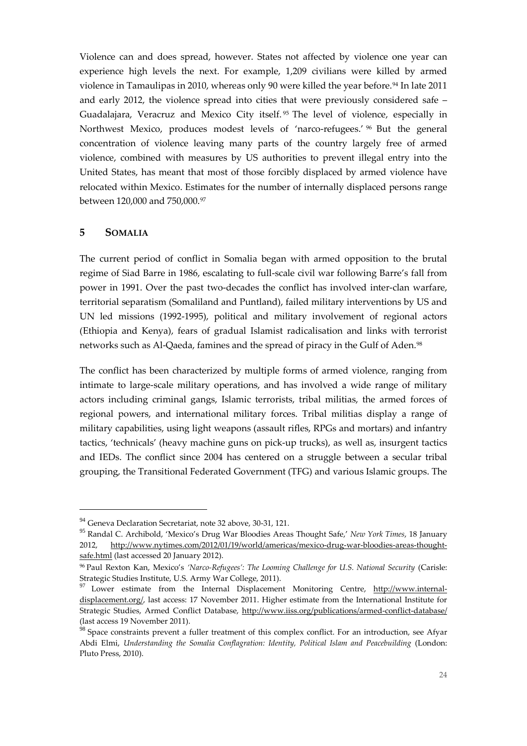Violence can and does spread, however. States not affected by violence one year can experience high levels the next. For example, 1,209 civilians were killed by armed violence in Tamaulipas in 2010, whereas only 90 were killed the year before.[94] In late 2011 and early 2012, the violence spread into cities that were previously considered safe – Guadalajara, Veracruz and Mexico City itself.[95] The level of violence, especially in Northwest Mexico, produces modest levels of 'narco-refugees.'[96] But the general concentration of violence leaving many parts of the country largely free of armed violence, combined with measures by US authorities to prevent illegal entry into the United States, has meant that most of those forcibly displaced by armed violence have relocated within Mexico. Estimates for the number of internally displaced persons range between 120,000 and 750,000.[97]

## 5 SOMALIA

The current period of conflict in Somalia began with armed opposition to the brutal regime of Siad Barre in 1986, escalating to full-scale civil war following Barre's fall from power in 1991. Over the past two-decades the conflict has involved inter-clan warfare, territorial separatism (Somaliland and Puntland), failed military interventions by US and UN led missions (1992-1995), political and military involvement of regional actors (Ethiopia and Kenya), fears of gradual Islamist radicalisation and links with terrorist networks such as Al-Qaeda, famines and the spread of piracy in the Gulf of Aden.[98]

The conflict has been characterized by multiple forms of armed violence, ranging from intimate to large-scale military operations, and has involved a wide range of military actors including criminal gangs, Islamic terrorists, tribal militias, the armed forces of regional powers, and international military forces. Tribal militias display a range of military capabilities, using light weapons (assault rifles, RPGs and mortars) and infantry tactics, 'technicals' (heavy machine guns on pick-up trucks), as well as, insurgent tactics and IEDs. The conflict since 2004 has centered on a struggle between a secular tribal grouping, the Transitional Federated Government (TFG) and various Islamic groups. The

---

[94] Geneva Declaration Secretariat, note 32 above, 30-31, 121.

[95] Randal C. Archibold, 'Mexico's Drug War Bloodies Areas Thought Safe,' *New York Times*, 18 January 2012, http://www.nytimes.com/2012/01/19/world/americas/mexico-drug-war-bloodies-areas-thought-safe.html (last accessed 20 January 2012).

[96] Paul Rexton Kan, Mexico's *'Narco-Refugees': The Looming Challenge for U.S. National Security* (Carisle: Strategic Studies Institute, U.S. Army War College, 2011).

[97] Lower estimate from the Internal Displacement Monitoring Centre, http://www.internal-displacement.org/, last access: 17 November 2011. Higher estimate from the International Institute for Strategic Studies, Armed Conflict Database, http://www.iiss.org/publications/armed-conflict-database/ (last access 19 November 2011).

[98] Space constraints prevent a fuller treatment of this complex conflict. For an introduction, see Afyar Abdi Elmi, *Understanding the Somalia Conflagration: Identity, Political Islam and Peacebuilding* (London: Pluto Press, 2010).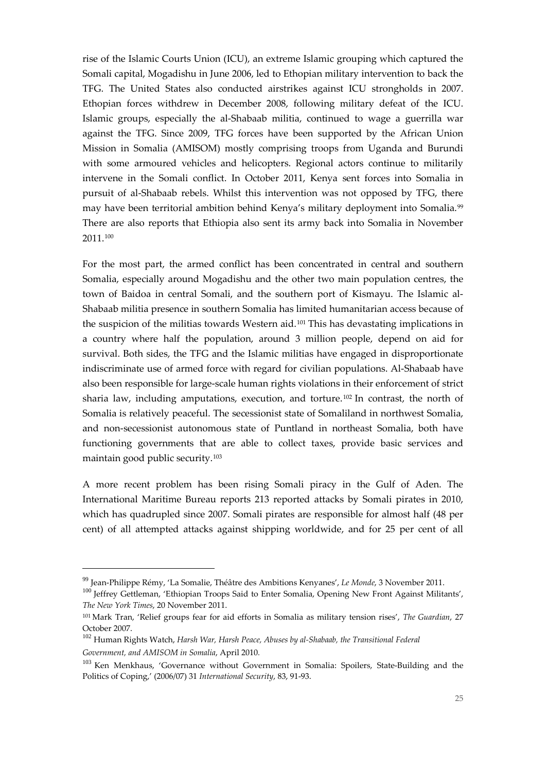rise of the Islamic Courts Union (ICU), an extreme Islamic grouping which captured the Somali capital, Mogadishu in June 2006, led to Ethopian military intervention to back the TFG. The United States also conducted airstrikes against ICU strongholds in 2007. Ethopian forces withdrew in December 2008, following military defeat of the ICU. Islamic groups, especially the al-Shabaab militia, continued to wage a guerrilla war against the TFG. Since 2009, TFG forces have been supported by the African Union Mission in Somalia (AMISOM) mostly comprising troops from Uganda and Burundi with some armoured vehicles and helicopters. Regional actors continue to militarily intervene in the Somali conflict. In October 2011, Kenya sent forces into Somalia in pursuit of al-Shabaab rebels. Whilst this intervention was not opposed by TFG, there may have been territorial ambition behind Kenya's military deployment into Somalia.[99] There are also reports that Ethiopia also sent its army back into Somalia in November 2011.[100]

For the most part, the armed conflict has been concentrated in central and southern Somalia, especially around Mogadishu and the other two main population centres, the town of Baidoa in central Somali, and the southern port of Kismayu. The Islamic al-Shabaab militia presence in southern Somalia has limited humanitarian access because of the suspicion of the militias towards Western aid.[101] This has devastating implications in a country where half the population, around 3 million people, depend on aid for survival. Both sides, the TFG and the Islamic militias have engaged in disproportionate indiscriminate use of armed force with regard for civilian populations. Al-Shabaab have also been responsible for large-scale human rights violations in their enforcement of strict sharia law, including amputations, execution, and torture.[102] In contrast, the north of Somalia is relatively peaceful. The secessionist state of Somaliland in northwest Somalia, and non-secessionist autonomous state of Puntland in northeast Somalia, both have functioning governments that are able to collect taxes, provide basic services and maintain good public security.[103]

A more recent problem has been rising Somali piracy in the Gulf of Aden. The International Maritime Bureau reports 213 reported attacks by Somali pirates in 2010, which has quadrupled since 2007. Somali pirates are responsible for almost half (48 per cent) of all attempted attacks against shipping worldwide, and for 25 per cent of all

---

[99] Jean-Philippe Rémy, 'La Somalie, Théâtre des Ambitions Kenyanes', *Le Monde*, 3 November 2011.

[100] Jeffrey Gettleman, 'Ethiopian Troops Said to Enter Somalia, Opening New Front Against Militants', *The New York Times*, 20 November 2011.

[101] Mark Tran, 'Relief groups fear for aid efforts in Somalia as military tension rises', *The Guardian*, 27 October 2007.

[102] Human Rights Watch, *Harsh War, Harsh Peace, Abuses by al-Shabaab, the Transitional Federal Government, and AMISOM in Somalia*, April 2010.

[103] Ken Menkhaus, 'Governance without Government in Somalia: Spoilers, State-Building and the Politics of Coping,' (2006/07) 31 *International Security*, 83, 91-93.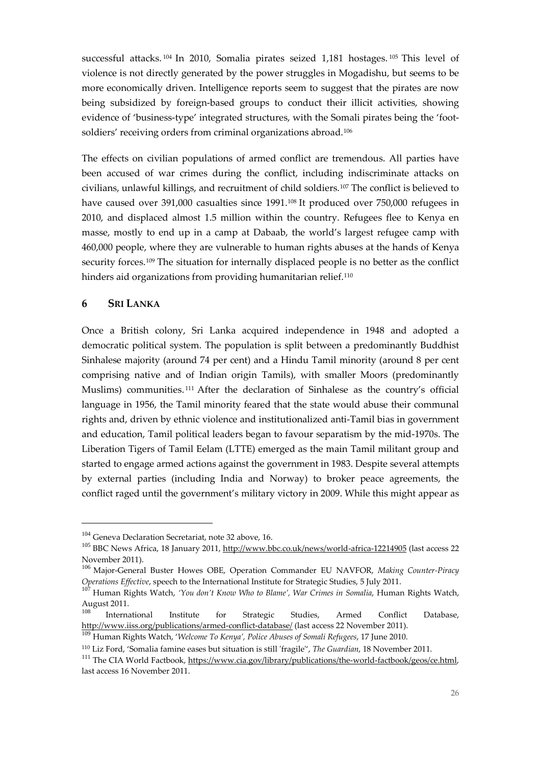successful attacks.[104] In 2010, Somalia pirates seized 1,181 hostages.[105] This level of violence is not directly generated by the power struggles in Mogadishu, but seems to be more economically driven. Intelligence reports seem to suggest that the pirates are now being subsidized by foreign-based groups to conduct their illicit activities, showing evidence of 'business-type' integrated structures, with the Somali pirates being the 'foot-soldiers' receiving orders from criminal organizations abroad.[106]

The effects on civilian populations of armed conflict are tremendous. All parties have been accused of war crimes during the conflict, including indiscriminate attacks on civilians, unlawful killings, and recruitment of child soldiers.[107] The conflict is believed to have caused over 391,000 casualties since 1991.[108] It produced over 750,000 refugees in 2010, and displaced almost 1.5 million within the country. Refugees flee to Kenya en masse, mostly to end up in a camp at Dabaab, the world's largest refugee camp with 460,000 people, where they are vulnerable to human rights abuses at the hands of Kenya security forces.[109] The situation for internally displaced people is no better as the conflict hinders aid organizations from providing humanitarian relief.[110]

## 6 SRI LANKA

Once a British colony, Sri Lanka acquired independence in 1948 and adopted a democratic political system. The population is split between a predominantly Buddhist Sinhalese majority (around 74 per cent) and a Hindu Tamil minority (around 8 per cent comprising native and of Indian origin Tamils), with smaller Moors (predominantly Muslims) communities.[111] After the declaration of Sinhalese as the country's official language in 1956, the Tamil minority feared that the state would abuse their communal rights and, driven by ethnic violence and institutionalized anti-Tamil bias in government and education, Tamil political leaders began to favour separatism by the mid-1970s. The Liberation Tigers of Tamil Eelam (LTTE) emerged as the main Tamil militant group and started to engage armed actions against the government in 1983. Despite several attempts by external parties (including India and Norway) to broker peace agreements, the conflict raged until the government's military victory in 2009. While this might appear as

---

[104] Geneva Declaration Secretariat, note 32 above, 16.

[105] BBC News Africa, 18 January 2011, http://www.bbc.co.uk/news/world-africa-12214905 (last access 22 November 2011).

[106] Major-General Buster Howes OBE, Operation Commander EU NAVFOR, *Making Counter-Piracy Operations Effective*, speech to the International Institute for Strategic Studies, 5 July 2011.

[107] Human Rights Watch, *'You don't Know Who to Blame', War Crimes in Somalia*, Human Rights Watch, August 2011.

[108] International Institute for Strategic Studies, Armed Conflict Database, http://www.iiss.org/publications/armed-conflict-database/ (last access 22 November 2011).

[109] Human Rights Watch, '*Welcome To Kenya', Police Abuses of Somali Refugees*, 17 June 2010.

[110] Liz Ford, 'Somalia famine eases but situation is still 'fragile'', *The Guardian*, 18 November 2011.

[111] The CIA World Factbook, https://www.cia.gov/library/publications/the-world-factbook/geos/ce.html, last access 16 November 2011.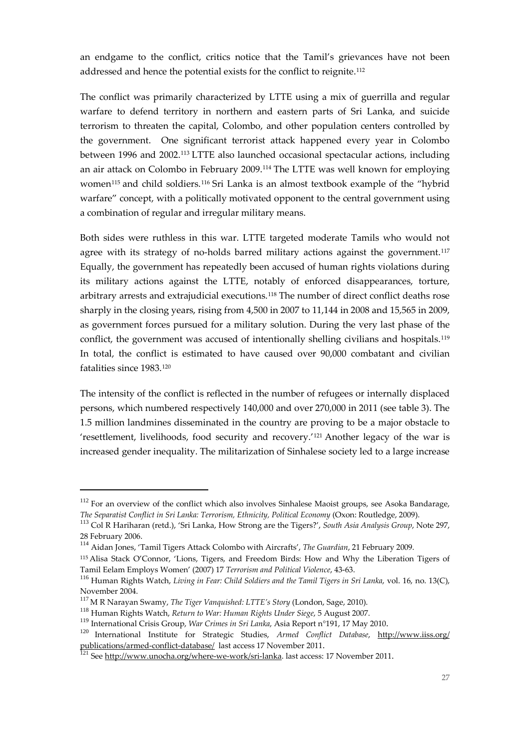an endgame to the conflict, critics notice that the Tamil's grievances have not been addressed and hence the potential exists for the conflict to reignite.[112]

The conflict was primarily characterized by LTTE using a mix of guerrilla and regular warfare to defend territory in northern and eastern parts of Sri Lanka, and suicide terrorism to threaten the capital, Colombo, and other population centers controlled by the government. One significant terrorist attack happened every year in Colombo between 1996 and 2002.[113] LTTE also launched occasional spectacular actions, including an air attack on Colombo in February 2009.[114] The LTTE was well known for employing women[115] and child soldiers.[116] Sri Lanka is an almost textbook example of the "hybrid warfare" concept, with a politically motivated opponent to the central government using a combination of regular and irregular military means.

Both sides were ruthless in this war. LTTE targeted moderate Tamils who would not agree with its strategy of no-holds barred military actions against the government.[117] Equally, the government has repeatedly been accused of human rights violations during its military actions against the LTTE, notably of enforced disappearances, torture, arbitrary arrests and extrajudicial executions.[118] The number of direct conflict deaths rose sharply in the closing years, rising from 4,500 in 2007 to 11,144 in 2008 and 15,565 in 2009, as government forces pursued for a military solution. During the very last phase of the conflict, the government was accused of intentionally shelling civilians and hospitals.[119] In total, the conflict is estimated to have caused over 90,000 combatant and civilian fatalities since 1983.[120]

The intensity of the conflict is reflected in the number of refugees or internally displaced persons, which numbered respectively 140,000 and over 270,000 in 2011 (see table 3). The 1.5 million landmines disseminated in the country are proving to be a major obstacle to 'resettlement, livelihoods, food security and recovery.'[121] Another legacy of the war is increased gender inequality. The militarization of Sinhalese society led to a large increase

---

[112] For an overview of the conflict which also involves Sinhalese Maoist groups, see Asoka Bandarage, *The Separatist Conflict in Sri Lanka: Terrorism, Ethnicity, Political Economy* (Oxon: Routledge, 2009).

[113] Col R Hariharan (retd.), 'Sri Lanka, How Strong are the Tigers?', *South Asia Analysis Group*, Note 297, 28 February 2006.

[114] Aidan Jones, 'Tamil Tigers Attack Colombo with Aircrafts', *The Guardian*, 21 February 2009.

[115] Alisa Stack O'Connor, 'Lions, Tigers, and Freedom Birds: How and Why the Liberation Tigers of Tamil Eelam Employs Women' (2007) 17 *Terrorism and Political Violence*, 43-63.

[116] Human Rights Watch, *Living in Fear: Child Soldiers and the Tamil Tigers in Sri Lanka*, vol. 16, no. 13(C), November 2004.

[117] M R Narayan Swamy, *The Tiger Vanquished: LTTE's Story* (London, Sage, 2010).

[118] Human Rights Watch, *Return to War: Human Rights Under Siege*, 5 August 2007.

[119] International Crisis Group, *War Crimes in Sri Lanka*, Asia Report n°191, 17 May 2010.

[120] International Institute for Strategic Studies, *Armed Conflict Database*, http://www.iiss.org/publications/armed-conflict-database/ last access 17 November 2011.

[121] See http://www.unocha.org/where-we-work/sri-lanka. last access: 17 November 2011.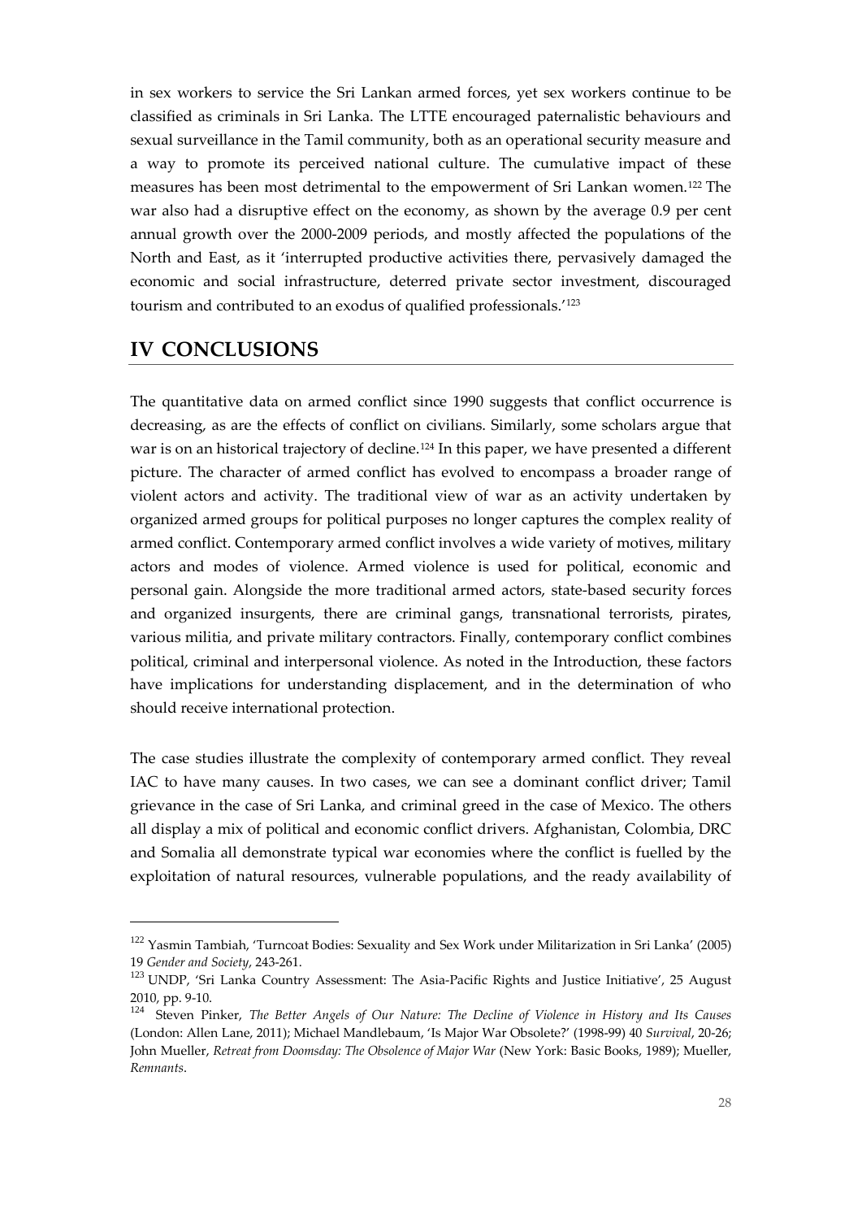in sex workers to service the Sri Lankan armed forces, yet sex workers continue to be classified as criminals in Sri Lanka. The LTTE encouraged paternalistic behaviours and sexual surveillance in the Tamil community, both as an operational security measure and a way to promote its perceived national culture. The cumulative impact of these measures has been most detrimental to the empowerment of Sri Lankan women.[122] The war also had a disruptive effect on the economy, as shown by the average 0.9 per cent annual growth over the 2000-2009 periods, and mostly affected the populations of the North and East, as it 'interrupted productive activities there, pervasively damaged the economic and social infrastructure, deterred private sector investment, discouraged tourism and contributed to an exodus of qualified professionals.'[123]

## IV CONCLUSIONS

The quantitative data on armed conflict since 1990 suggests that conflict occurrence is decreasing, as are the effects of conflict on civilians. Similarly, some scholars argue that war is on an historical trajectory of decline.[124] In this paper, we have presented a different picture. The character of armed conflict has evolved to encompass a broader range of violent actors and activity. The traditional view of war as an activity undertaken by organized armed groups for political purposes no longer captures the complex reality of armed conflict. Contemporary armed conflict involves a wide variety of motives, military actors and modes of violence. Armed violence is used for political, economic and personal gain. Alongside the more traditional armed actors, state-based security forces and organized insurgents, there are criminal gangs, transnational terrorists, pirates, various militia, and private military contractors. Finally, contemporary conflict combines political, criminal and interpersonal violence. As noted in the Introduction, these factors have implications for understanding displacement, and in the determination of who should receive international protection.

The case studies illustrate the complexity of contemporary armed conflict. They reveal IAC to have many causes. In two cases, we can see a dominant conflict driver; Tamil grievance in the case of Sri Lanka, and criminal greed in the case of Mexico. The others all display a mix of political and economic conflict drivers. Afghanistan, Colombia, DRC and Somalia all demonstrate typical war economies where the conflict is fuelled by the exploitation of natural resources, vulnerable populations, and the ready availability of

---

[122] Yasmin Tambiah, 'Turncoat Bodies: Sexuality and Sex Work under Militarization in Sri Lanka' (2005) 19 *Gender and Society*, 243-261.

[123] UNDP, 'Sri Lanka Country Assessment: The Asia-Pacific Rights and Justice Initiative', 25 August 2010, pp. 9-10.

[124] Steven Pinker, *The Better Angels of Our Nature: The Decline of Violence in History and Its Causes* (London: Allen Lane, 2011); Michael Mandlebaum, 'Is Major War Obsolete?' (1998-99) 40 *Survival*, 20-26; John Mueller, *Retreat from Doomsday: The Obsolence of Major War* (New York: Basic Books, 1989); Mueller, *Remnants*.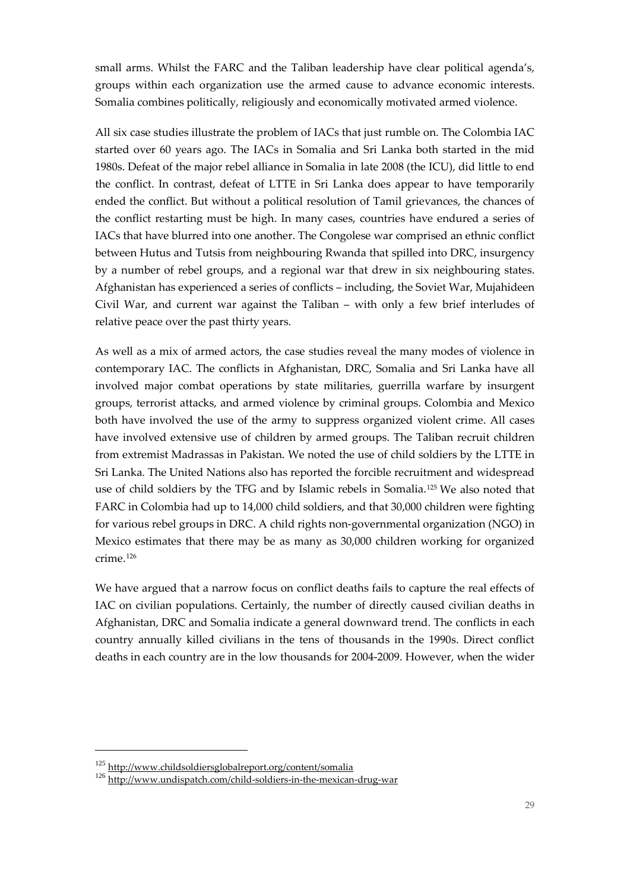small arms. Whilst the FARC and the Taliban leadership have clear political agenda's, groups within each organization use the armed cause to advance economic interests. Somalia combines politically, religiously and economically motivated armed violence.

All six case studies illustrate the problem of IACs that just rumble on. The Colombia IAC started over 60 years ago. The IACs in Somalia and Sri Lanka both started in the mid 1980s. Defeat of the major rebel alliance in Somalia in late 2008 (the ICU), did little to end the conflict. In contrast, defeat of LTTE in Sri Lanka does appear to have temporarily ended the conflict. But without a political resolution of Tamil grievances, the chances of the conflict restarting must be high. In many cases, countries have endured a series of IACs that have blurred into one another. The Congolese war comprised an ethnic conflict between Hutus and Tutsis from neighbouring Rwanda that spilled into DRC, insurgency by a number of rebel groups, and a regional war that drew in six neighbouring states. Afghanistan has experienced a series of conflicts – including, the Soviet War, Mujahideen Civil War, and current war against the Taliban – with only a few brief interludes of relative peace over the past thirty years.

As well as a mix of armed actors, the case studies reveal the many modes of violence in contemporary IAC. The conflicts in Afghanistan, DRC, Somalia and Sri Lanka have all involved major combat operations by state militaries, guerrilla warfare by insurgent groups, terrorist attacks, and armed violence by criminal groups. Colombia and Mexico both have involved the use of the army to suppress organized violent crime. All cases have involved extensive use of children by armed groups. The Taliban recruit children from extremist Madrassas in Pakistan. We noted the use of child soldiers by the LTTE in Sri Lanka. The United Nations also has reported the forcible recruitment and widespread use of child soldiers by the TFG and by Islamic rebels in Somalia.[125] We also noted that FARC in Colombia had up to 14,000 child soldiers, and that 30,000 children were fighting for various rebel groups in DRC. A child rights non-governmental organization (NGO) in Mexico estimates that there may be as many as 30,000 children working for organized crime.[126]

We have argued that a narrow focus on conflict deaths fails to capture the real effects of IAC on civilian populations. Certainly, the number of directly caused civilian deaths in Afghanistan, DRC and Somalia indicate a general downward trend. The conflicts in each country annually killed civilians in the tens of thousands in the 1990s. Direct conflict deaths in each country are in the low thousands for 2004-2009. However, when the wider

---

[125] http://www.childsoldiersglobalreport.org/content/somalia

[126] http://www.undispatch.com/child-soldiers-in-the-mexican-drug-war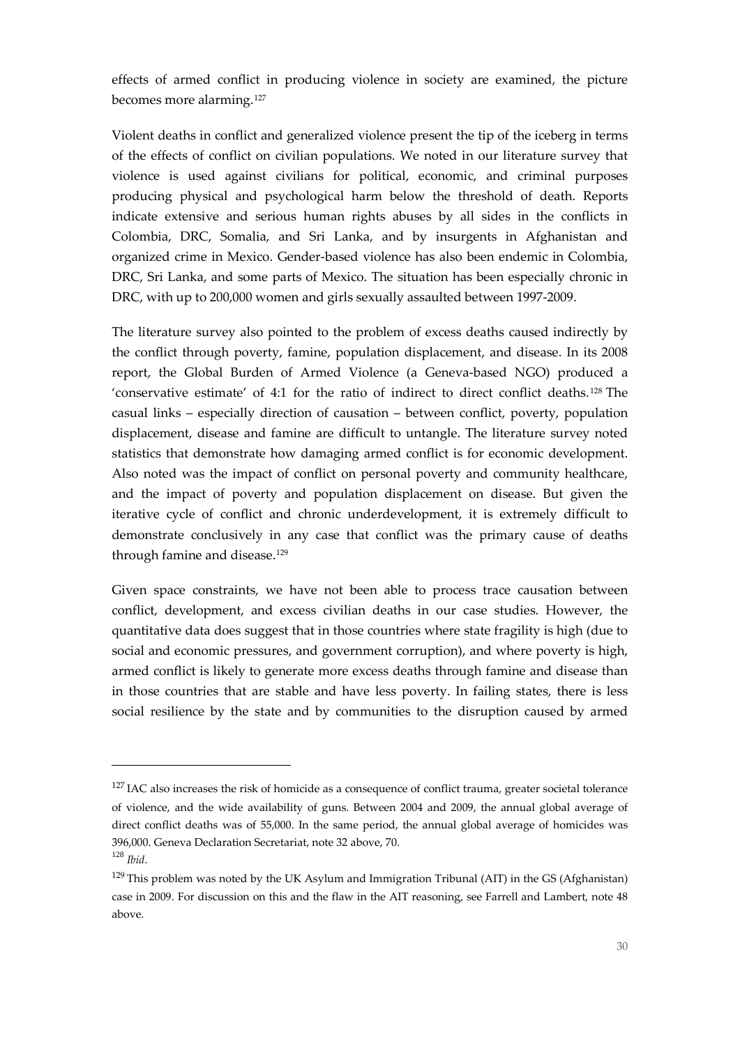effects of armed conflict in producing violence in society are examined, the picture becomes more alarming.[127]

Violent deaths in conflict and generalized violence present the tip of the iceberg in terms of the effects of conflict on civilian populations. We noted in our literature survey that violence is used against civilians for political, economic, and criminal purposes producing physical and psychological harm below the threshold of death. Reports indicate extensive and serious human rights abuses by all sides in the conflicts in Colombia, DRC, Somalia, and Sri Lanka, and by insurgents in Afghanistan and organized crime in Mexico. Gender-based violence has also been endemic in Colombia, DRC, Sri Lanka, and some parts of Mexico. The situation has been especially chronic in DRC, with up to 200,000 women and girls sexually assaulted between 1997-2009.

The literature survey also pointed to the problem of excess deaths caused indirectly by the conflict through poverty, famine, population displacement, and disease. In its 2008 report, the Global Burden of Armed Violence (a Geneva-based NGO) produced a 'conservative estimate' of 4:1 for the ratio of indirect to direct conflict deaths.[128] The casual links – especially direction of causation – between conflict, poverty, population displacement, disease and famine are difficult to untangle. The literature survey noted statistics that demonstrate how damaging armed conflict is for economic development. Also noted was the impact of conflict on personal poverty and community healthcare, and the impact of poverty and population displacement on disease. But given the iterative cycle of conflict and chronic underdevelopment, it is extremely difficult to demonstrate conclusively in any case that conflict was the primary cause of deaths through famine and disease.[129]

Given space constraints, we have not been able to process trace causation between conflict, development, and excess civilian deaths in our case studies. However, the quantitative data does suggest that in those countries where state fragility is high (due to social and economic pressures, and government corruption), and where poverty is high, armed conflict is likely to generate more excess deaths through famine and disease than in those countries that are stable and have less poverty. In failing states, there is less social resilience by the state and by communities to the disruption caused by armed

---

[127] IAC also increases the risk of homicide as a consequence of conflict trauma, greater societal tolerance of violence, and the wide availability of guns. Between 2004 and 2009, the annual global average of direct conflict deaths was of 55,000. In the same period, the annual global average of homicides was 396,000. Geneva Declaration Secretariat, note 32 above, 70.

[128] *Ibid*.

[129] This problem was noted by the UK Asylum and Immigration Tribunal (AIT) in the GS (Afghanistan) case in 2009. For discussion on this and the flaw in the AIT reasoning, see Farrell and Lambert, note 48 above.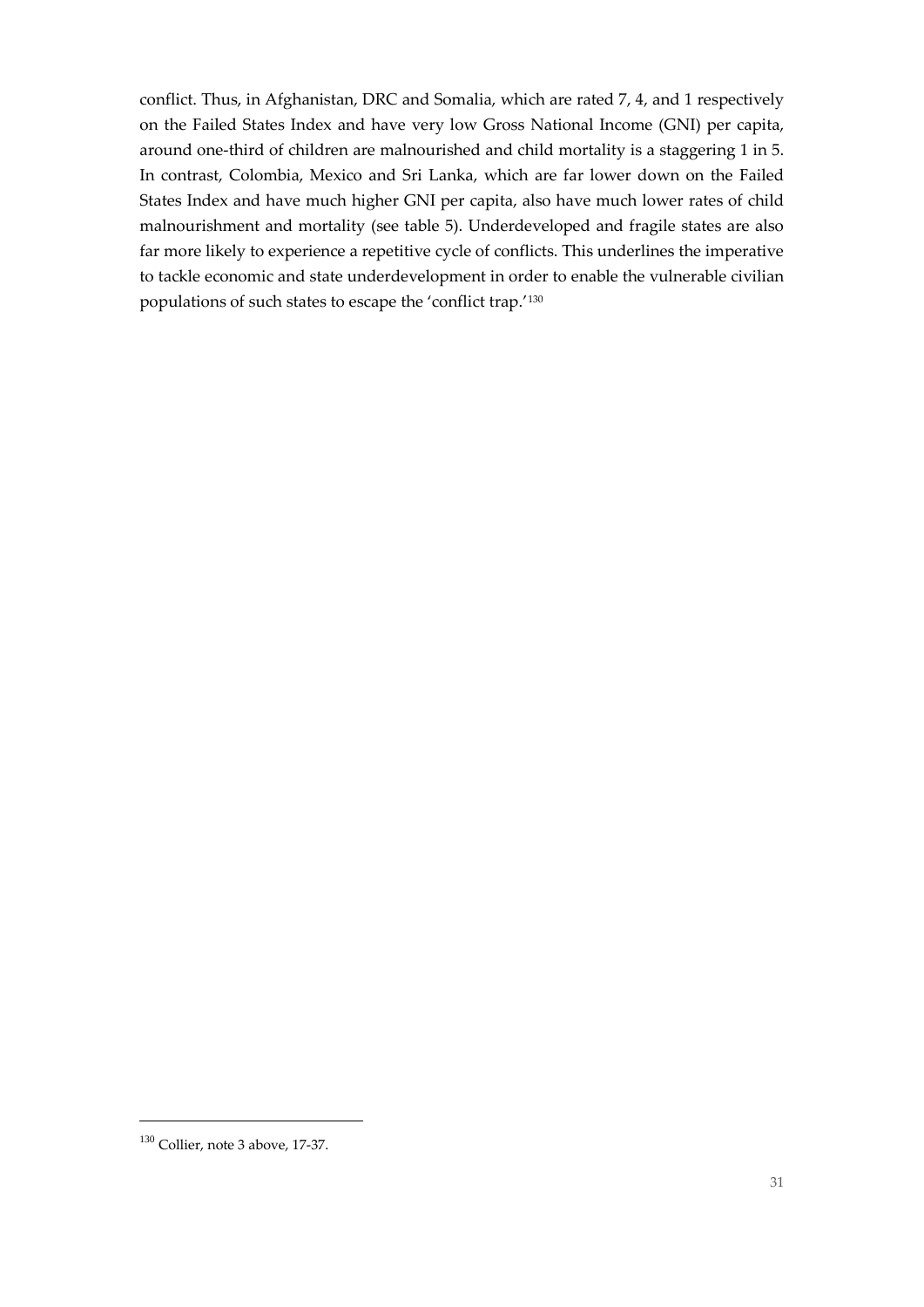conflict. Thus, in Afghanistan, DRC and Somalia, which are rated 7, 4, and 1 respectively on the Failed States Index and have very low Gross National Income (GNI) per capita, around one-third of children are malnourished and child mortality is a staggering 1 in 5. In contrast, Colombia, Mexico and Sri Lanka, which are far lower down on the Failed States Index and have much higher GNI per capita, also have much lower rates of child malnourishment and mortality (see table 5). Underdeveloped and fragile states are also far more likely to experience a repetitive cycle of conflicts. This underlines the imperative to tackle economic and state underdevelopment in order to enable the vulnerable civilian populations of such states to escape the 'conflict trap.'[130]

---

[130] Collier, note 3 above, 17-37.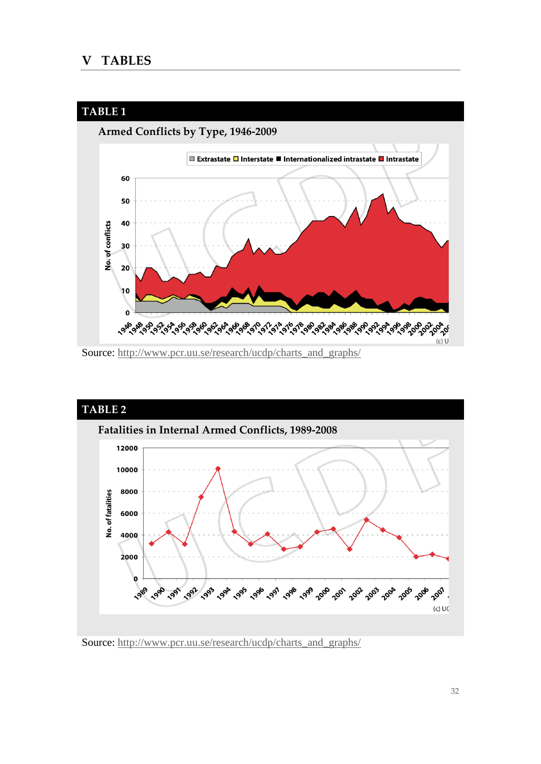# V TABLES

## TABLE 1

**Armed Conflicts by Type, 1946-2009**

Source: http://www.pcr.uu.se/research/ucdp/charts_and_graphs/

## TABLE 2

**Fatalities in Internal Armed Conflicts, 1989-2008**

Source: http://www.pcr.uu.se/research/ucdp/charts_and_graphs/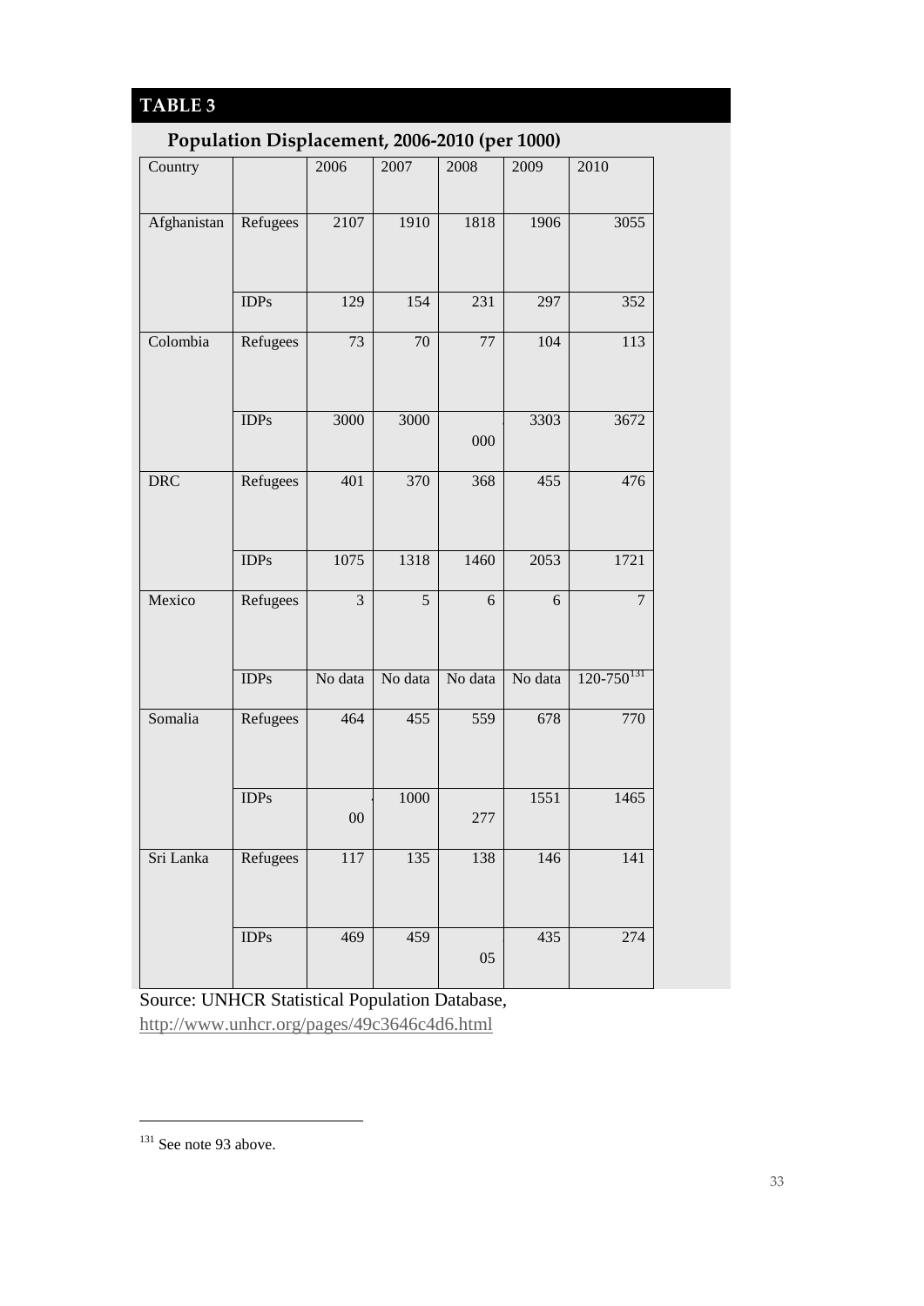## TABLE 3

### Population Displacement, 2006-2010 (per 1000)

| Country | | 2006 | 2007 | 2008 | 2009 | 2010 |
|---|---|---|---|---|---|---|
| Afghanistan | Refugees | 2107 | 1910 | 1818 | 1906 | 3055 |
| | IDPs | 129 | 154 | 231 | 297 | 352 |
| Colombia | Refugees | 73 | 70 | 77 | 104 | 113 |
| | IDPs | 3000 | 3000 | 000 | 3303 | 3672 |
| DRC | Refugees | 401 | 370 | 368 | 455 | 476 |
| | IDPs | 1075 | 1318 | 1460 | 2053 | 1721 |
| Mexico | Refugees | 3 | 5 | 6 | 6 | 7 |
| | IDPs | No data | No data | No data | No data | 120-750[131] |
| Somalia | Refugees | 464 | 455 | 559 | 678 | 770 |
| | IDPs | 00 | 1000 | 277 | 1551 | 1465 |
| Sri Lanka | Refugees | 117 | 135 | 138 | 146 | 141 |
| | IDPs | 469 | 459 | 05 | 435 | 274 |

Source: UNHCR Statistical Population Database, http://www.unhcr.org/pages/49c3646c4d6.html

[131] See note 93 above.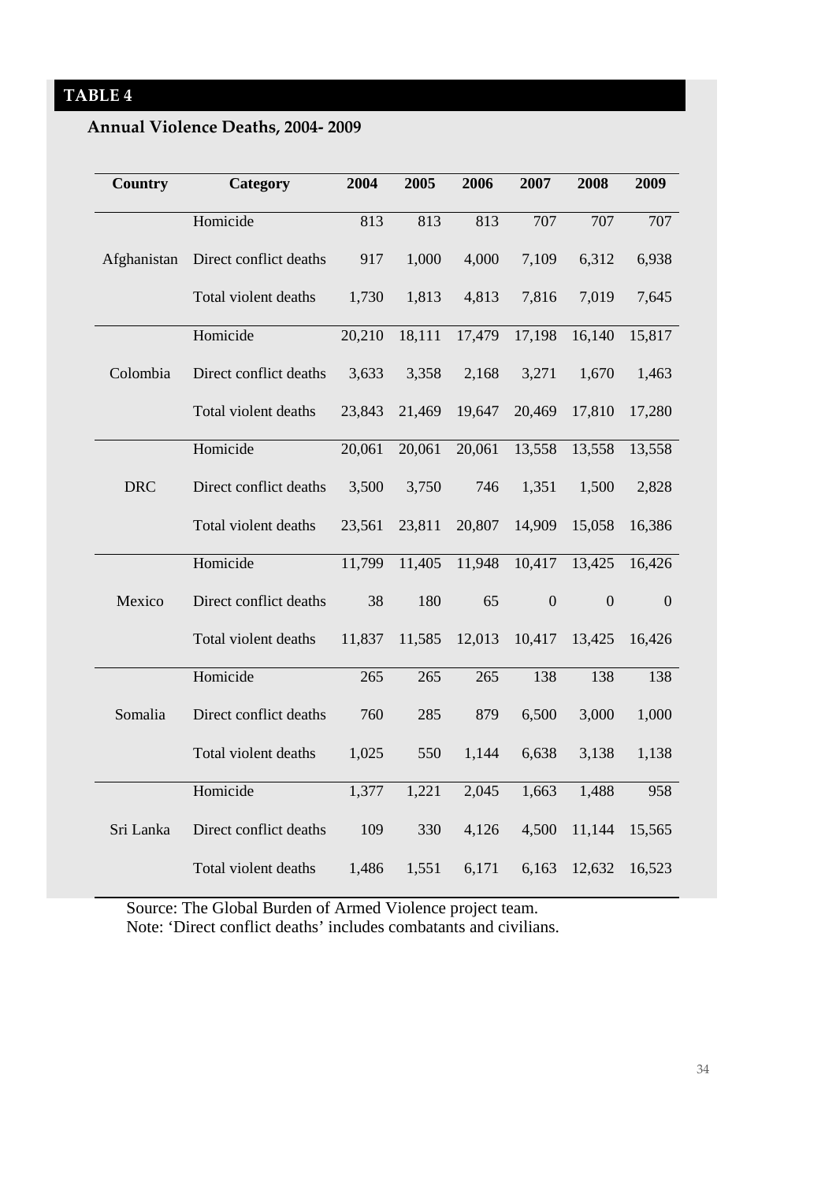**TABLE 4**

**Annual Violence Deaths, 2004- 2009**

| Country | Category | 2004 | 2005 | 2006 | 2007 | 2008 | 2009 |
|---|---|---|---|---|---|---|---|
| Afghanistan | Homicide | 813 | 813 | 813 | 707 | 707 | 707 |
| | Direct conflict deaths | 917 | 1,000 | 4,000 | 7,109 | 6,312 | 6,938 |
| | Total violent deaths | 1,730 | 1,813 | 4,813 | 7,816 | 7,019 | 7,645 |
| Colombia | Homicide | 20,210 | 18,111 | 17,479 | 17,198 | 16,140 | 15,817 |
| | Direct conflict deaths | 3,633 | 3,358 | 2,168 | 3,271 | 1,670 | 1,463 |
| | Total violent deaths | 23,843 | 21,469 | 19,647 | 20,469 | 17,810 | 17,280 |
| DRC | Homicide | 20,061 | 20,061 | 20,061 | 13,558 | 13,558 | 13,558 |
| | Direct conflict deaths | 3,500 | 3,750 | 746 | 1,351 | 1,500 | 2,828 |
| | Total violent deaths | 23,561 | 23,811 | 20,807 | 14,909 | 15,058 | 16,386 |
| Mexico | Homicide | 11,799 | 11,405 | 11,948 | 10,417 | 13,425 | 16,426 |
| | Direct conflict deaths | 38 | 180 | 65 | 0 | 0 | 0 |
| | Total violent deaths | 11,837 | 11,585 | 12,013 | 10,417 | 13,425 | 16,426 |
| Somalia | Homicide | 265 | 265 | 265 | 138 | 138 | 138 |
| | Direct conflict deaths | 760 | 285 | 879 | 6,500 | 3,000 | 1,000 |
| | Total violent deaths | 1,025 | 550 | 1,144 | 6,638 | 3,138 | 1,138 |
| Sri Lanka | Homicide | 1,377 | 1,221 | 2,045 | 1,663 | 1,488 | 958 |
| | Direct conflict deaths | 109 | 330 | 4,126 | 4,500 | 11,144 | 15,565 |
| | Total violent deaths | 1,486 | 1,551 | 6,171 | 6,163 | 12,632 | 16,523 |

Source: The Global Burden of Armed Violence project team.
Note: 'Direct conflict deaths' includes combatants and civilians.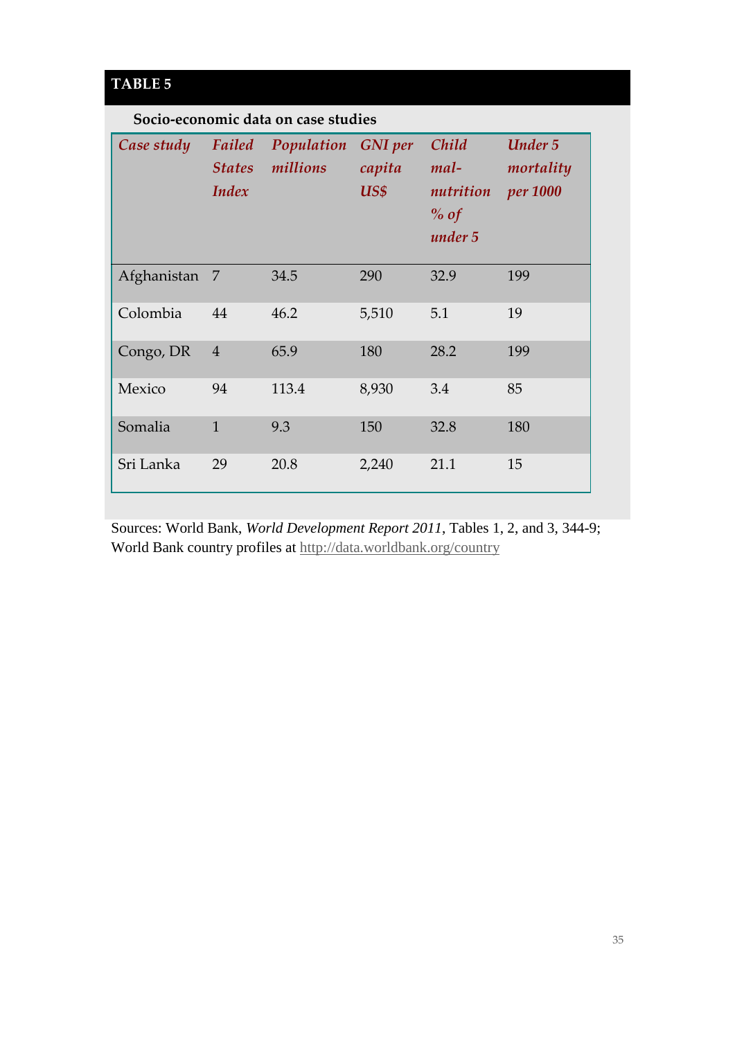## TABLE 5

**Socio-economic data on case studies**

| *Case study* | *Failed States Index* | *Population millions* | *GNI per capita US$* | *Child mal-nutrition % of under 5* | *Under 5 mortality per 1000* |
|---|---|---|---|---|---|
| Afghanistan | 7 | 34.5 | 290 | 32.9 | 199 |
| Colombia | 44 | 46.2 | 5,510 | 5.1 | 19 |
| Congo, DR | 4 | 65.9 | 180 | 28.2 | 199 |
| Mexico | 94 | 113.4 | 8,930 | 3.4 | 85 |
| Somalia | 1 | 9.3 | 150 | 32.8 | 180 |
| Sri Lanka | 29 | 20.8 | 2,240 | 21.1 | 15 |

Sources: World Bank, *World Development Report 2011*, Tables 1, 2, and 3, 344-9; World Bank country profiles at http://data.worldbank.org/country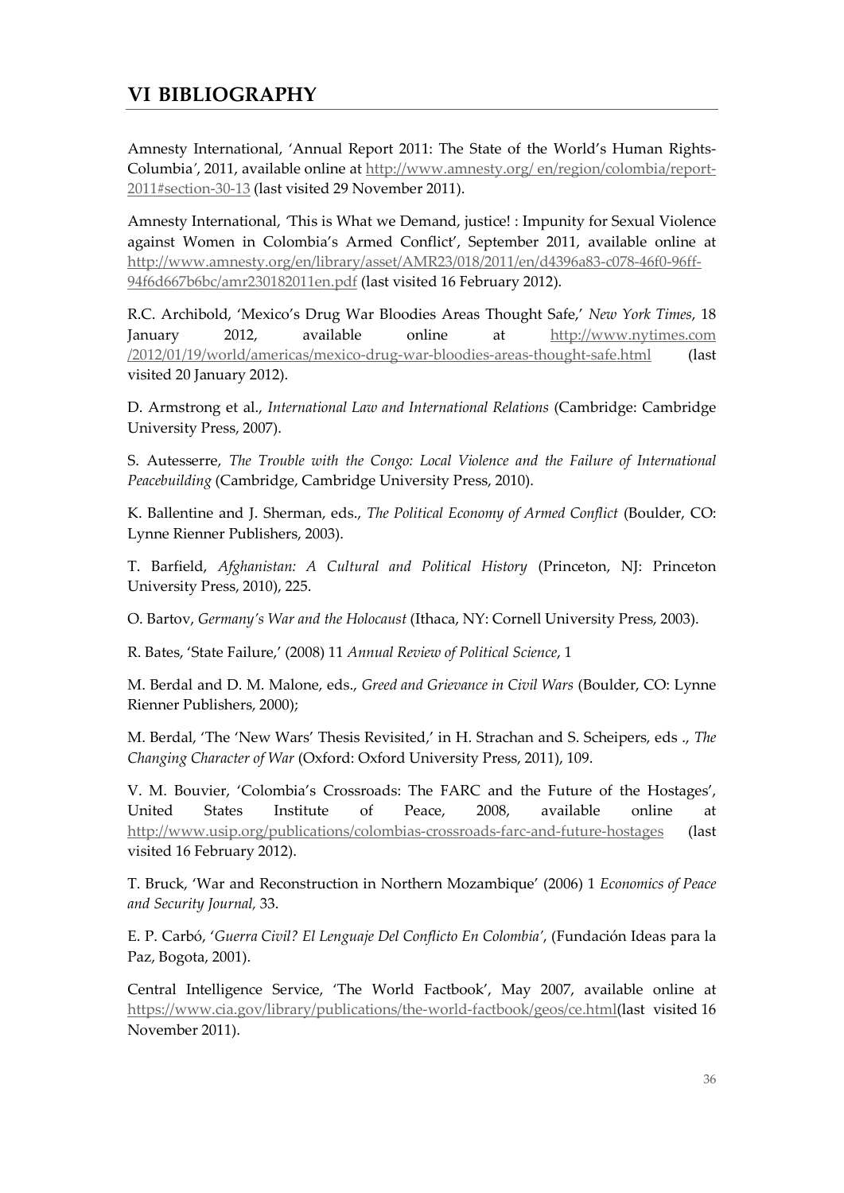# VI BIBLIOGRAPHY

Amnesty International, 'Annual Report 2011: The State of the World's Human Rights-Columbia', 2011, available online at http://www.amnesty.org/ en/region/colombia/report-2011#section-30-13 (last visited 29 November 2011).

Amnesty International, 'This is What we Demand, justice! : Impunity for Sexual Violence against Women in Colombia's Armed Conflict', September 2011, available online at http://www.amnesty.org/en/library/asset/AMR23/018/2011/en/d4396a83-c078-46f0-96ff-94f6d667b6bc/amr230182011en.pdf (last visited 16 February 2012).

R.C. Archibold, 'Mexico's Drug War Bloodies Areas Thought Safe,' *New York Times*, 18 January 2012, available online at http://www.nytimes.com /2012/01/19/world/americas/mexico-drug-war-bloodies-areas-thought-safe.html (last visited 20 January 2012).

D. Armstrong et al., *International Law and International Relations* (Cambridge: Cambridge University Press, 2007).

S. Autesserre, *The Trouble with the Congo: Local Violence and the Failure of International Peacebuilding* (Cambridge, Cambridge University Press, 2010).

K. Ballentine and J. Sherman, eds., *The Political Economy of Armed Conflict* (Boulder, CO: Lynne Rienner Publishers, 2003).

T. Barfield, *Afghanistan: A Cultural and Political History* (Princeton, NJ: Princeton University Press, 2010), 225.

O. Bartov, *Germany's War and the Holocaust* (Ithaca, NY: Cornell University Press, 2003).

R. Bates, 'State Failure,' (2008) 11 *Annual Review of Political Science*, 1

M. Berdal and D. M. Malone, eds., *Greed and Grievance in Civil Wars* (Boulder, CO: Lynne Rienner Publishers, 2000);

M. Berdal, 'The 'New Wars' Thesis Revisited,' in H. Strachan and S. Scheipers, eds ., *The Changing Character of War* (Oxford: Oxford University Press, 2011), 109.

V. M. Bouvier, 'Colombia's Crossroads: The FARC and the Future of the Hostages', United States Institute of Peace, 2008, available online at http://www.usip.org/publications/colombias-crossroads-farc-and-future-hostages (last visited 16 February 2012).

T. Bruck, 'War and Reconstruction in Northern Mozambique' (2006) 1 *Economics of Peace and Security Journal*, 33.

E. P. Carbó, '*Guerra Civil? El Lenguaje Del Conflicto En Colombia*', (Fundación Ideas para la Paz, Bogota, 2001).

Central Intelligence Service, 'The World Factbook', May 2007, available online at https://www.cia.gov/library/publications/the-world-factbook/geos/ce.html(last visited 16 November 2011).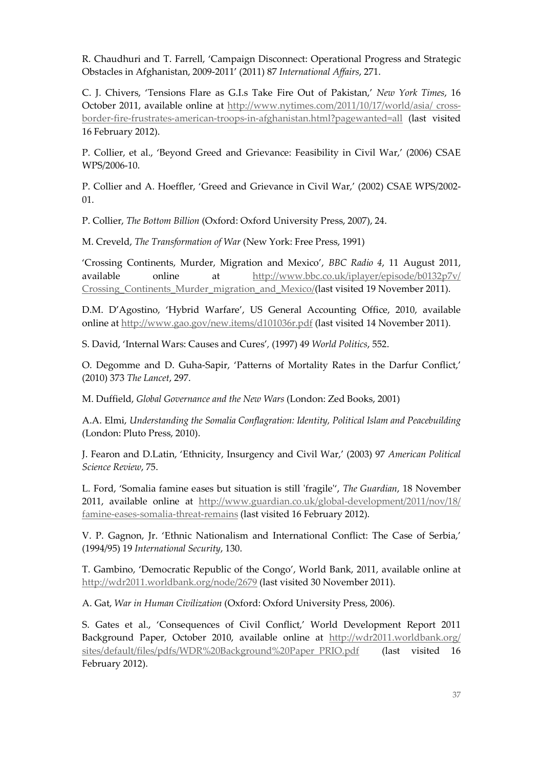R. Chaudhuri and T. Farrell, 'Campaign Disconnect: Operational Progress and Strategic Obstacles in Afghanistan, 2009-2011' (2011) 87 *International Affairs*, 271.

C. J. Chivers, 'Tensions Flare as G.I.s Take Fire Out of Pakistan,' *New York Times*, 16 October 2011, available online at http://www.nytimes.com/2011/10/17/world/asia/ cross-border-fire-frustrates-american-troops-in-afghanistan.html?pagewanted=all (last visited 16 February 2012).

P. Collier, et al., 'Beyond Greed and Grievance: Feasibility in Civil War,' (2006) CSAE WPS/2006-10.

P. Collier and A. Hoeffler, 'Greed and Grievance in Civil War,' (2002) CSAE WPS/2002-01.

P. Collier, *The Bottom Billion* (Oxford: Oxford University Press, 2007), 24.

M. Creveld, *The Transformation of War* (New York: Free Press, 1991)

'Crossing Continents, Murder, Migration and Mexico', *BBC Radio 4*, 11 August 2011, available online at http://www.bbc.co.uk/iplayer/episode/b0132p7v/ Crossing_Continents_Murder_migration_and_Mexico/(last visited 19 November 2011).

D.M. D'Agostino, 'Hybrid Warfare', US General Accounting Office, 2010, available online at http://www.gao.gov/new.items/d101036r.pdf (last visited 14 November 2011).

S. David, 'Internal Wars: Causes and Cures', (1997) 49 *World Politics*, 552.

O. Degomme and D. Guha-Sapir, 'Patterns of Mortality Rates in the Darfur Conflict,' (2010) 373 *The Lancet*, 297.

M. Duffield, *Global Governance and the New Wars* (London: Zed Books, 2001)

A.A. Elmi, *Understanding the Somalia Conflagration: Identity, Political Islam and Peacebuilding* (London: Pluto Press, 2010).

J. Fearon and D.Latin, 'Ethnicity, Insurgency and Civil War,' (2003) 97 *American Political Science Review*, 75.

L. Ford, 'Somalia famine eases but situation is still 'fragile'', *The Guardian*, 18 November 2011, available online at http://www.guardian.co.uk/global-development/2011/nov/18/ famine-eases-somalia-threat-remains (last visited 16 February 2012).

V. P. Gagnon, Jr. 'Ethnic Nationalism and International Conflict: The Case of Serbia,' (1994/95) 19 *International Security*, 130.

T. Gambino, 'Democratic Republic of the Congo', World Bank, 2011, available online at http://wdr2011.worldbank.org/node/2679 (last visited 30 November 2011).

A. Gat, *War in Human Civilization* (Oxford: Oxford University Press, 2006).

S. Gates et al., 'Consequences of Civil Conflict,' World Development Report 2011 Background Paper, October 2010, available online at http://wdr2011.worldbank.org/ sites/default/files/pdfs/WDR%20Background%20Paper_PRIO.pdf (last visited 16 February 2012).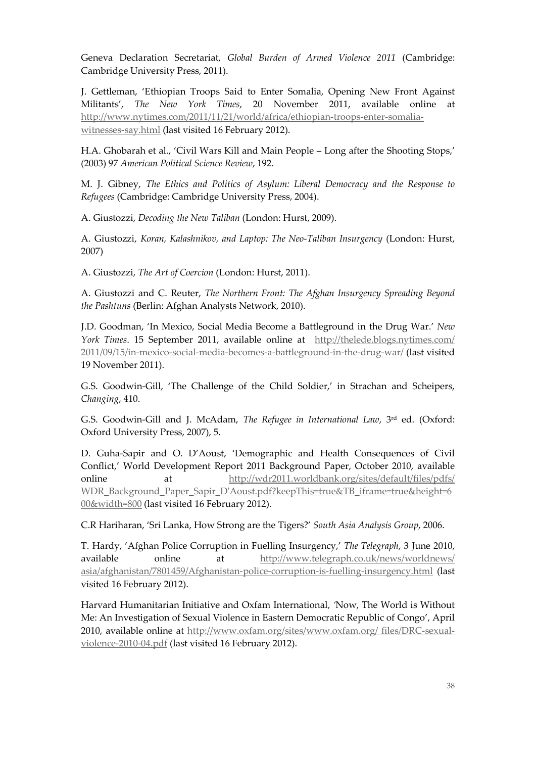Geneva Declaration Secretariat, *Global Burden of Armed Violence 2011* (Cambridge: Cambridge University Press, 2011).

J. Gettleman, 'Ethiopian Troops Said to Enter Somalia, Opening New Front Against Militants', *The New York Times*, 20 November 2011, available online at http://www.nytimes.com/2011/11/21/world/africa/ethiopian-troops-enter-somalia-witnesses-say.html (last visited 16 February 2012).

H.A. Ghobarah et al., 'Civil Wars Kill and Main People – Long after the Shooting Stops,' (2003) 97 *American Political Science Review*, 192.

M. J. Gibney, *The Ethics and Politics of Asylum: Liberal Democracy and the Response to Refugees* (Cambridge: Cambridge University Press, 2004).

A. Giustozzi, *Decoding the New Taliban* (London: Hurst, 2009).

A. Giustozzi, *Koran, Kalashnikov, and Laptop: The Neo-Taliban Insurgency* (London: Hurst, 2007)

A. Giustozzi, *The Art of Coercion* (London: Hurst, 2011).

A. Giustozzi and C. Reuter, *The Northern Front: The Afghan Insurgency Spreading Beyond the Pashtuns* (Berlin: Afghan Analysts Network, 2010).

J.D. Goodman, 'In Mexico, Social Media Become a Battleground in the Drug War.' *New York Times*. 15 September 2011, available online at http://thelede.blogs.nytimes.com/2011/09/15/in-mexico-social-media-becomes-a-battleground-in-the-drug-war/ (last visited 19 November 2011).

G.S. Goodwin-Gill, 'The Challenge of the Child Soldier,' in Strachan and Scheipers, *Changing*, 410.

G.S. Goodwin-Gill and J. McAdam, *The Refugee in International Law*, 3rd ed. (Oxford: Oxford University Press, 2007), 5.

D. Guha-Sapir and O. D'Aoust, 'Demographic and Health Consequences of Civil Conflict,' World Development Report 2011 Background Paper, October 2010, available online at http://wdr2011.worldbank.org/sites/default/files/pdfs/WDR_Background_Paper_Sapir_D'Aoust.pdf?keepThis=true&TB_iframe=true&height=600&width=800 (last visited 16 February 2012).

C.R Hariharan, 'Sri Lanka, How Strong are the Tigers?' *South Asia Analysis Group*, 2006.

T. Hardy, 'Afghan Police Corruption in Fuelling Insurgency,' *The Telegraph*, 3 June 2010, available online at http://www.telegraph.co.uk/news/worldnews/asia/afghanistan/7801459/Afghanistan-police-corruption-is-fuelling-insurgency.html (last visited 16 February 2012).

Harvard Humanitarian Initiative and Oxfam International, 'Now, The World is Without Me: An Investigation of Sexual Violence in Eastern Democratic Republic of Congo', April 2010, available online at http://www.oxfam.org/sites/www.oxfam.org/ files/DRC-sexual-violence-2010-04.pdf (last visited 16 February 2012).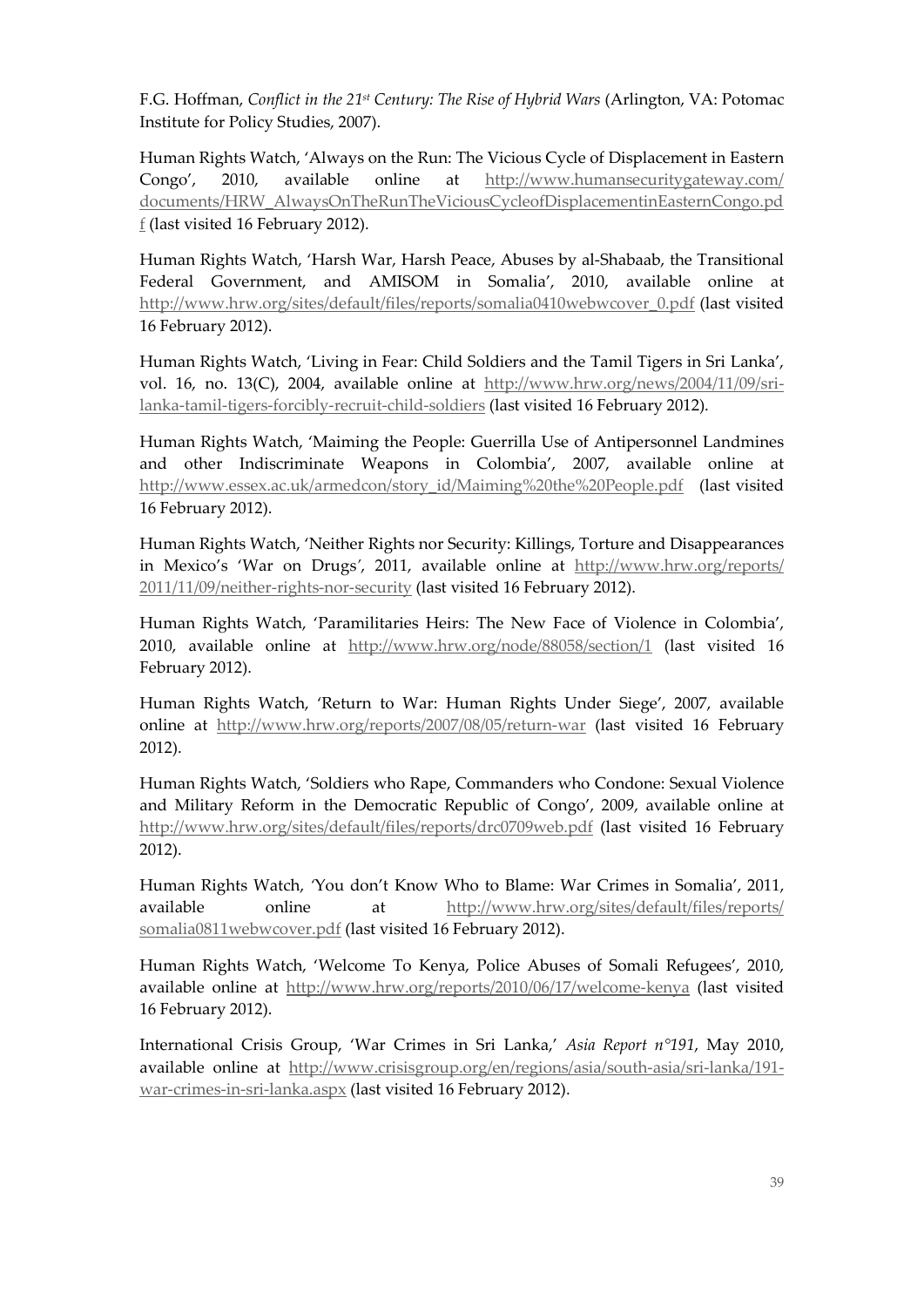F.G. Hoffman, *Conflict in the 21st Century: The Rise of Hybrid Wars* (Arlington, VA: Potomac Institute for Policy Studies, 2007).

Human Rights Watch, 'Always on the Run: The Vicious Cycle of Displacement in Eastern Congo', 2010, available online at http://www.humansecuritygateway.com/documents/HRW_AlwaysOnTheRunTheViciousCycleofDisplacementinEasternCongo.pdf (last visited 16 February 2012).

Human Rights Watch, 'Harsh War, Harsh Peace, Abuses by al-Shabaab, the Transitional Federal Government, and AMISOM in Somalia', 2010, available online at http://www.hrw.org/sites/default/files/reports/somalia0410webwcover_0.pdf (last visited 16 February 2012).

Human Rights Watch, 'Living in Fear: Child Soldiers and the Tamil Tigers in Sri Lanka', vol. 16, no. 13(C), 2004, available online at http://www.hrw.org/news/2004/11/09/sri-lanka-tamil-tigers-forcibly-recruit-child-soldiers (last visited 16 February 2012).

Human Rights Watch, 'Maiming the People: Guerrilla Use of Antipersonnel Landmines and other Indiscriminate Weapons in Colombia', 2007, available online at http://www.essex.ac.uk/armedcon/story_id/Maiming%20the%20People.pdf (last visited 16 February 2012).

Human Rights Watch, 'Neither Rights nor Security: Killings, Torture and Disappearances in Mexico's 'War on Drugs', 2011, available online at http://www.hrw.org/reports/2011/11/09/neither-rights-nor-security (last visited 16 February 2012).

Human Rights Watch, 'Paramilitaries Heirs: The New Face of Violence in Colombia', 2010, available online at http://www.hrw.org/node/88058/section/1 (last visited 16 February 2012).

Human Rights Watch, 'Return to War: Human Rights Under Siege', 2007, available online at http://www.hrw.org/reports/2007/08/05/return-war (last visited 16 February 2012).

Human Rights Watch, 'Soldiers who Rape, Commanders who Condone: Sexual Violence and Military Reform in the Democratic Republic of Congo', 2009, available online at http://www.hrw.org/sites/default/files/reports/drc0709web.pdf (last visited 16 February 2012).

Human Rights Watch, 'You don't Know Who to Blame: War Crimes in Somalia', 2011, available online at http://www.hrw.org/sites/default/files/reports/somalia0811webwcover.pdf (last visited 16 February 2012).

Human Rights Watch, 'Welcome To Kenya, Police Abuses of Somali Refugees', 2010, available online at http://www.hrw.org/reports/2010/06/17/welcome-kenya (last visited 16 February 2012).

International Crisis Group, 'War Crimes in Sri Lanka,' *Asia Report n°191*, May 2010, available online at http://www.crisisgroup.org/en/regions/asia/south-asia/sri-lanka/191-war-crimes-in-sri-lanka.aspx (last visited 16 February 2012).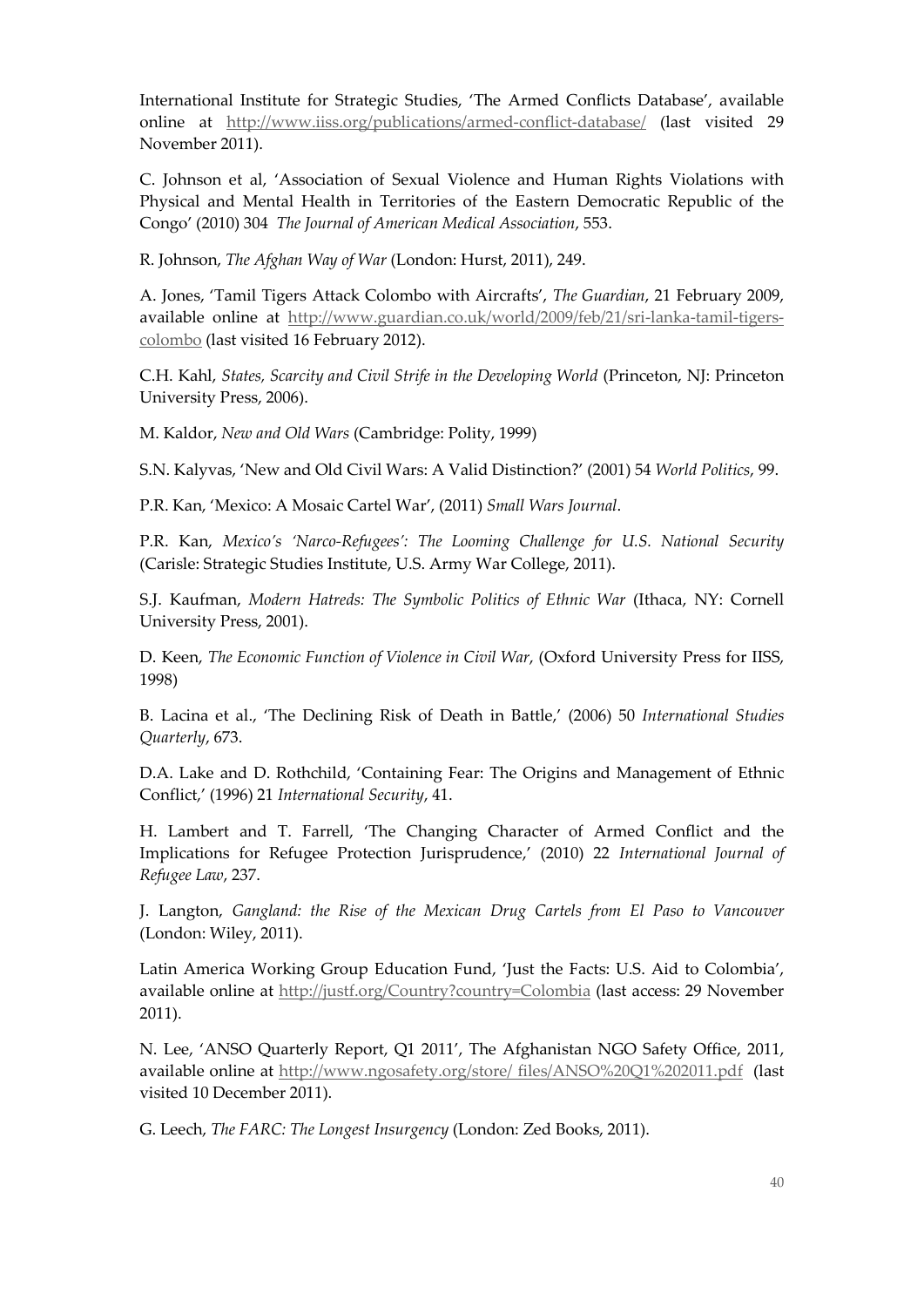International Institute for Strategic Studies, 'The Armed Conflicts Database', available online at http://www.iiss.org/publications/armed-conflict-database/ (last visited 29 November 2011).

C. Johnson et al, 'Association of Sexual Violence and Human Rights Violations with Physical and Mental Health in Territories of the Eastern Democratic Republic of the Congo' (2010) 304 *The Journal of American Medical Association*, 553.

R. Johnson, *The Afghan Way of War* (London: Hurst, 2011), 249.

A. Jones, 'Tamil Tigers Attack Colombo with Aircrafts', *The Guardian*, 21 February 2009, available online at http://www.guardian.co.uk/world/2009/feb/21/sri-lanka-tamil-tigers-colombo (last visited 16 February 2012).

C.H. Kahl, *States, Scarcity and Civil Strife in the Developing World* (Princeton, NJ: Princeton University Press, 2006).

M. Kaldor, *New and Old Wars* (Cambridge: Polity, 1999)

S.N. Kalyvas, 'New and Old Civil Wars: A Valid Distinction?' (2001) 54 *World Politics*, 99.

P.R. Kan, 'Mexico: A Mosaic Cartel War', (2011) *Small Wars Journal*.

P.R. Kan, *Mexico's 'Narco-Refugees': The Looming Challenge for U.S. National Security* (Carisle: Strategic Studies Institute, U.S. Army War College, 2011).

S.J. Kaufman, *Modern Hatreds: The Symbolic Politics of Ethnic War* (Ithaca, NY: Cornell University Press, 2001).

D. Keen, *The Economic Function of Violence in Civil War*, (Oxford University Press for IISS, 1998)

B. Lacina et al., 'The Declining Risk of Death in Battle,' (2006) 50 *International Studies Quarterly*, 673.

D.A. Lake and D. Rothchild, 'Containing Fear: The Origins and Management of Ethnic Conflict,' (1996) 21 *International Security*, 41.

H. Lambert and T. Farrell, 'The Changing Character of Armed Conflict and the Implications for Refugee Protection Jurisprudence,' (2010) 22 *International Journal of Refugee Law*, 237.

J. Langton, *Gangland: the Rise of the Mexican Drug Cartels from El Paso to Vancouver* (London: Wiley, 2011).

Latin America Working Group Education Fund, 'Just the Facts: U.S. Aid to Colombia', available online at http://justf.org/Country?country=Colombia (last access: 29 November 2011).

N. Lee, 'ANSO Quarterly Report, Q1 2011', The Afghanistan NGO Safety Office, 2011, available online at http://www.ngosafety.org/store/ files/ANSO%20Q1%202011.pdf (last visited 10 December 2011).

G. Leech, *The FARC: The Longest Insurgency* (London: Zed Books, 2011).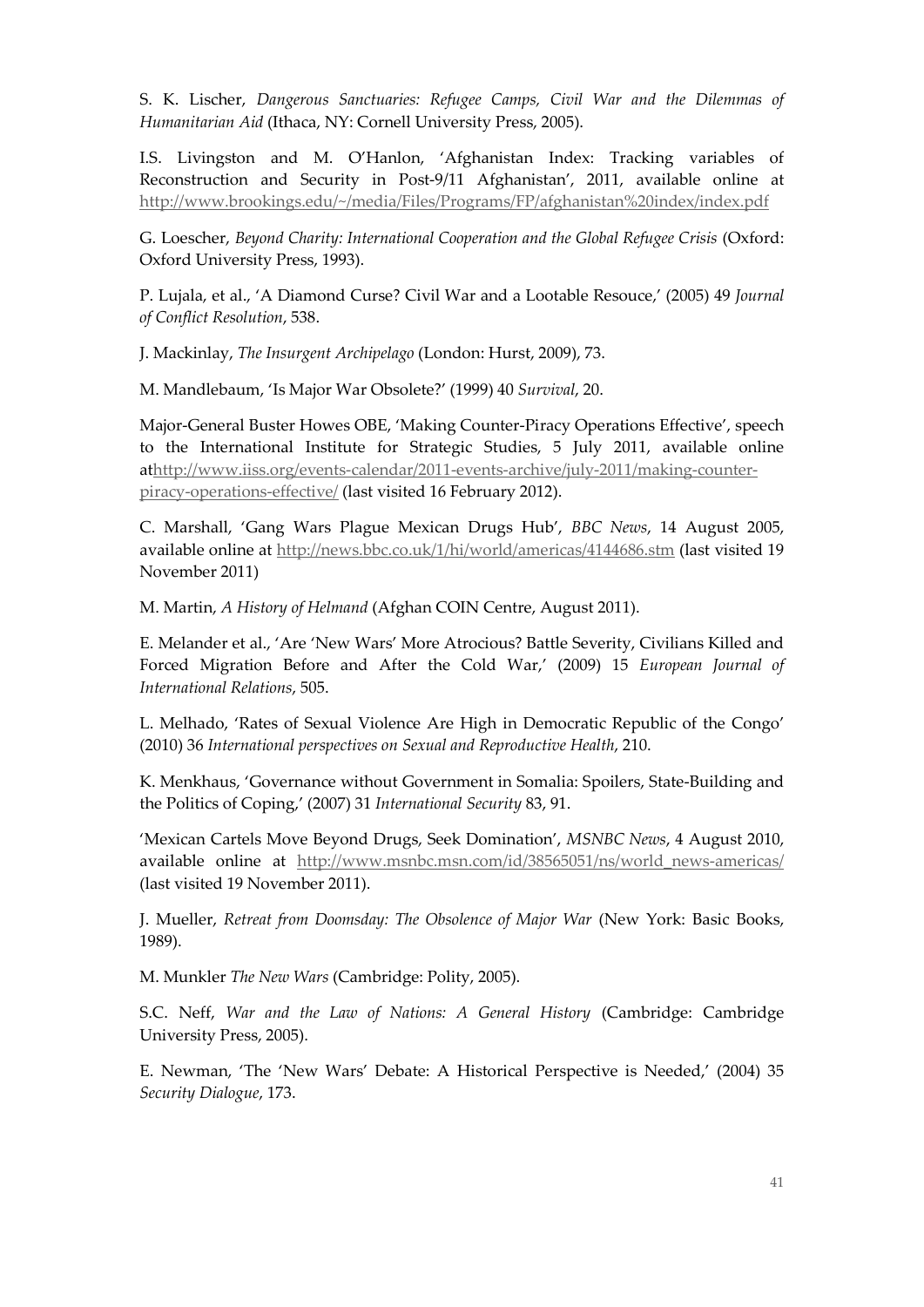S. K. Lischer, *Dangerous Sanctuaries: Refugee Camps, Civil War and the Dilemmas of Humanitarian Aid* (Ithaca, NY: Cornell University Press, 2005).

I.S. Livingston and M. O'Hanlon, 'Afghanistan Index: Tracking variables of Reconstruction and Security in Post-9/11 Afghanistan', 2011, available online at http://www.brookings.edu/~/media/Files/Programs/FP/afghanistan%20index/index.pdf

G. Loescher, *Beyond Charity: International Cooperation and the Global Refugee Crisis* (Oxford: Oxford University Press, 1993).

P. Lujala, et al., 'A Diamond Curse? Civil War and a Lootable Resouce,' (2005) 49 *Journal of Conflict Resolution*, 538.

J. Mackinlay, *The Insurgent Archipelago* (London: Hurst, 2009), 73.

M. Mandlebaum, 'Is Major War Obsolete?' (1999) 40 *Survival*, 20.

Major-General Buster Howes OBE, 'Making Counter-Piracy Operations Effective', speech to the International Institute for Strategic Studies, 5 July 2011, available online athttp://www.iiss.org/events-calendar/2011-events-archive/july-2011/making-counter-piracy-operations-effective/ (last visited 16 February 2012).

C. Marshall, 'Gang Wars Plague Mexican Drugs Hub', *BBC News*, 14 August 2005, available online at http://news.bbc.co.uk/1/hi/world/americas/4144686.stm (last visited 19 November 2011)

M. Martin, *A History of Helmand* (Afghan COIN Centre, August 2011).

E. Melander et al., 'Are 'New Wars' More Atrocious? Battle Severity, Civilians Killed and Forced Migration Before and After the Cold War,' (2009) 15 *European Journal of International Relations*, 505.

L. Melhado, 'Rates of Sexual Violence Are High in Democratic Republic of the Congo' (2010) 36 *International perspectives on Sexual and Reproductive Health*, 210.

K. Menkhaus, 'Governance without Government in Somalia: Spoilers, State-Building and the Politics of Coping,' (2007) 31 *International Security* 83, 91.

'Mexican Cartels Move Beyond Drugs, Seek Domination', *MSNBC News*, 4 August 2010, available online at http://www.msnbc.msn.com/id/38565051/ns/world_news-americas/ (last visited 19 November 2011).

J. Mueller, *Retreat from Doomsday: The Obsolence of Major War* (New York: Basic Books, 1989).

M. Munkler *The New Wars* (Cambridge: Polity, 2005).

S.C. Neff, *War and the Law of Nations: A General History* (Cambridge: Cambridge University Press, 2005).

E. Newman, 'The 'New Wars' Debate: A Historical Perspective is Needed,' (2004) 35 *Security Dialogue*, 173.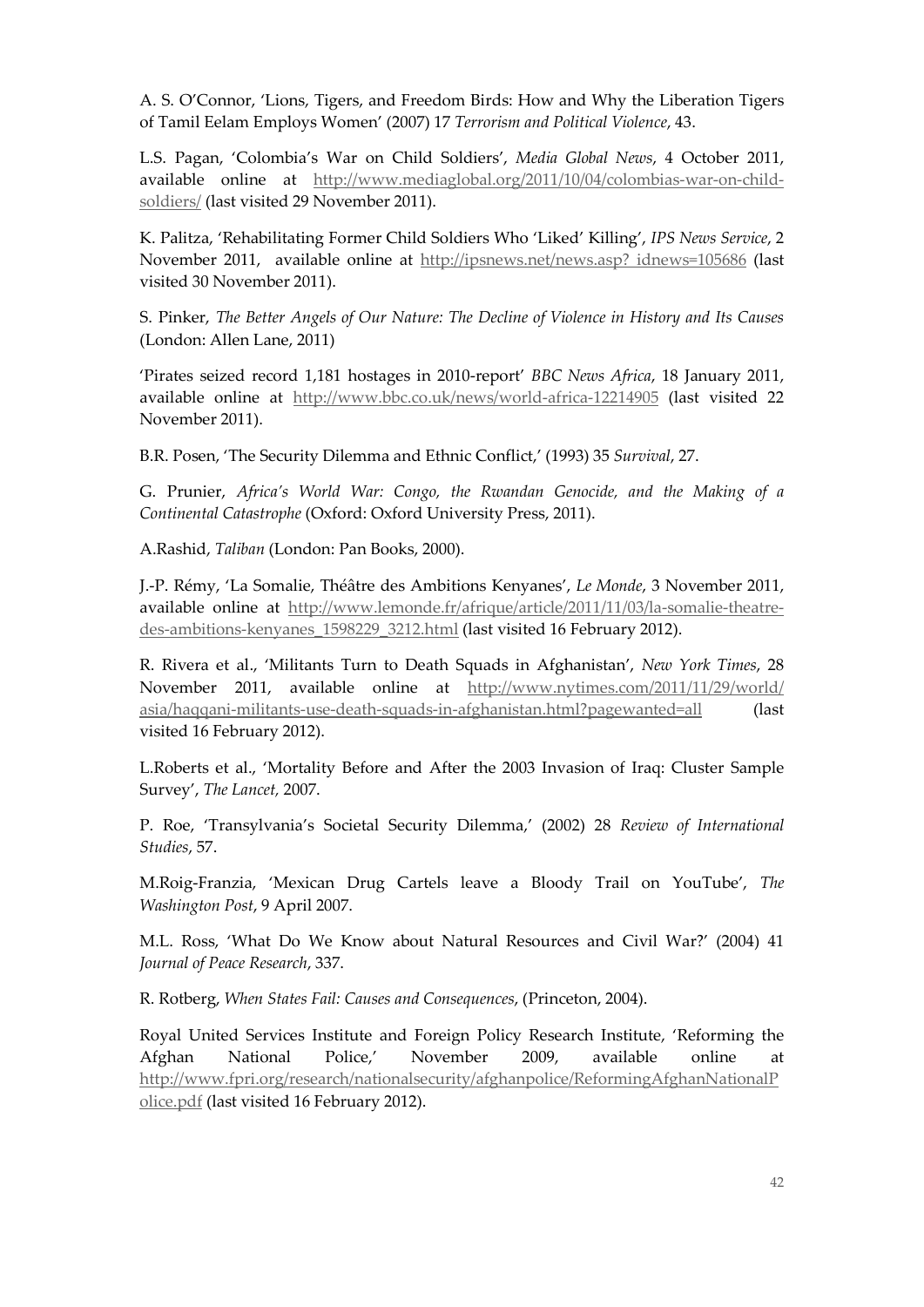A. S. O'Connor, 'Lions, Tigers, and Freedom Birds: How and Why the Liberation Tigers of Tamil Eelam Employs Women' (2007) 17 *Terrorism and Political Violence*, 43.

L.S. Pagan, 'Colombia's War on Child Soldiers', *Media Global News*, 4 October 2011, available online at http://www.mediaglobal.org/2011/10/04/colombias-war-on-child-soldiers/ (last visited 29 November 2011).

K. Palitza, 'Rehabilitating Former Child Soldiers Who 'Liked' Killing', *IPS News Service*, 2 November 2011, available online at http://ipsnews.net/news.asp?_idnews=105686 (last visited 30 November 2011).

S. Pinker, *The Better Angels of Our Nature: The Decline of Violence in History and Its Causes* (London: Allen Lane, 2011)

'Pirates seized record 1,181 hostages in 2010-report' *BBC News Africa*, 18 January 2011, available online at http://www.bbc.co.uk/news/world-africa-12214905 (last visited 22 November 2011).

B.R. Posen, 'The Security Dilemma and Ethnic Conflict,' (1993) 35 *Survival*, 27.

G. Prunier, *Africa's World War: Congo, the Rwandan Genocide, and the Making of a Continental Catastrophe* (Oxford: Oxford University Press, 2011).

A.Rashid, *Taliban* (London: Pan Books, 2000).

J.-P. Rémy, 'La Somalie, Théâtre des Ambitions Kenyanes', *Le Monde*, 3 November 2011, available online at http://www.lemonde.fr/afrique/article/2011/11/03/la-somalie-theatre-des-ambitions-kenyanes_1598229_3212.html (last visited 16 February 2012).

R. Rivera et al., 'Militants Turn to Death Squads in Afghanistan', *New York Times*, 28 November 2011, available online at http://www.nytimes.com/2011/11/29/world/asia/haqqani-militants-use-death-squads-in-afghanistan.html?pagewanted=all (last visited 16 February 2012).

L.Roberts et al., 'Mortality Before and After the 2003 Invasion of Iraq: Cluster Sample Survey', *The Lancet*, 2007.

P. Roe, 'Transylvania's Societal Security Dilemma,' (2002) 28 *Review of International Studies*, 57.

M.Roig-Franzia, 'Mexican Drug Cartels leave a Bloody Trail on YouTube', *The Washington Post*, 9 April 2007.

M.L. Ross, 'What Do We Know about Natural Resources and Civil War?' (2004) 41 *Journal of Peace Research*, 337.

R. Rotberg, *When States Fail: Causes and Consequences*, (Princeton, 2004).

Royal United Services Institute and Foreign Policy Research Institute, 'Reforming the Afghan National Police,' November 2009, available online at http://www.fpri.org/research/nationalsecurity/afghanpolice/ReformingAfghanNationalPolice.pdf (last visited 16 February 2012).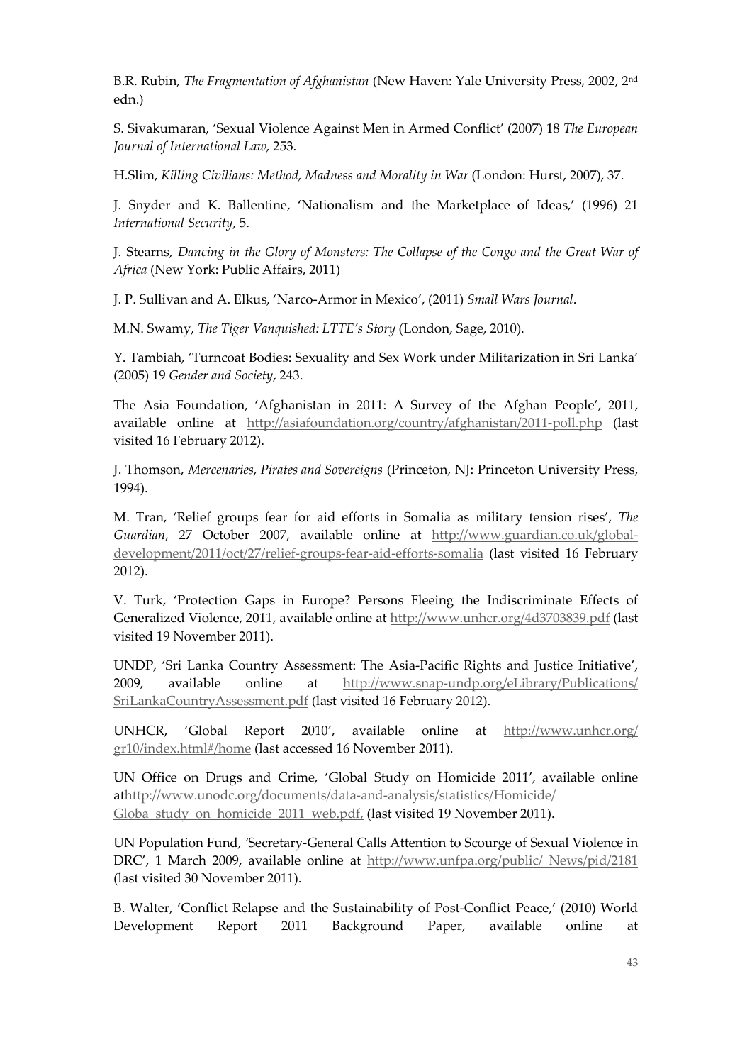B.R. Rubin, *The Fragmentation of Afghanistan* (New Haven: Yale University Press, 2002, 2nd edn.)

S. Sivakumaran, 'Sexual Violence Against Men in Armed Conflict' (2007) 18 *The European Journal of International Law,* 253.

H.Slim, *Killing Civilians: Method, Madness and Morality in War* (London: Hurst, 2007), 37.

J. Snyder and K. Ballentine, 'Nationalism and the Marketplace of Ideas,' (1996) 21 *International Security*, 5.

J. Stearns, *Dancing in the Glory of Monsters: The Collapse of the Congo and the Great War of Africa* (New York: Public Affairs, 2011)

J. P. Sullivan and A. Elkus, 'Narco-Armor in Mexico', (2011) *Small Wars Journal*.

M.N. Swamy, *The Tiger Vanquished: LTTE's Story* (London, Sage, 2010).

Y. Tambiah, 'Turncoat Bodies: Sexuality and Sex Work under Militarization in Sri Lanka' (2005) 19 *Gender and Society*, 243.

The Asia Foundation, 'Afghanistan in 2011: A Survey of the Afghan People', 2011, available online at http://asiafoundation.org/country/afghanistan/2011-poll.php (last visited 16 February 2012).

J. Thomson, *Mercenaries, Pirates and Sovereigns* (Princeton, NJ: Princeton University Press, 1994).

M. Tran, 'Relief groups fear for aid efforts in Somalia as military tension rises', *The Guardian*, 27 October 2007, available online at http://www.guardian.co.uk/global-development/2011/oct/27/relief-groups-fear-aid-efforts-somalia (last visited 16 February 2012).

V. Turk, 'Protection Gaps in Europe? Persons Fleeing the Indiscriminate Effects of Generalized Violence, 2011, available online at http://www.unhcr.org/4d3703839.pdf (last visited 19 November 2011).

UNDP, 'Sri Lanka Country Assessment: The Asia-Pacific Rights and Justice Initiative', 2009, available online at http://www.snap-undp.org/eLibrary/Publications/SriLankaCountryAssessment.pdf (last visited 16 February 2012).

UNHCR, 'Global Report 2010', available online at http://www.unhcr.org/gr10/index.html#/home (last accessed 16 November 2011).

UN Office on Drugs and Crime, 'Global Study on Homicide 2011', available online athttp://www.unodc.org/documents/data-and-analysis/statistics/Homicide/Globa_study_on_homicide_2011_web.pdf, (last visited 19 November 2011).

UN Population Fund, 'Secretary-General Calls Attention to Scourge of Sexual Violence in DRC', 1 March 2009, available online at http://www.unfpa.org/public/ News/pid/2181 (last visited 30 November 2011).

B. Walter, 'Conflict Relapse and the Sustainability of Post-Conflict Peace,' (2010) World Development Report 2011 Background Paper, available online at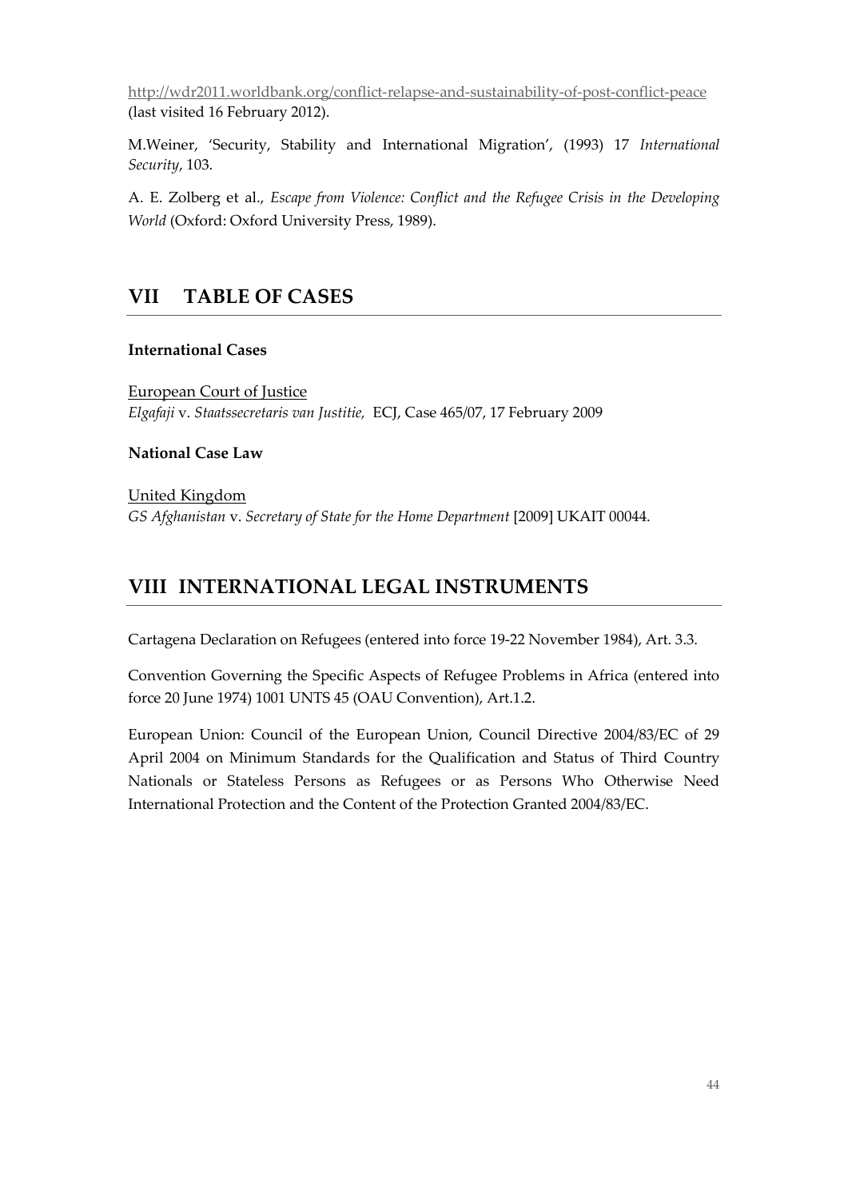http://wdr2011.worldbank.org/conflict-relapse-and-sustainability-of-post-conflict-peace (last visited 16 February 2012).

M.Weiner, 'Security, Stability and International Migration', (1993) 17 *International Security*, 103.

A. E. Zolberg et al., *Escape from Violence: Conflict and the Refugee Crisis in the Developing World* (Oxford: Oxford University Press, 1989).

## VII TABLE OF CASES

**International Cases**

European Court of Justice
*Elgafaji* v. *Staatssecretaris van Justitie*, ECJ, Case 465/07, 17 February 2009

**National Case Law**

United Kingdom
*GS Afghanistan* v. *Secretary of State for the Home Department* [2009] UKAIT 00044.

## VIII INTERNATIONAL LEGAL INSTRUMENTS

Cartagena Declaration on Refugees (entered into force 19-22 November 1984), Art. 3.3.

Convention Governing the Specific Aspects of Refugee Problems in Africa (entered into force 20 June 1974) 1001 UNTS 45 (OAU Convention), Art.1.2.

European Union: Council of the European Union, Council Directive 2004/83/EC of 29 April 2004 on Minimum Standards for the Qualification and Status of Third Country Nationals or Stateless Persons as Refugees or as Persons Who Otherwise Need International Protection and the Content of the Protection Granted 2004/83/EC.